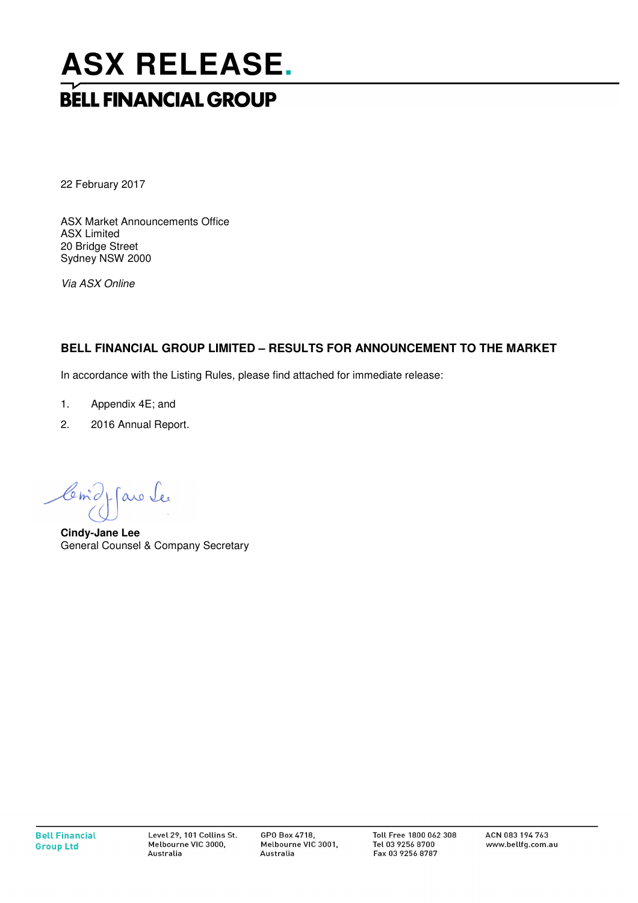# ASX RELEASE.

## BELL FINANCIAL GROUP

22 February 2017

ASX Market Announcements Office
ASX Limited
20 Bridge Street
Sydney NSW 2000

*Via ASX Online*

### BELL FINANCIAL GROUP LIMITED – RESULTS FOR ANNOUNCEMENT TO THE MARKET

In accordance with the Listing Rules, please find attached for immediate release:

1. Appendix 4E; and
2. 2016 Annual Report.

**Cindy-Jane Lee**
General Counsel & Company Secretary

Bell Financial Group Ltd | Level 29, 101 Collins St. Melbourne VIC 3000, Australia | GPO Box 4718, Melbourne VIC 3001, Australia | Toll Free 1800 062 308 Tel 03 9256 8700 Fax 03 9256 8787 | ACN 083 194 763 www.bellfg.com.au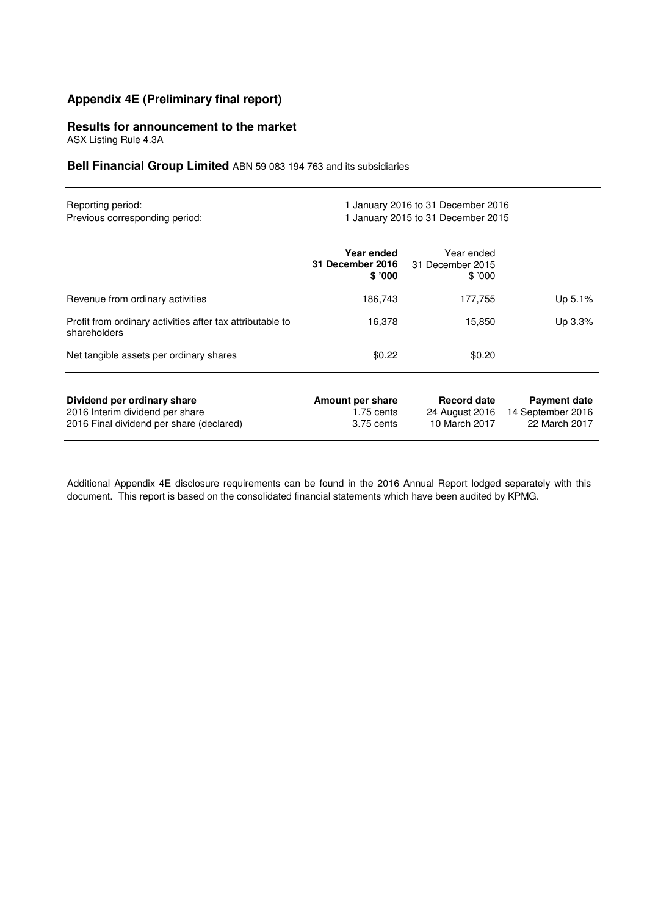# Appendix 4E (Preliminary final report)

## Results for announcement to the market

ASX Listing Rule 4.3A

### **Bell Financial Group Limited** ABN 59 083 194 763 and its subsidiaries

| | |
|---|---|
| Reporting period: | 1 January 2016 to 31 December 2016 |
| Previous corresponding period: | 1 January 2015 to 31 December 2015 |

| | **Year ended 31 December 2016 $ '000** | Year ended 31 December 2015 $ '000 | |
|---|---|---|---|
| Revenue from ordinary activities | 186,743 | 177,755 | Up 5.1% |
| Profit from ordinary activities after tax attributable to shareholders | 16,378 | 15,850 | Up 3.3% |
| Net tangible assets per ordinary shares | $0.22 | $0.20 | |

| **Dividend per ordinary share** | **Amount per share** | **Record date** | **Payment date** |
|---|---|---|---|
| 2016 Interim dividend per share | 1.75 cents | 24 August 2016 | 14 September 2016 |
| 2016 Final dividend per share (declared) | 3.75 cents | 10 March 2017 | 22 March 2017 |

Additional Appendix 4E disclosure requirements can be found in the 2016 Annual Report lodged separately with this document. This report is based on the consolidated financial statements which have been audited by KPMG.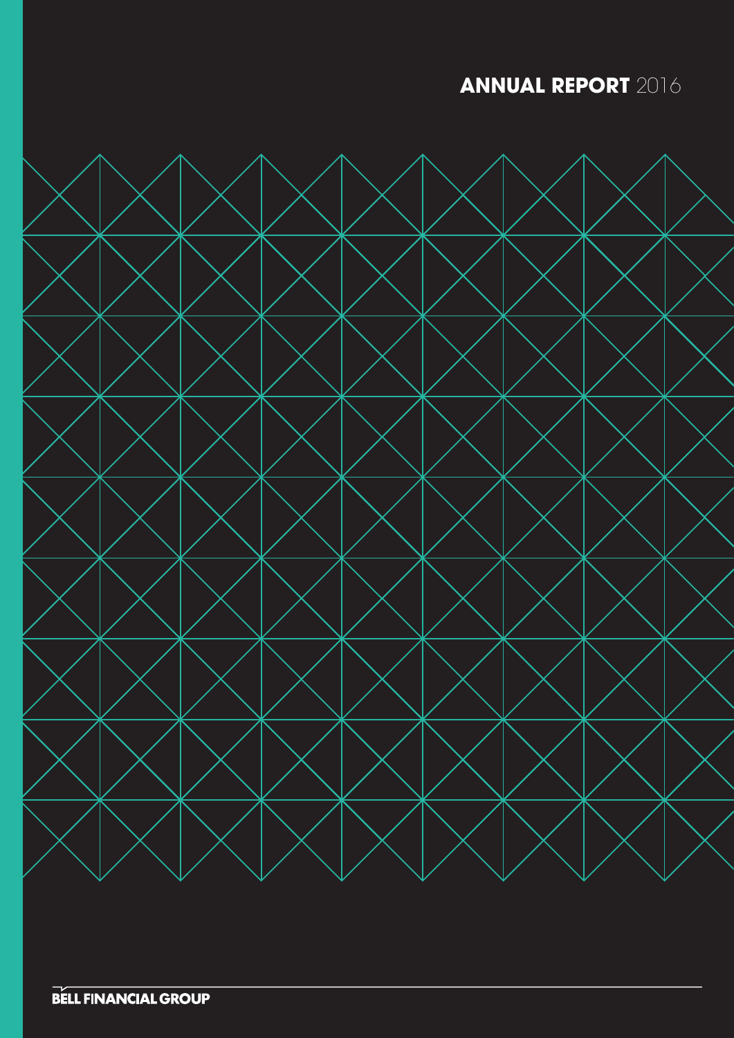# ANNUAL REPORT 2016

BELL FINANCIAL GROUP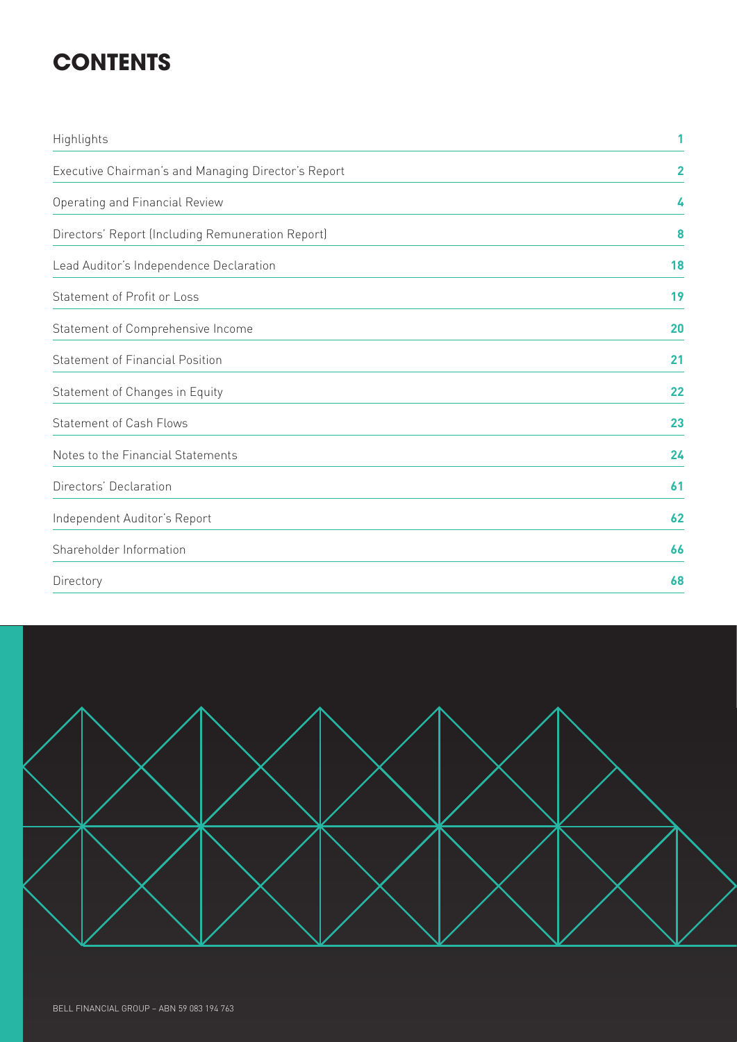# CONTENTS

| | |
|---|---|
| Highlights | 1 |
| Executive Chairman's and Managing Director's Report | 2 |
| Operating and Financial Review | 4 |
| Directors' Report (Including Remuneration Report) | 8 |
| Lead Auditor's Independence Declaration | 18 |
| Statement of Profit or Loss | 19 |
| Statement of Comprehensive Income | 20 |
| Statement of Financial Position | 21 |
| Statement of Changes in Equity | 22 |
| Statement of Cash Flows | 23 |
| Notes to the Financial Statements | 24 |
| Directors' Declaration | 61 |
| Independent Auditor's Report | 62 |
| Shareholder Information | 66 |
| Directory | 68 |

BELL FINANCIAL GROUP – ABN 59 083 194 763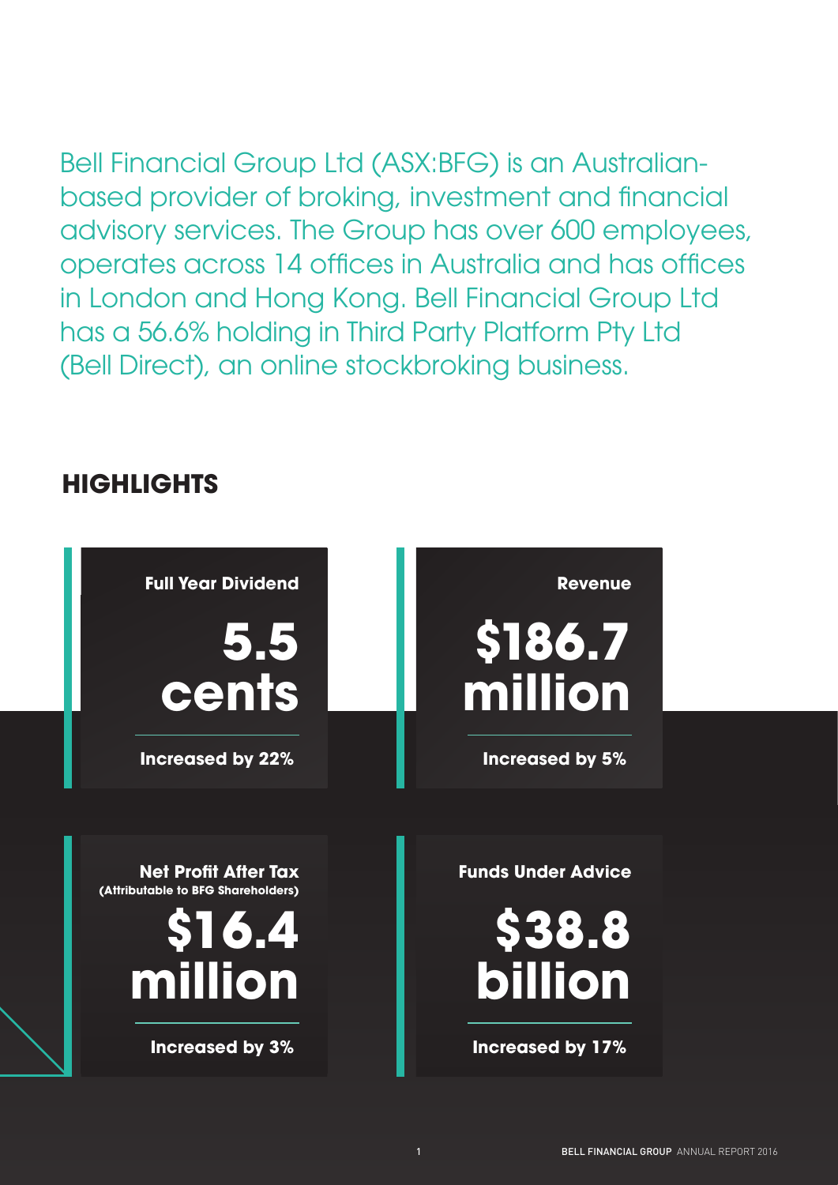Bell Financial Group Ltd (ASX:BFG) is an Australian-based provider of broking, investment and financial advisory services. The Group has over 600 employees, operates across 14 offices in Australia and has offices in London and Hong Kong. Bell Financial Group Ltd has a 56.6% holding in Third Party Platform Pty Ltd (Bell Direct), an online stockbroking business.

## HIGHLIGHTS

**Full Year Dividend**

**5.5 cents**

**Increased by 22%**

**Revenue**

**$186.7 million**

**Increased by 5%**

**Net Profit After Tax**
**(Attributable to BFG Shareholders)**

**$16.4 million**

**Increased by 3%**

**Funds Under Advice**

**$38.8 billion**

**Increased by 17%**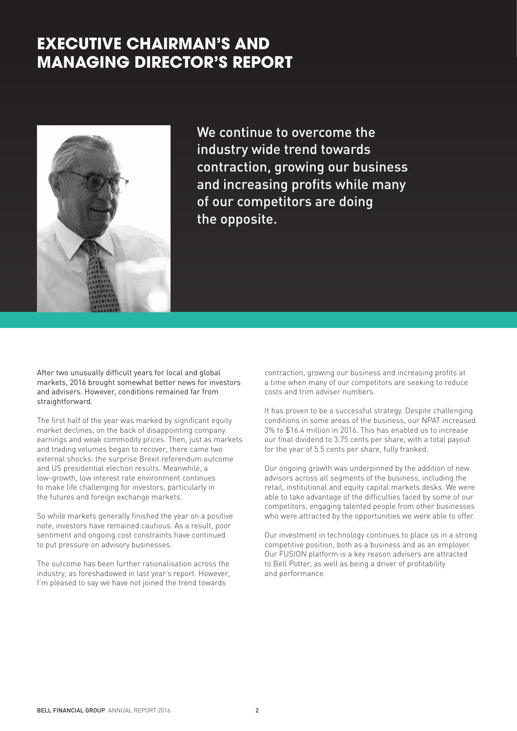# EXECUTIVE CHAIRMAN'S AND MANAGING DIRECTOR'S REPORT

We continue to overcome the industry wide trend towards contraction, growing our business and increasing profits while many of our competitors are doing the opposite.

After two unusually difficult years for local and global markets, 2016 brought somewhat better news for investors and advisers. However, conditions remained far from straightforward.

The first half of the year was marked by significant equity market declines, on the back of disappointing company earnings and weak commodity prices. Then, just as markets and trading volumes began to recover, there came two external shocks: the surprise Brexit referendum outcome and US presidential election results. Meanwhile, a low-growth, low interest rate environment continues to make life challenging for investors, particularly in the futures and foreign exchange markets.

So while markets generally finished the year on a positive note, investors have remained cautious. As a result, poor sentiment and ongoing cost constraints have continued to put pressure on advisory businesses.

The outcome has been further rationalisation across the industry, as foreshadowed in last year's report. However, I'm pleased to say we have not joined the trend towards contraction, growing our business and increasing profits at a time when many of our competitors are seeking to reduce costs and trim adviser numbers.

It has proven to be a successful strategy. Despite challenging conditions in some areas of the business, our NPAT increased 3% to $16.4 million in 2016. This has enabled us to increase our final dividend to 3.75 cents per share, with a total payout for the year of 5.5 cents per share, fully franked.

Our ongoing growth was underpinned by the addition of new advisors across all segments of the business, including the retail, institutional and equity capital markets desks. We were able to take advantage of the difficulties faced by some of our competitors, engaging talented people from other businesses who were attracted by the opportunities we were able to offer.

Our investment in technology continues to place us in a strong competitive position, both as a business and as an employer. Our FUSION platform is a key reason advisers are attracted to Bell Potter, as well as being a driver of profitability and performance.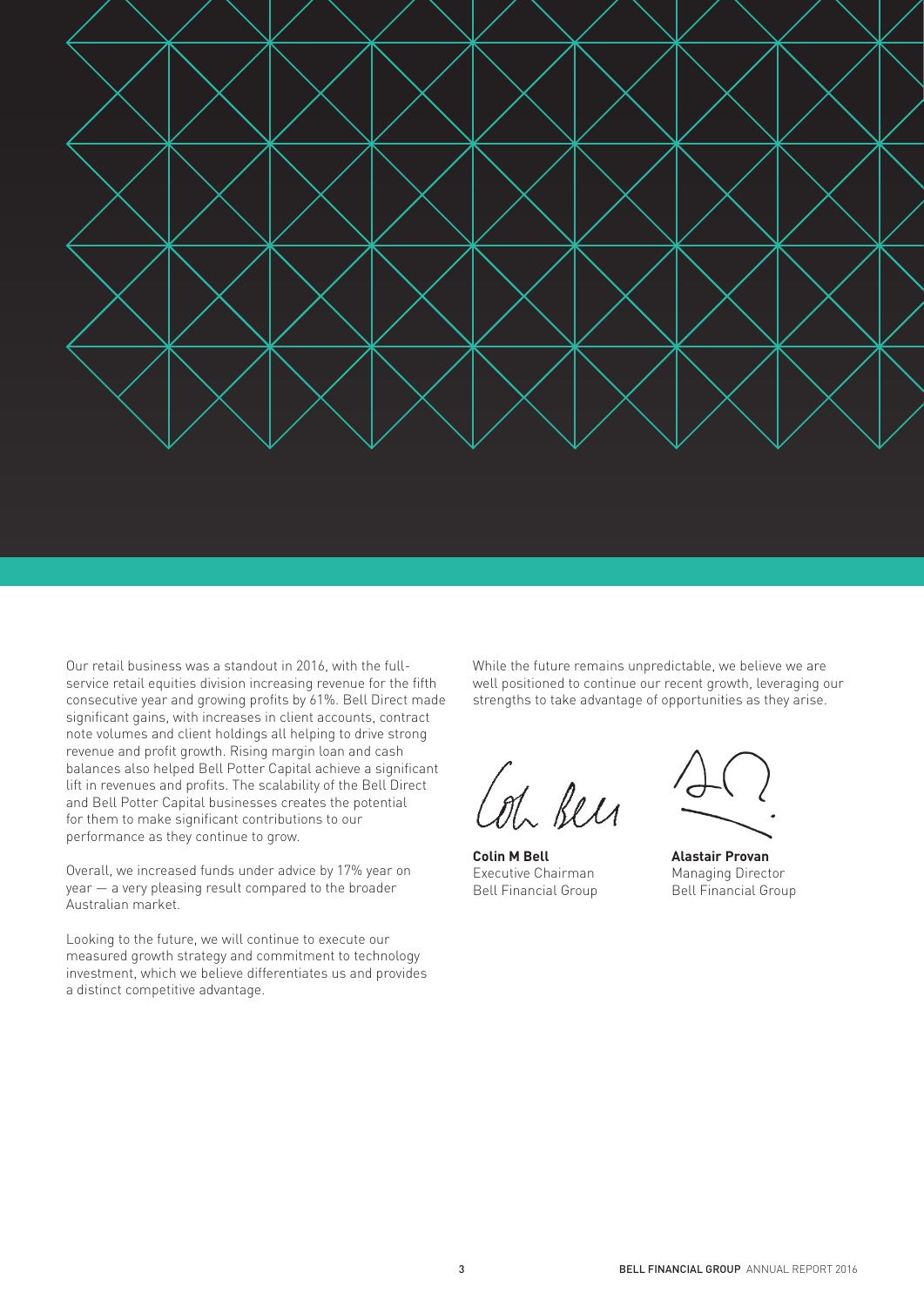Our retail business was a standout in 2016, with the full-service retail equities division increasing revenue for the fifth consecutive year and growing profits by 61%. Bell Direct made significant gains, with increases in client accounts, contract note volumes and client holdings all helping to drive strong revenue and profit growth. Rising margin loan and cash balances also helped Bell Potter Capital achieve a significant lift in revenues and profits. The scalability of the Bell Direct and Bell Potter Capital businesses creates the potential for them to make significant contributions to our performance as they continue to grow.

Overall, we increased funds under advice by 17% year on year — a very pleasing result compared to the broader Australian market.

Looking to the future, we will continue to execute our measured growth strategy and commitment to technology investment, which we believe differentiates us and provides a distinct competitive advantage.

While the future remains unpredictable, we believe we are well positioned to continue our recent growth, leveraging our strengths to take advantage of opportunities as they arise.

**Colin M Bell**
Executive Chairman
Bell Financial Group

**Alastair Provan**
Managing Director
Bell Financial Group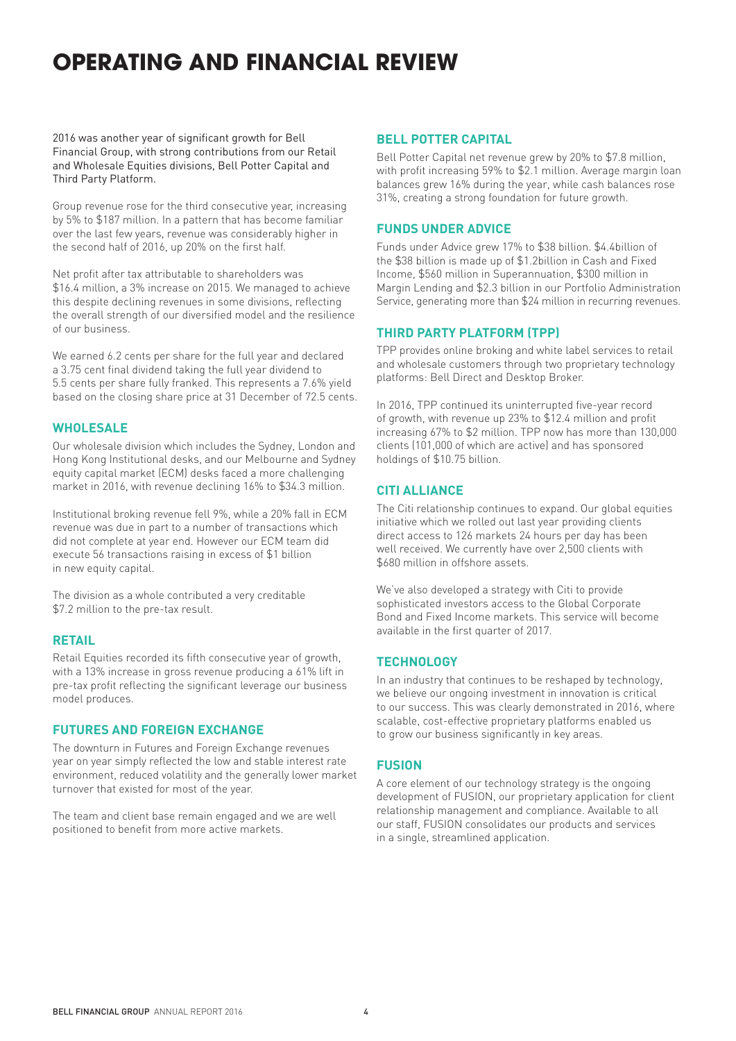# OPERATING AND FINANCIAL REVIEW

2016 was another year of significant growth for Bell Financial Group, with strong contributions from our Retail and Wholesale Equities divisions, Bell Potter Capital and Third Party Platform.

Group revenue rose for the third consecutive year, increasing by 5% to $187 million. In a pattern that has become familiar over the last few years, revenue was considerably higher in the second half of 2016, up 20% on the first half.

Net profit after tax attributable to shareholders was $16.4 million, a 3% increase on 2015. We managed to achieve this despite declining revenues in some divisions, reflecting the overall strength of our diversified model and the resilience of our business.

We earned 6.2 cents per share for the full year and declared a 3.75 cent final dividend taking the full year dividend to 5.5 cents per share fully franked. This represents a 7.6% yield based on the closing share price at 31 December of 72.5 cents.

## WHOLESALE

Our wholesale division which includes the Sydney, London and Hong Kong Institutional desks, and our Melbourne and Sydney equity capital market (ECM) desks faced a more challenging market in 2016, with revenue declining 16% to $34.3 million.

Institutional broking revenue fell 9%, while a 20% fall in ECM revenue was due in part to a number of transactions which did not complete at year end. However our ECM team did execute 56 transactions raising in excess of $1 billion in new equity capital.

The division as a whole contributed a very creditable $7.2 million to the pre-tax result.

## RETAIL

Retail Equities recorded its fifth consecutive year of growth, with a 13% increase in gross revenue producing a 61% lift in pre-tax profit reflecting the significant leverage our business model produces.

## FUTURES AND FOREIGN EXCHANGE

The downturn in Futures and Foreign Exchange revenues year on year simply reflected the low and stable interest rate environment, reduced volatility and the generally lower market turnover that existed for most of the year.

The team and client base remain engaged and we are well positioned to benefit from more active markets.

## BELL POTTER CAPITAL

Bell Potter Capital net revenue grew by 20% to $7.8 million, with profit increasing 59% to $2.1 million. Average margin loan balances grew 16% during the year, while cash balances rose 31%, creating a strong foundation for future growth.

## FUNDS UNDER ADVICE

Funds under Advice grew 17% to $38 billion. $4.4billion of the $38 billion is made up of $1.2billion in Cash and Fixed Income, $560 million in Superannuation, $300 million in Margin Lending and $2.3 billion in our Portfolio Administration Service, generating more than $24 million in recurring revenues.

## THIRD PARTY PLATFORM (TPP)

TPP provides online broking and white label services to retail and wholesale customers through two proprietary technology platforms: Bell Direct and Desktop Broker.

In 2016, TPP continued its uninterrupted five-year record of growth, with revenue up 23% to $12.4 million and profit increasing 67% to $2 million. TPP now has more than 130,000 clients (101,000 of which are active) and has sponsored holdings of $10.75 billion.

## CITI ALLIANCE

The Citi relationship continues to expand. Our global equities initiative which we rolled out last year providing clients direct access to 126 markets 24 hours per day has been well received. We currently have over 2,500 clients with $680 million in offshore assets.

We've also developed a strategy with Citi to provide sophisticated investors access to the Global Corporate Bond and Fixed Income markets. This service will become available in the first quarter of 2017.

## TECHNOLOGY

In an industry that continues to be reshaped by technology, we believe our ongoing investment in innovation is critical to our success. This was clearly demonstrated in 2016, where scalable, cost-effective proprietary platforms enabled us to grow our business significantly in key areas.

## FUSION

A core element of our technology strategy is the ongoing development of FUSION, our proprietary application for client relationship management and compliance. Available to all our staff, FUSION consolidates our products and services in a single, streamlined application.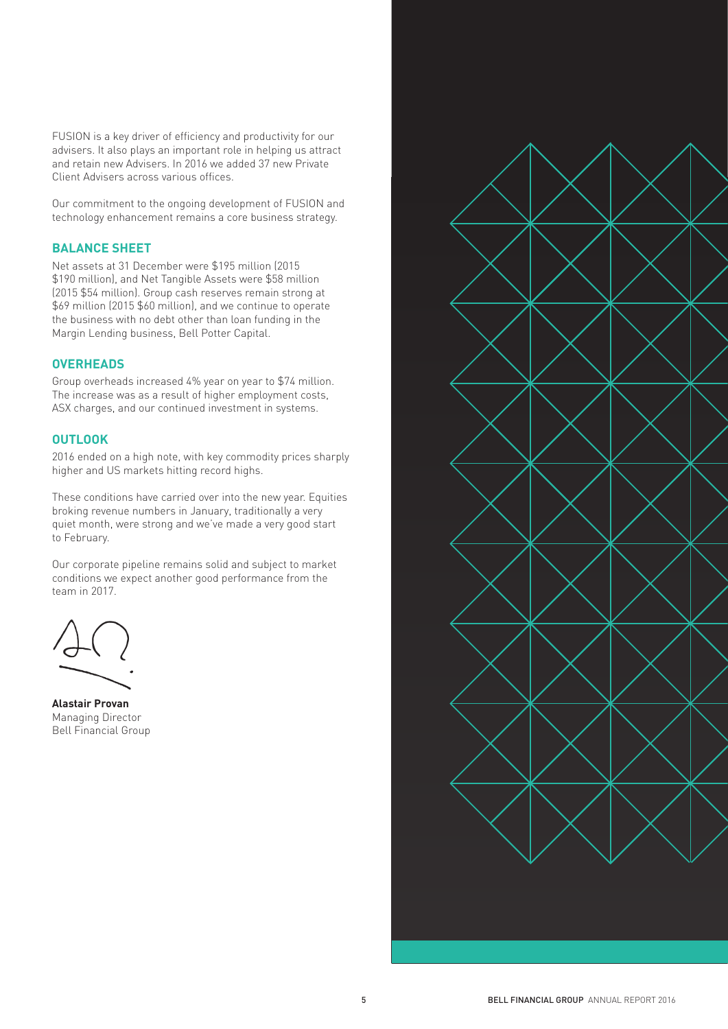FUSION is a key driver of efficiency and productivity for our advisers. It also plays an important role in helping us attract and retain new Advisers. In 2016 we added 37 new Private Client Advisers across various offices.

Our commitment to the ongoing development of FUSION and technology enhancement remains a core business strategy.

## BALANCE SHEET

Net assets at 31 December were $195 million (2015 $190 million), and Net Tangible Assets were $58 million (2015 $54 million). Group cash reserves remain strong at $69 million (2015 $60 million), and we continue to operate the business with no debt other than loan funding in the Margin Lending business, Bell Potter Capital.

## OVERHEADS

Group overheads increased 4% year on year to $74 million. The increase was as a result of higher employment costs, ASX charges, and our continued investment in systems.

## OUTLOOK

2016 ended on a high note, with key commodity prices sharply higher and US markets hitting record highs.

These conditions have carried over into the new year. Equities broking revenue numbers in January, traditionally a very quiet month, were strong and we've made a very good start to February.

Our corporate pipeline remains solid and subject to market conditions we expect another good performance from the team in 2017.

**Alastair Provan**
Managing Director
Bell Financial Group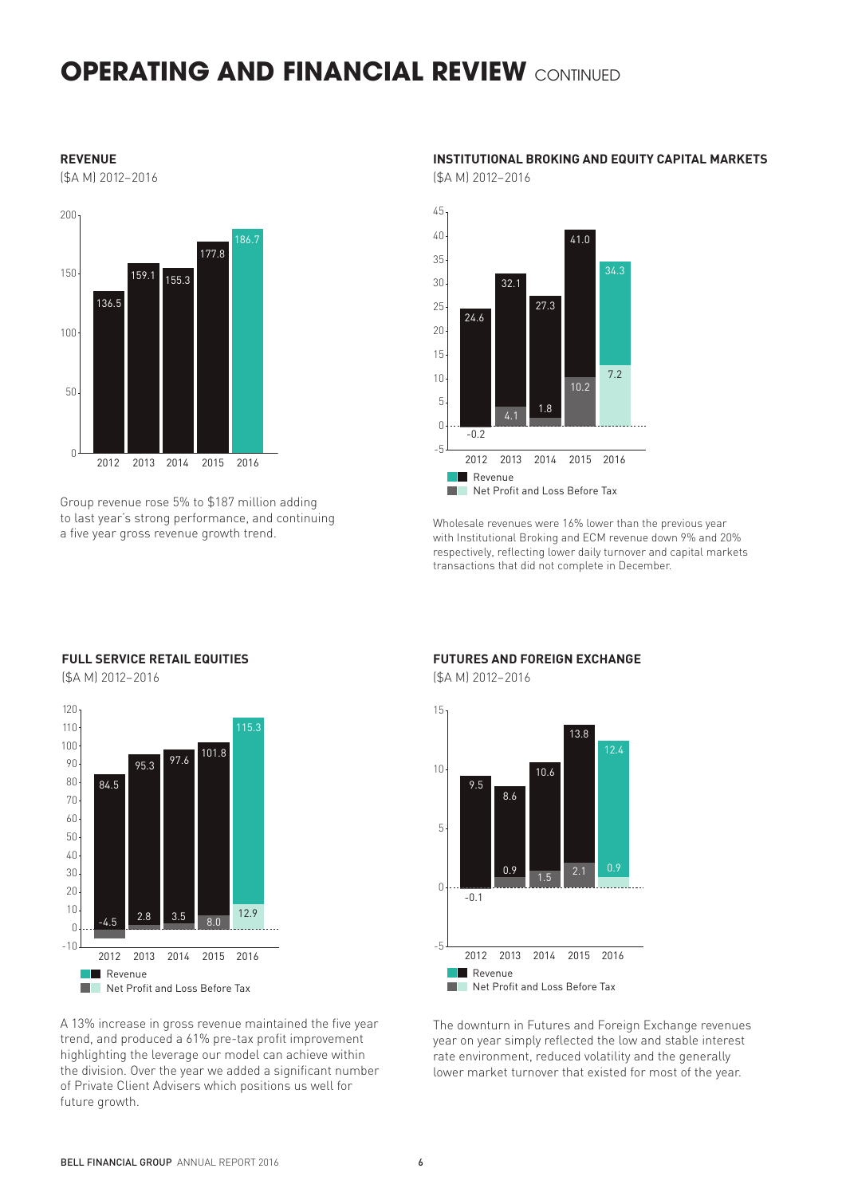# OPERATING AND FINANCIAL REVIEW CONTINUED

### REVENUE

($A M) 2012–2016

| Year | Revenue |
|---|---|
| 2012 | 136.5 |
| 2013 | 159.1 |
| 2014 | 155.3 |
| 2015 | 177.8 |
| 2016 | 186.7 |

Group revenue rose 5% to $187 million adding to last year's strong performance, and continuing a five year gross revenue growth trend.

### INSTITUTIONAL BROKING AND EQUITY CAPITAL MARKETS

($A M) 2012–2016

| Year | Revenue | Net Profit and Loss Before Tax |
|---|---|---|
| 2012 | 24.6 | -0.2 |
| 2013 | 32.1 | 4.1 |
| 2014 | 27.3 | 1.8 |
| 2015 | 41.0 | 10.2 |
| 2016 | 34.3 | 7.2 |

Wholesale revenues were 16% lower than the previous year with Institutional Broking and ECM revenue down 9% and 20% respectively, reflecting lower daily turnover and capital markets transactions that did not complete in December.

### FULL SERVICE RETAIL EQUITIES

($A M) 2012–2016

| Year | Revenue | Net Profit and Loss Before Tax |
|---|---|---|
| 2012 | 84.5 | -4.5 |
| 2013 | 95.3 | 2.8 |
| 2014 | 97.6 | 3.5 |
| 2015 | 101.8 | 8.0 |
| 2016 | 115.3 | 12.9 |

A 13% increase in gross revenue maintained the five year trend, and produced a 61% pre-tax profit improvement highlighting the leverage our model can achieve within the division. Over the year we added a significant number of Private Client Advisers which positions us well for future growth.

### FUTURES AND FOREIGN EXCHANGE

($A M) 2012–2016

| Year | Revenue | Net Profit and Loss Before Tax |
|---|---|---|
| 2012 | 9.5 | -0.1 |
| 2013 | 8.6 | 0.9 |
| 2014 | 10.6 | 1.5 |
| 2015 | 13.8 | 2.1 |
| 2016 | 12.4 | 0.9 |

The downturn in Futures and Foreign Exchange revenues year on year simply reflected the low and stable interest rate environment, reduced volatility and the generally lower market turnover that existed for most of the year.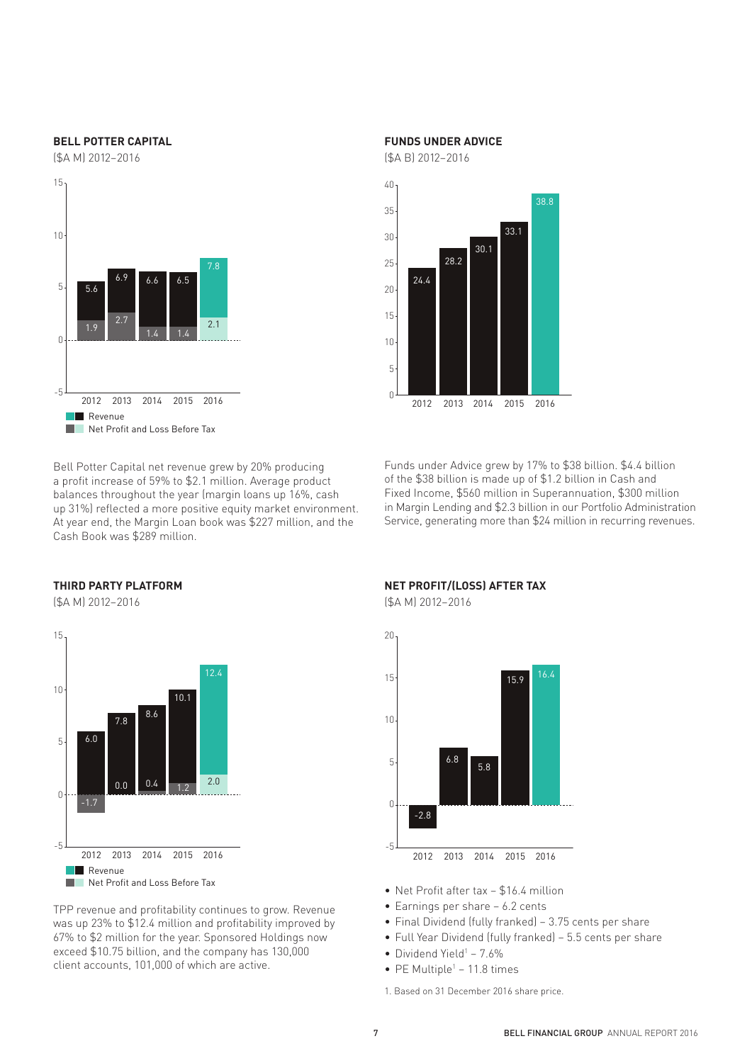## BELL POTTER CAPITAL

($A M) 2012–2016

| Year | Revenue | Net Profit and Loss Before Tax |
|---|---|---|
| 2012 | 5.6 | 1.9 |
| 2013 | 6.9 | 2.7 |
| 2014 | 6.6 | 1.4 |
| 2015 | 6.5 | 1.4 |
| 2016 | 7.8 | 2.1 |

Bell Potter Capital net revenue grew by 20% producing a profit increase of 59% to $2.1 million. Average product balances throughout the year (margin loans up 16%, cash up 31%) reflected a more positive equity market environment. At year end, the Margin Loan book was $227 million, and the Cash Book was $289 million.

## FUNDS UNDER ADVICE

($A B) 2012–2016

| Year | Funds Under Advice |
|---|---|
| 2012 | 24.4 |
| 2013 | 28.2 |
| 2014 | 30.1 |
| 2015 | 33.1 |
| 2016 | 38.8 |

Funds under Advice grew by 17% to $38 billion. $4.4 billion of the $38 billion is made up of $1.2 billion in Cash and Fixed Income, $560 million in Superannuation, $300 million in Margin Lending and $2.3 billion in our Portfolio Administration Service, generating more than $24 million in recurring revenues.

## THIRD PARTY PLATFORM

($A M) 2012–2016

| Year | Revenue | Net Profit and Loss Before Tax |
|---|---|---|
| 2012 | 6.0 | -1.7 |
| 2013 | 7.8 | 0.0 |
| 2014 | 8.6 | 0.4 |
| 2015 | 10.1 | 1.2 |
| 2016 | 12.4 | 2.0 |

TPP revenue and profitability continues to grow. Revenue was up 23% to $12.4 million and profitability improved by 67% to $2 million for the year. Sponsored Holdings now exceed $10.75 billion, and the company has 130,000 client accounts, 101,000 of which are active.

## NET PROFIT/(LOSS) AFTER TAX

($A M) 2012–2016

| Year | Net Profit/(Loss) After Tax |
|---|---|
| 2012 | -2.8 |
| 2013 | 6.8 |
| 2014 | 5.8 |
| 2015 | 15.9 |
| 2016 | 16.4 |

- Net Profit after tax – $16.4 million
- Earnings per share – 6.2 cents
- Final Dividend (fully franked) – 3.75 cents per share
- Full Year Dividend (fully franked) – 5.5 cents per share
- Dividend Yield[1] – 7.6%
- PE Multiple[1] – 11.8 times

1. Based on 31 December 2016 share price.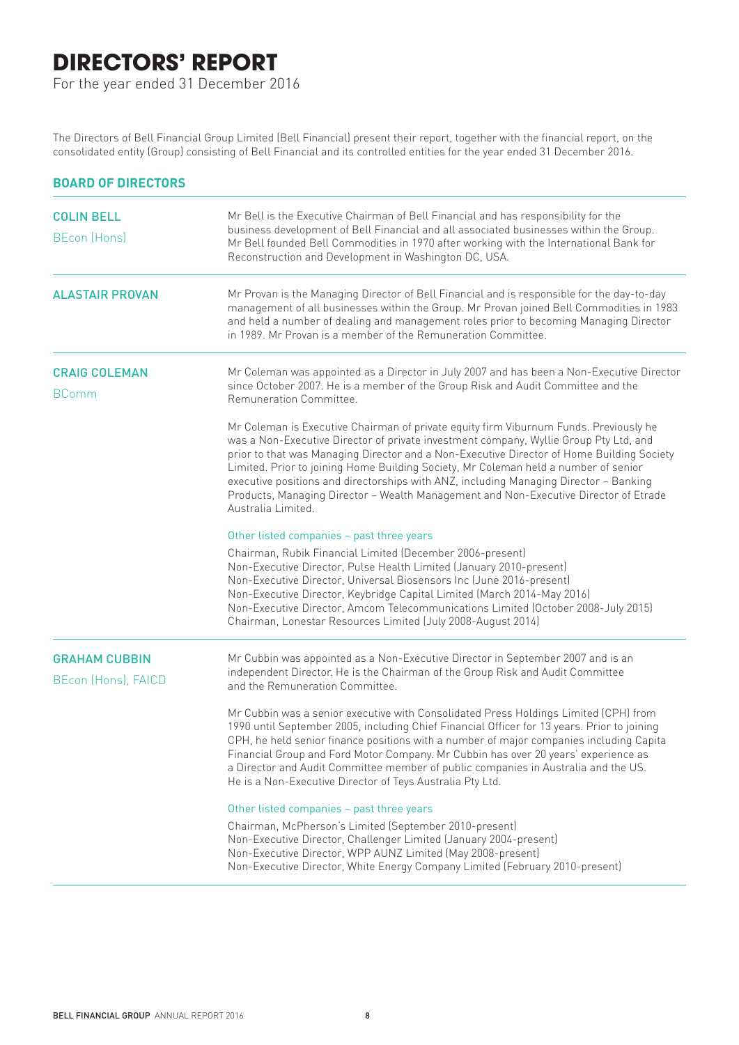# DIRECTORS' REPORT

For the year ended 31 December 2016

The Directors of Bell Financial Group Limited (Bell Financial) present their report, together with the financial report, on the consolidated entity (Group) consisting of Bell Financial and its controlled entities for the year ended 31 December 2016.

## BOARD OF DIRECTORS

### COLIN BELL
BEcon (Hons)

Mr Bell is the Executive Chairman of Bell Financial and has responsibility for the business development of Bell Financial and all associated businesses within the Group. Mr Bell founded Bell Commodities in 1970 after working with the International Bank for Reconstruction and Development in Washington DC, USA.

### ALASTAIR PROVAN

Mr Provan is the Managing Director of Bell Financial and is responsible for the day-to-day management of all businesses within the Group. Mr Provan joined Bell Commodities in 1983 and held a number of dealing and management roles prior to becoming Managing Director in 1989. Mr Provan is a member of the Remuneration Committee.

### CRAIG COLEMAN
BComm

Mr Coleman was appointed as a Director in July 2007 and has been a Non-Executive Director since October 2007. He is a member of the Group Risk and Audit Committee and the Remuneration Committee.

Mr Coleman is Executive Chairman of private equity firm Viburnum Funds. Previously he was a Non-Executive Director of private investment company, Wyllie Group Pty Ltd, and prior to that was Managing Director and a Non-Executive Director of Home Building Society Limited. Prior to joining Home Building Society, Mr Coleman held a number of senior executive positions and directorships with ANZ, including Managing Director – Banking Products, Managing Director – Wealth Management and Non-Executive Director of Etrade Australia Limited.

#### Other listed companies – past three years

Chairman, Rubik Financial Limited (December 2006-present)
Non-Executive Director, Pulse Health Limited (January 2010-present)
Non-Executive Director, Universal Biosensors Inc (June 2016-present)
Non-Executive Director, Keybridge Capital Limited (March 2014-May 2016)
Non-Executive Director, Amcom Telecommunications Limited (October 2008-July 2015)
Chairman, Lonestar Resources Limited (July 2008-August 2014)

### GRAHAM CUBBIN
BEcon (Hons), FAICD

Mr Cubbin was appointed as a Non-Executive Director in September 2007 and is an independent Director. He is the Chairman of the Group Risk and Audit Committee and the Remuneration Committee.

Mr Cubbin was a senior executive with Consolidated Press Holdings Limited (CPH) from 1990 until September 2005, including Chief Financial Officer for 13 years. Prior to joining CPH, he held senior finance positions with a number of major companies including Capita Financial Group and Ford Motor Company. Mr Cubbin has over 20 years' experience as a Director and Audit Committee member of public companies in Australia and the US. He is a Non-Executive Director of Teys Australia Pty Ltd.

#### Other listed companies – past three years

Chairman, McPherson's Limited (September 2010-present)
Non-Executive Director, Challenger Limited (January 2004-present)
Non-Executive Director, WPP AUNZ Limited (May 2008-present)
Non-Executive Director, White Energy Company Limited (February 2010-present)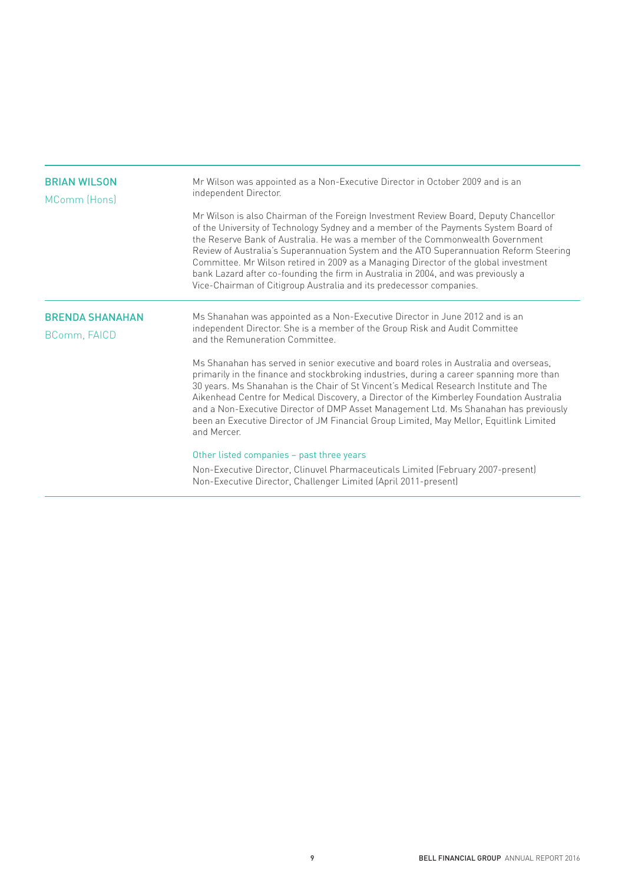## BRIAN WILSON

MComm (Hons)

Mr Wilson was appointed as a Non-Executive Director in October 2009 and is an independent Director.

Mr Wilson is also Chairman of the Foreign Investment Review Board, Deputy Chancellor of the University of Technology Sydney and a member of the Payments System Board of the Reserve Bank of Australia. He was a member of the Commonwealth Government Review of Australia's Superannuation System and the ATO Superannuation Reform Steering Committee. Mr Wilson retired in 2009 as a Managing Director of the global investment bank Lazard after co-founding the firm in Australia in 2004, and was previously a Vice-Chairman of Citigroup Australia and its predecessor companies.

## BRENDA SHANAHAN

BComm, FAICD

Ms Shanahan was appointed as a Non-Executive Director in June 2012 and is an independent Director. She is a member of the Group Risk and Audit Committee and the Remuneration Committee.

Ms Shanahan has served in senior executive and board roles in Australia and overseas, primarily in the finance and stockbroking industries, during a career spanning more than 30 years. Ms Shanahan is the Chair of St Vincent's Medical Research Institute and The Aikenhead Centre for Medical Discovery, a Director of the Kimberley Foundation Australia and a Non-Executive Director of DMP Asset Management Ltd. Ms Shanahan has previously been an Executive Director of JM Financial Group Limited, May Mellor, Equitlink Limited and Mercer.

### Other listed companies – past three years

Non-Executive Director, Clinuvel Pharmaceuticals Limited (February 2007-present)
Non-Executive Director, Challenger Limited (April 2011-present)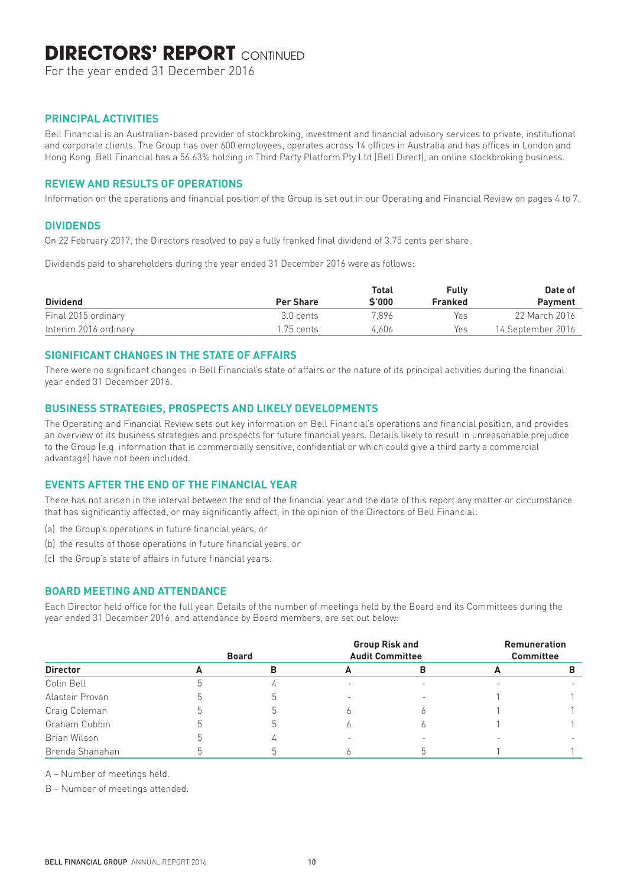# DIRECTORS' REPORT CONTINUED

For the year ended 31 December 2016

## PRINCIPAL ACTIVITIES

Bell Financial is an Australian-based provider of stockbroking, investment and financial advisory services to private, institutional and corporate clients. The Group has over 600 employees, operates across 14 offices in Australia and has offices in London and Hong Kong. Bell Financial has a 56.63% holding in Third Party Platform Pty Ltd (Bell Direct), an online stockbroking business.

## REVIEW AND RESULTS OF OPERATIONS

Information on the operations and financial position of the Group is set out in our Operating and Financial Review on pages 4 to 7.

## DIVIDENDS

On 22 February 2017, the Directors resolved to pay a fully franked final dividend of 3.75 cents per share.

Dividends paid to shareholders during the year ended 31 December 2016 were as follows:

| Dividend | Per Share | Total $'000 | Fully Franked | Date of Payment |
|---|---|---|---|---|
| Final 2015 ordinary | 3.0 cents | 7,896 | Yes | 22 March 2016 |
| Interim 2016 ordinary | 1.75 cents | 4,606 | Yes | 14 September 2016 |

## SIGNIFICANT CHANGES IN THE STATE OF AFFAIRS

There were no significant changes in Bell Financial's state of affairs or the nature of its principal activities during the financial year ended 31 December 2016.

## BUSINESS STRATEGIES, PROSPECTS AND LIKELY DEVELOPMENTS

The Operating and Financial Review sets out key information on Bell Financial's operations and financial position, and provides an overview of its business strategies and prospects for future financial years. Details likely to result in unreasonable prejudice to the Group (e.g. information that is commercially sensitive, confidential or which could give a third party a commercial advantage) have not been included.

## EVENTS AFTER THE END OF THE FINANCIAL YEAR

There has not arisen in the interval between the end of the financial year and the date of this report any matter or circumstance that has significantly affected, or may significantly affect, in the opinion of the Directors of Bell Financial:

(a) the Group's operations in future financial years, or

(b) the results of those operations in future financial years, or

(c) the Group's state of affairs in future financial years.

## BOARD MEETING AND ATTENDANCE

Each Director held office for the full year. Details of the number of meetings held by the Board and its Committees during the year ended 31 December 2016, and attendance by Board members, are set out below:

| | Board | | Group Risk and Audit Committee | | Remuneration Committee | |
|---|---|---|---|---|---|---|
| **Director** | **A** | **B** | **A** | **B** | **A** | **B** |
| Colin Bell | 5 | 4 | - | - | - | - |
| Alastair Provan | 5 | 5 | - | - | 1 | 1 |
| Craig Coleman | 5 | 5 | 6 | 6 | 1 | 1 |
| Graham Cubbin | 5 | 5 | 6 | 6 | 1 | 1 |
| Brian Wilson | 5 | 4 | - | - | - | - |
| Brenda Shanahan | 5 | 5 | 6 | 5 | 1 | 1 |

A – Number of meetings held.

B – Number of meetings attended.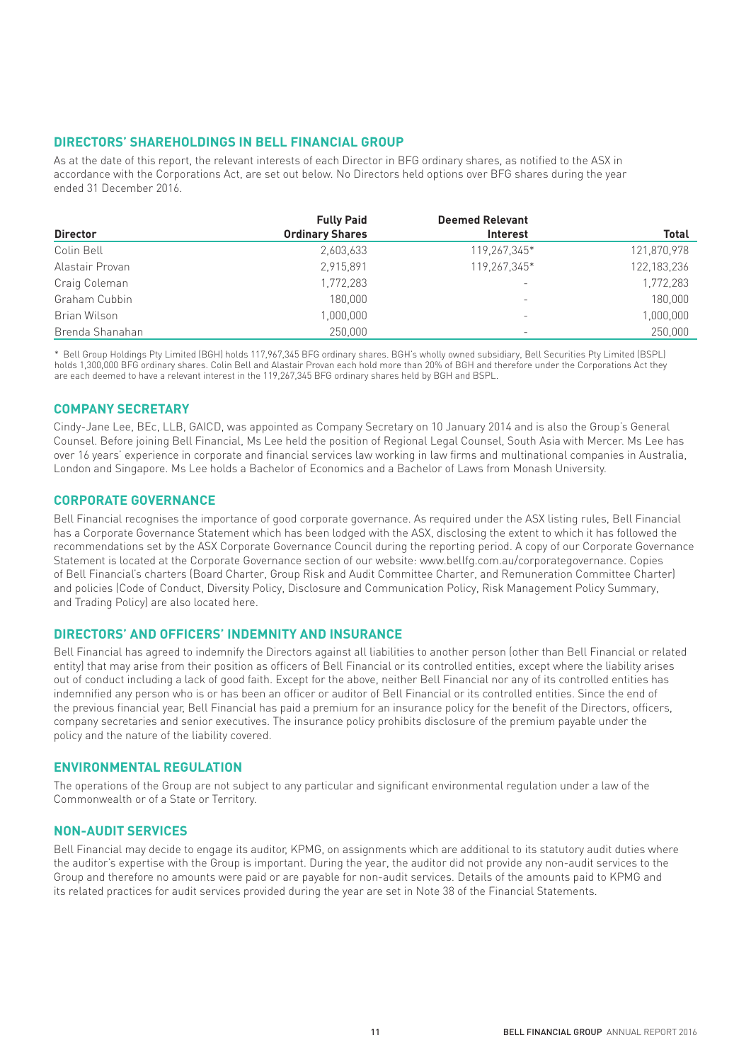## DIRECTORS' SHAREHOLDINGS IN BELL FINANCIAL GROUP

As at the date of this report, the relevant interests of each Director in BFG ordinary shares, as notified to the ASX in accordance with the Corporations Act, are set out below. No Directors held options over BFG shares during the year ended 31 December 2016.

| Director | Fully Paid Ordinary Shares | Deemed Relevant Interest | Total |
|---|---|---|---|
| Colin Bell | 2,603,633 | 119,267,345* | 121,870,978 |
| Alastair Provan | 2,915,891 | 119,267,345* | 122,183,236 |
| Craig Coleman | 1,772,283 | - | 1,772,283 |
| Graham Cubbin | 180,000 | - | 180,000 |
| Brian Wilson | 1,000,000 | - | 1,000,000 |
| Brenda Shanahan | 250,000 | - | 250,000 |

* Bell Group Holdings Pty Limited (BGH) holds 117,967,345 BFG ordinary shares. BGH's wholly owned subsidiary, Bell Securities Pty Limited (BSPL) holds 1,300,000 BFG ordinary shares. Colin Bell and Alastair Provan each hold more than 20% of BGH and therefore under the Corporations Act they are each deemed to have a relevant interest in the 119,267,345 BFG ordinary shares held by BGH and BSPL.

## COMPANY SECRETARY

Cindy-Jane Lee, BEc, LLB, GAICD, was appointed as Company Secretary on 10 January 2014 and is also the Group's General Counsel. Before joining Bell Financial, Ms Lee held the position of Regional Legal Counsel, South Asia with Mercer. Ms Lee has over 16 years' experience in corporate and financial services law working in law firms and multinational companies in Australia, London and Singapore. Ms Lee holds a Bachelor of Economics and a Bachelor of Laws from Monash University.

## CORPORATE GOVERNANCE

Bell Financial recognises the importance of good corporate governance. As required under the ASX listing rules, Bell Financial has a Corporate Governance Statement which has been lodged with the ASX, disclosing the extent to which it has followed the recommendations set by the ASX Corporate Governance Council during the reporting period. A copy of our Corporate Governance Statement is located at the Corporate Governance section of our website: www.bellfg.com.au/corporategovernance. Copies of Bell Financial's charters (Board Charter, Group Risk and Audit Committee Charter, and Remuneration Committee Charter) and policies (Code of Conduct, Diversity Policy, Disclosure and Communication Policy, Risk Management Policy Summary, and Trading Policy) are also located here.

## DIRECTORS' AND OFFICERS' INDEMNITY AND INSURANCE

Bell Financial has agreed to indemnify the Directors against all liabilities to another person (other than Bell Financial or related entity) that may arise from their position as officers of Bell Financial or its controlled entities, except where the liability arises out of conduct including a lack of good faith. Except for the above, neither Bell Financial nor any of its controlled entities has indemnified any person who is or has been an officer or auditor of Bell Financial or its controlled entities. Since the end of the previous financial year, Bell Financial has paid a premium for an insurance policy for the benefit of the Directors, officers, company secretaries and senior executives. The insurance policy prohibits disclosure of the premium payable under the policy and the nature of the liability covered.

## ENVIRONMENTAL REGULATION

The operations of the Group are not subject to any particular and significant environmental regulation under a law of the Commonwealth or of a State or Territory.

## NON-AUDIT SERVICES

Bell Financial may decide to engage its auditor, KPMG, on assignments which are additional to its statutory audit duties where the auditor's expertise with the Group is important. During the year, the auditor did not provide any non-audit services to the Group and therefore no amounts were paid or are payable for non-audit services. Details of the amounts paid to KPMG and its related practices for audit services provided during the year are set in Note 38 of the Financial Statements.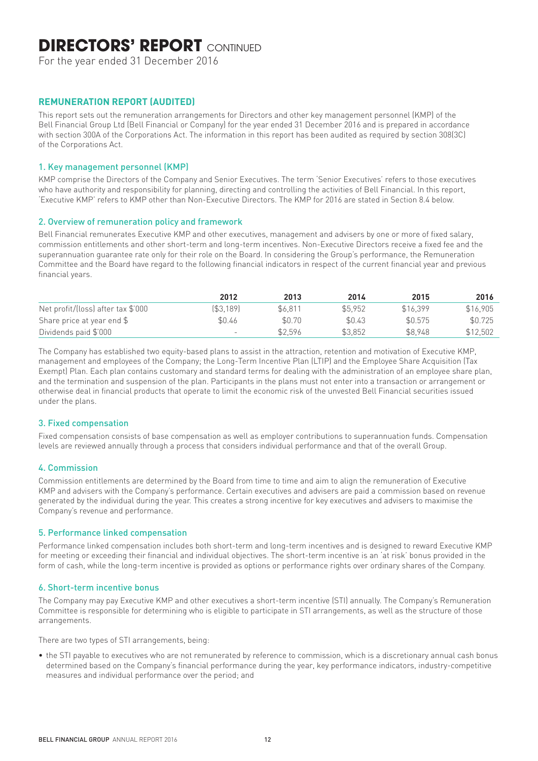# DIRECTORS' REPORT CONTINUED

For the year ended 31 December 2016

## REMUNERATION REPORT (AUDITED)

This report sets out the remuneration arrangements for Directors and other key management personnel (KMP) of the Bell Financial Group Ltd (Bell Financial or Company) for the year ended 31 December 2016 and is prepared in accordance with section 300A of the Corporations Act. The information in this report has been audited as required by section 308(3C) of the Corporations Act.

### 1. Key management personnel (KMP)

KMP comprise the Directors of the Company and Senior Executives. The term 'Senior Executives' refers to those executives who have authority and responsibility for planning, directing and controlling the activities of Bell Financial. In this report, 'Executive KMP' refers to KMP other than Non-Executive Directors. The KMP for 2016 are stated in Section 8.4 below.

### 2. Overview of remuneration policy and framework

Bell Financial remunerates Executive KMP and other executives, management and advisers by one or more of fixed salary, commission entitlements and other short-term and long-term incentives. Non-Executive Directors receive a fixed fee and the superannuation guarantee rate only for their role on the Board. In considering the Group's performance, the Remuneration Committee and the Board have regard to the following financial indicators in respect of the current financial year and previous financial years.

| | 2012 | 2013 | 2014 | 2015 | 2016 |
|---|---|---|---|---|---|
| Net profit/(loss) after tax $'000 | ($3,189) | $6,811 | $5,952 | $16,399 | $16,905 |
| Share price at year end $ | $0.46 | $0.70 | $0.43 | $0.575 | $0.725 |
| Dividends paid $'000 | - | $2,596 | $3,852 | $8,948 | $12,502 |

The Company has established two equity-based plans to assist in the attraction, retention and motivation of Executive KMP, management and employees of the Company; the Long-Term Incentive Plan (LTIP) and the Employee Share Acquisition (Tax Exempt) Plan. Each plan contains customary and standard terms for dealing with the administration of an employee share plan, and the termination and suspension of the plan. Participants in the plans must not enter into a transaction or arrangement or otherwise deal in financial products that operate to limit the economic risk of the unvested Bell Financial securities issued under the plans.

### 3. Fixed compensation

Fixed compensation consists of base compensation as well as employer contributions to superannuation funds. Compensation levels are reviewed annually through a process that considers individual performance and that of the overall Group.

### 4. Commission

Commission entitlements are determined by the Board from time to time and aim to align the remuneration of Executive KMP and advisers with the Company's performance. Certain executives and advisers are paid a commission based on revenue generated by the individual during the year. This creates a strong incentive for key executives and advisers to maximise the Company's revenue and performance.

### 5. Performance linked compensation

Performance linked compensation includes both short-term and long-term incentives and is designed to reward Executive KMP for meeting or exceeding their financial and individual objectives. The short-term incentive is an 'at risk' bonus provided in the form of cash, while the long-term incentive is provided as options or performance rights over ordinary shares of the Company.

### 6. Short-term incentive bonus

The Company may pay Executive KMP and other executives a short-term incentive (STI) annually. The Company's Remuneration Committee is responsible for determining who is eligible to participate in STI arrangements, as well as the structure of those arrangements.

There are two types of STI arrangements, being:

- the STI payable to executives who are not remunerated by reference to commission, which is a discretionary annual cash bonus determined based on the Company's financial performance during the year, key performance indicators, industry-competitive measures and individual performance over the period; and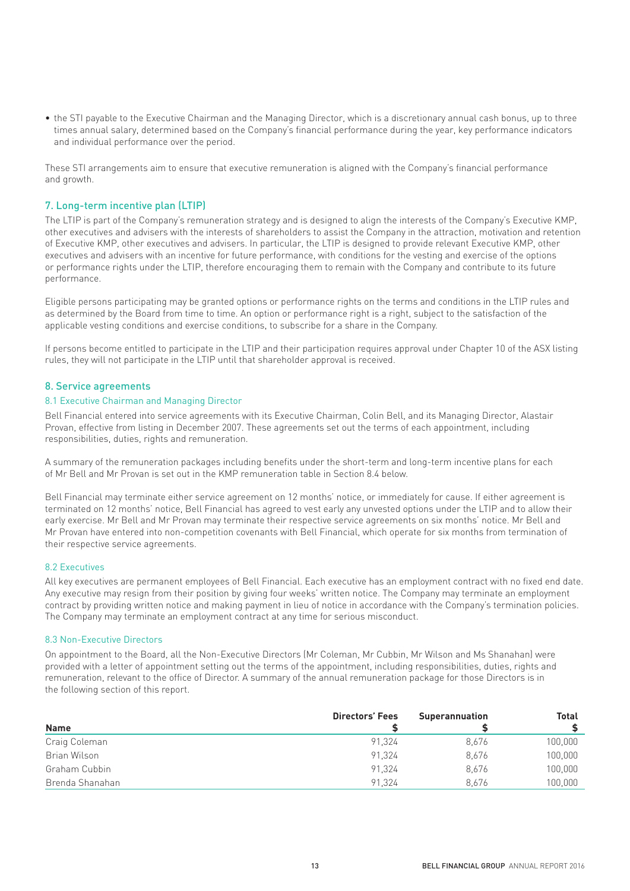- the STI payable to the Executive Chairman and the Managing Director, which is a discretionary annual cash bonus, up to three times annual salary, determined based on the Company's financial performance during the year, key performance indicators and individual performance over the period.

These STI arrangements aim to ensure that executive remuneration is aligned with the Company's financial performance and growth.

## 7. Long-term incentive plan (LTIP)

The LTIP is part of the Company's remuneration strategy and is designed to align the interests of the Company's Executive KMP, other executives and advisers with the interests of shareholders to assist the Company in the attraction, motivation and retention of Executive KMP, other executives and advisers. In particular, the LTIP is designed to provide relevant Executive KMP, other executives and advisers with an incentive for future performance, with conditions for the vesting and exercise of the options or performance rights under the LTIP, therefore encouraging them to remain with the Company and contribute to its future performance.

Eligible persons participating may be granted options or performance rights on the terms and conditions in the LTIP rules and as determined by the Board from time to time. An option or performance right is a right, subject to the satisfaction of the applicable vesting conditions and exercise conditions, to subscribe for a share in the Company.

If persons become entitled to participate in the LTIP and their participation requires approval under Chapter 10 of the ASX listing rules, they will not participate in the LTIP until that shareholder approval is received.

## 8. Service agreements

### 8.1 Executive Chairman and Managing Director

Bell Financial entered into service agreements with its Executive Chairman, Colin Bell, and its Managing Director, Alastair Provan, effective from listing in December 2007. These agreements set out the terms of each appointment, including responsibilities, duties, rights and remuneration.

A summary of the remuneration packages including benefits under the short-term and long-term incentive plans for each of Mr Bell and Mr Provan is set out in the KMP remuneration table in Section 8.4 below.

Bell Financial may terminate either service agreement on 12 months' notice, or immediately for cause. If either agreement is terminated on 12 months' notice, Bell Financial has agreed to vest early any unvested options under the LTIP and to allow their early exercise. Mr Bell and Mr Provan may terminate their respective service agreements on six months' notice. Mr Bell and Mr Provan have entered into non-competition covenants with Bell Financial, which operate for six months from termination of their respective service agreements.

### 8.2 Executives

All key executives are permanent employees of Bell Financial. Each executive has an employment contract with no fixed end date. Any executive may resign from their position by giving four weeks' written notice. The Company may terminate an employment contract by providing written notice and making payment in lieu of notice in accordance with the Company's termination policies. The Company may terminate an employment contract at any time for serious misconduct.

### 8.3 Non-Executive Directors

On appointment to the Board, all the Non-Executive Directors (Mr Coleman, Mr Cubbin, Mr Wilson and Ms Shanahan) were provided with a letter of appointment setting out the terms of the appointment, including responsibilities, duties, rights and remuneration, relevant to the office of Director. A summary of the annual remuneration package for those Directors is in the following section of this report.

| Name | Directors' Fees $ | Superannuation $ | Total $ |
|---|---|---|---|
| Craig Coleman | 91,324 | 8,676 | 100,000 |
| Brian Wilson | 91,324 | 8,676 | 100,000 |
| Graham Cubbin | 91,324 | 8,676 | 100,000 |
| Brenda Shanahan | 91,324 | 8,676 | 100,000 |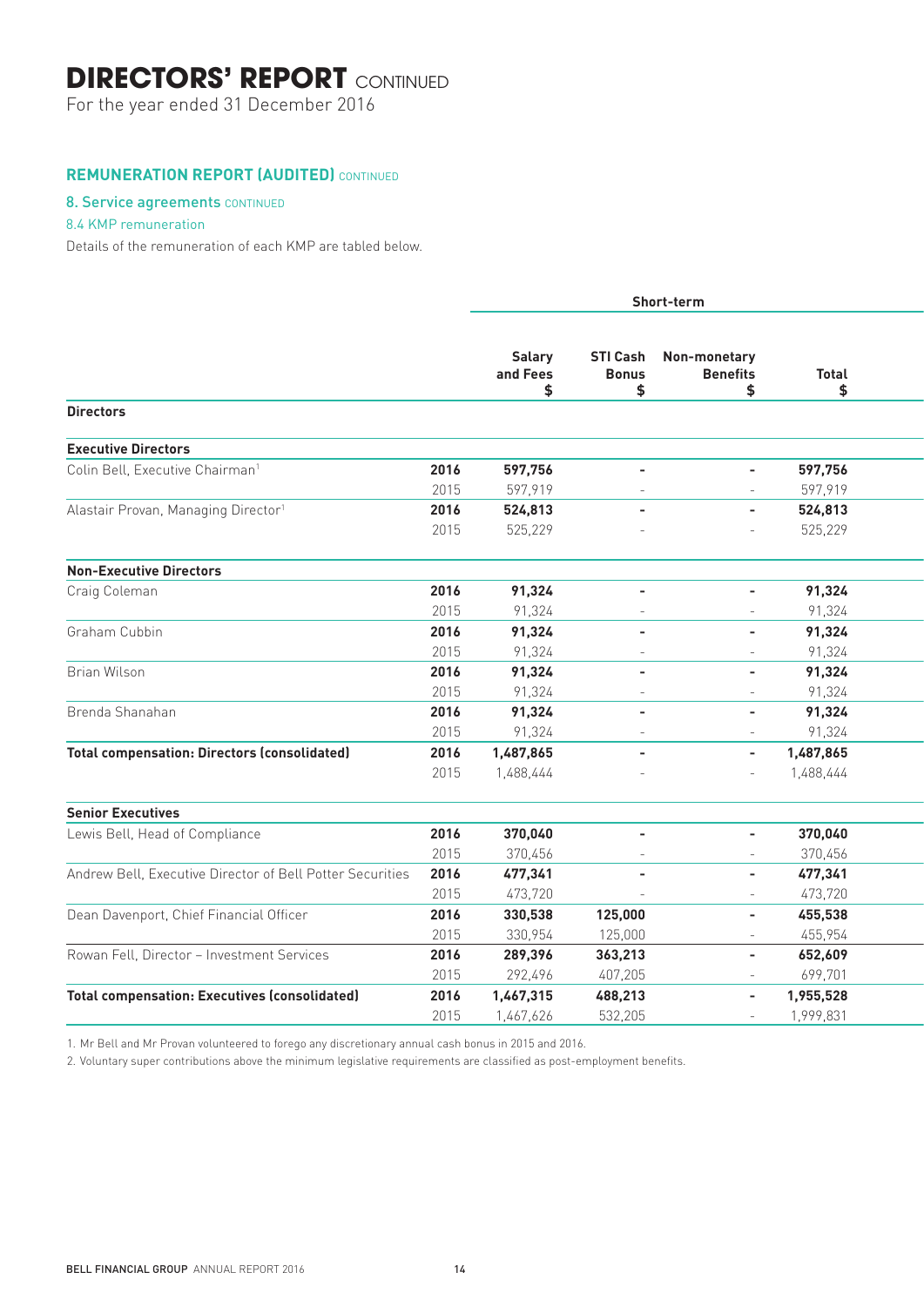# DIRECTORS' REPORT CONTINUED

For the year ended 31 December 2016

## REMUNERATION REPORT (AUDITED) CONTINUED

### 8. Service agreements CONTINUED

#### 8.4 KMP remuneration

Details of the remuneration of each KMP are tabled below.

| | | Short-term | | | |
|---|---|---|---|---|---|
| | | Salary and Fees $ | STI Cash Bonus $ | Non-monetary Benefits $ | Total $ |
| **Directors** | | | | | |
| **Executive Directors** | | | | | |
| Colin Bell, Executive Chairman[1] | **2016** | **597,756** | **-** | **-** | **597,756** |
| | 2015 | 597,919 | - | - | 597,919 |
| Alastair Provan, Managing Director[1] | **2016** | **524,813** | **-** | **-** | **524,813** |
| | 2015 | 525,229 | - | - | 525,229 |
| **Non-Executive Directors** | | | | | |
| Craig Coleman | **2016** | **91,324** | **-** | **-** | **91,324** |
| | 2015 | 91,324 | - | - | 91,324 |
| Graham Cubbin | **2016** | **91,324** | **-** | **-** | **91,324** |
| | 2015 | 91,324 | - | - | 91,324 |
| Brian Wilson | **2016** | **91,324** | **-** | **-** | **91,324** |
| | 2015 | 91,324 | - | - | 91,324 |
| Brenda Shanahan | **2016** | **91,324** | **-** | **-** | **91,324** |
| | 2015 | 91,324 | - | - | 91,324 |
| **Total compensation: Directors (consolidated)** | **2016** | **1,487,865** | **-** | **-** | **1,487,865** |
| | 2015 | 1,488,444 | - | - | 1,488,444 |
| **Senior Executives** | | | | | |
| Lewis Bell, Head of Compliance | **2016** | **370,040** | **-** | **-** | **370,040** |
| | 2015 | 370,456 | - | - | 370,456 |
| Andrew Bell, Executive Director of Bell Potter Securities | **2016** | **477,341** | **-** | **-** | **477,341** |
| | 2015 | 473,720 | - | - | 473,720 |
| Dean Davenport, Chief Financial Officer | **2016** | **330,538** | **125,000** | **-** | **455,538** |
| | 2015 | 330,954 | 125,000 | - | 455,954 |
| Rowan Fell, Director – Investment Services | **2016** | **289,396** | **363,213** | **-** | **652,609** |
| | 2015 | 292,496 | 407,205 | - | 699,701 |
| **Total compensation: Executives (consolidated)** | **2016** | **1,467,315** | **488,213** | **-** | **1,955,528** |
| | 2015 | 1,467,626 | 532,205 | - | 1,999,831 |

1. Mr Bell and Mr Provan volunteered to forego any discretionary annual cash bonus in 2015 and 2016.
2. Voluntary super contributions above the minimum legislative requirements are classified as post-employment benefits.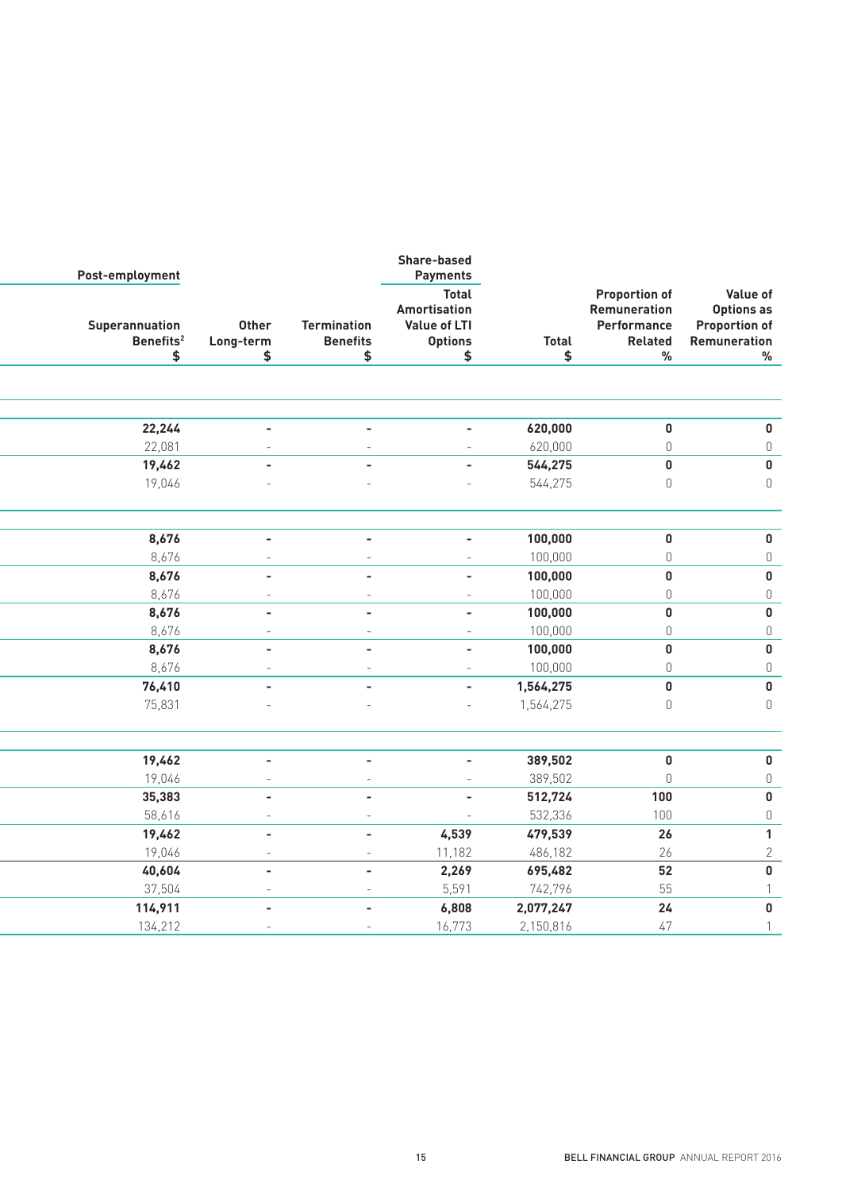| Post-employment | | | Share-based Payments | | | |
|---|---|---|---|---|---|---|
| Superannuation Benefits[2] $ | Other Long-term $ | Termination Benefits $ | Total Amortisation Value of LTI Options $ | Total $ | Proportion of Remuneration Performance Related % | Value of Options as Proportion of Remuneration % |
| | | | | | | |
| **22,244** | **-** | **-** | **-** | **620,000** | **0** | **0** |
| 22,081 | - | - | - | 620,000 | 0 | 0 |
| **19,462** | **-** | **-** | **-** | **544,275** | **0** | **0** |
| 19,046 | - | - | - | 544,275 | 0 | 0 |
| | | | | | | |
| **8,676** | **-** | **-** | **-** | **100,000** | **0** | **0** |
| 8,676 | - | - | - | 100,000 | 0 | 0 |
| **8,676** | **-** | **-** | **-** | **100,000** | **0** | **0** |
| 8,676 | - | - | - | 100,000 | 0 | 0 |
| **8,676** | **-** | **-** | **-** | **100,000** | **0** | **0** |
| 8,676 | - | - | - | 100,000 | 0 | 0 |
| **8,676** | **-** | **-** | **-** | **100,000** | **0** | **0** |
| 8,676 | - | - | - | 100,000 | 0 | 0 |
| **76,410** | **-** | **-** | **-** | **1,564,275** | **0** | **0** |
| 75,831 | - | - | - | 1,564,275 | 0 | 0 |
| | | | | | | |
| **19,462** | **-** | **-** | **-** | **389,502** | **0** | **0** |
| 19,046 | - | - | - | 389,502 | 0 | 0 |
| **35,383** | **-** | **-** | **-** | **512,724** | **100** | **0** |
| 58,616 | - | - | - | 532,336 | 100 | 0 |
| **19,462** | **-** | **-** | **4,539** | **479,539** | **26** | **1** |
| 19,046 | - | - | 11,182 | 486,182 | 26 | 2 |
| **40,604** | **-** | **-** | **2,269** | **695,482** | **52** | **0** |
| 37,504 | - | - | 5,591 | 742,796 | 55 | 1 |
| **114,911** | **-** | **-** | **6,808** | **2,077,247** | **24** | **0** |
| 134,212 | - | - | 16,773 | 2,150,816 | 47 | 1 |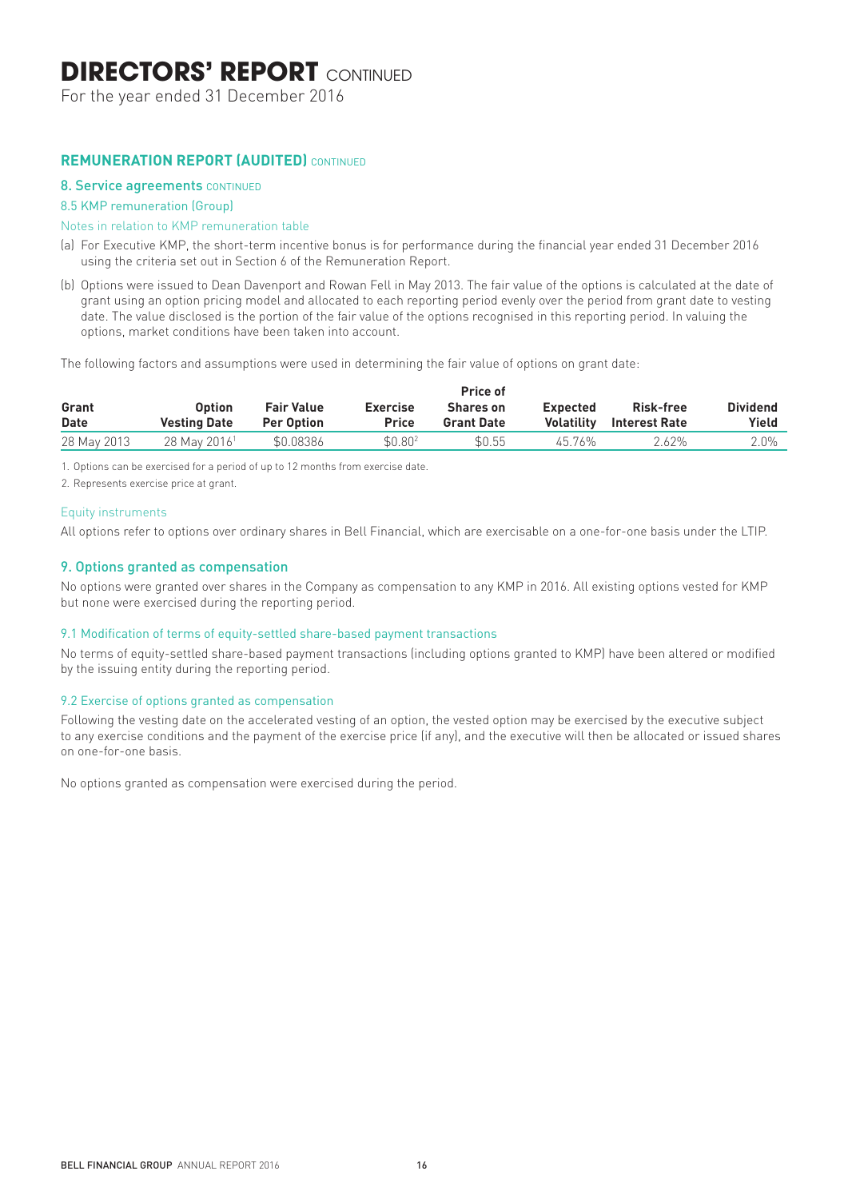# DIRECTORS' REPORT CONTINUED

For the year ended 31 December 2016

## REMUNERATION REPORT (AUDITED) CONTINUED

### 8. Service agreements CONTINUED

#### 8.5 KMP remuneration (Group)

Notes in relation to KMP remuneration table

(a) For Executive KMP, the short-term incentive bonus is for performance during the financial year ended 31 December 2016 using the criteria set out in Section 6 of the Remuneration Report.

(b) Options were issued to Dean Davenport and Rowan Fell in May 2013. The fair value of the options is calculated at the date of grant using an option pricing model and allocated to each reporting period evenly over the period from grant date to vesting date. The value disclosed is the portion of the fair value of the options recognised in this reporting period. In valuing the options, market conditions have been taken into account.

The following factors and assumptions were used in determining the fair value of options on grant date:

| Grant Date | Option Vesting Date | Fair Value Per Option | Exercise Price | Price of Shares on Grant Date | Expected Volatility | Risk-free Interest Rate | Dividend Yield |
|---|---|---|---|---|---|---|---|
| 28 May 2013 | 28 May 2016[1] | $0.08386 | $0.80[2] | $0.55 | 45.76% | 2.62% | 2.0% |

1. Options can be exercised for a period of up to 12 months from exercise date.
2. Represents exercise price at grant.

Equity instruments

All options refer to options over ordinary shares in Bell Financial, which are exercisable on a one-for-one basis under the LTIP.

### 9. Options granted as compensation

No options were granted over shares in the Company as compensation to any KMP in 2016. All existing options vested for KMP but none were exercised during the reporting period.

#### 9.1 Modification of terms of equity-settled share-based payment transactions

No terms of equity-settled share-based payment transactions (including options granted to KMP) have been altered or modified by the issuing entity during the reporting period.

#### 9.2 Exercise of options granted as compensation

Following the vesting date on the accelerated vesting of an option, the vested option may be exercised by the executive subject to any exercise conditions and the payment of the exercise price (if any), and the executive will then be allocated or issued shares on one-for-one basis.

No options granted as compensation were exercised during the period.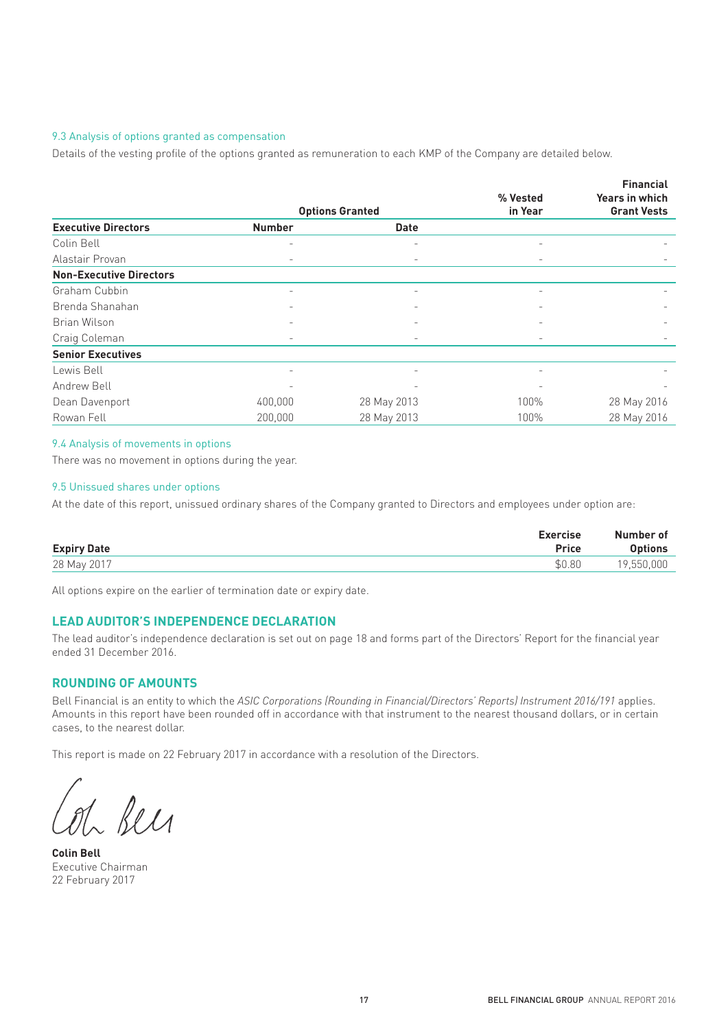### 9.3 Analysis of options granted as compensation

Details of the vesting profile of the options granted as remuneration to each KMP of the Company are detailed below.

| | Options Granted | | % Vested in Year | Financial Years in which Grant Vests |
|---|---|---|---|---|
| **Executive Directors** | **Number** | **Date** | | |
| Colin Bell | - | - | - | - |
| Alastair Provan | - | - | - | - |
| **Non-Executive Directors** | | | | |
| Graham Cubbin | - | - | - | - |
| Brenda Shanahan | - | - | - | - |
| Brian Wilson | - | - | - | - |
| Craig Coleman | - | - | - | - |
| **Senior Executives** | | | | |
| Lewis Bell | - | - | - | - |
| Andrew Bell | - | - | - | - |
| Dean Davenport | 400,000 | 28 May 2013 | 100% | 28 May 2016 |
| Rowan Fell | 200,000 | 28 May 2013 | 100% | 28 May 2016 |

### 9.4 Analysis of movements in options

There was no movement in options during the year.

### 9.5 Unissued shares under options

At the date of this report, unissued ordinary shares of the Company granted to Directors and employees under option are:

| Expiry Date | Exercise Price | Number of Options |
|---|---|---|
| 28 May 2017 | $0.80 | 19,550,000 |

All options expire on the earlier of termination date or expiry date.

## LEAD AUDITOR'S INDEPENDENCE DECLARATION

The lead auditor's independence declaration is set out on page 18 and forms part of the Directors' Report for the financial year ended 31 December 2016.

## ROUNDING OF AMOUNTS

Bell Financial is an entity to which the *ASIC Corporations (Rounding in Financial/Directors' Reports) Instrument 2016/191* applies. Amounts in this report have been rounded off in accordance with that instrument to the nearest thousand dollars, or in certain cases, to the nearest dollar.

This report is made on 22 February 2017 in accordance with a resolution of the Directors.

**Colin Bell**
Executive Chairman
22 February 2017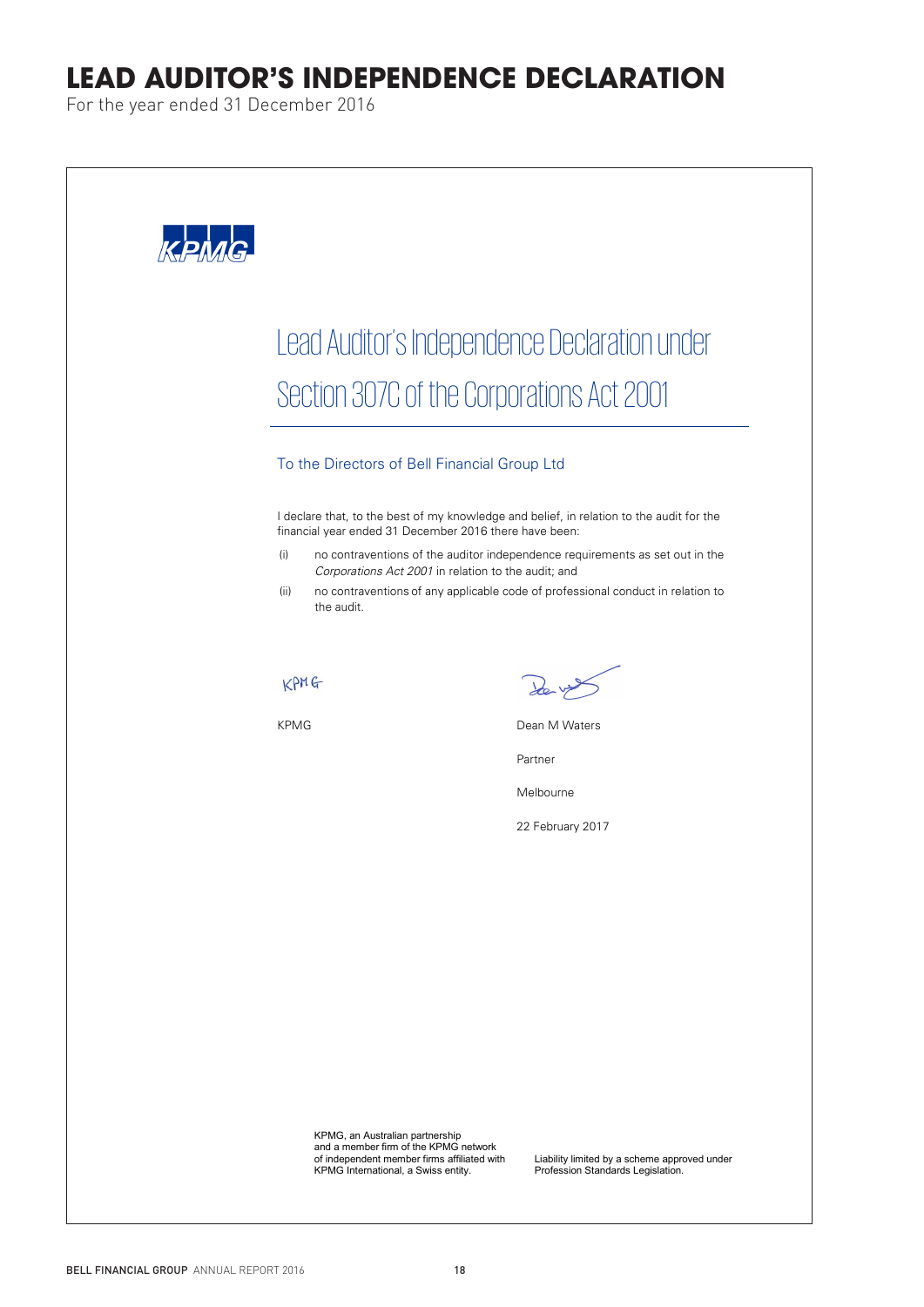# LEAD AUDITOR'S INDEPENDENCE DECLARATION

For the year ended 31 December 2016

## Lead Auditor's Independence Declaration under Section 307C of the Corporations Act 2001

### To the Directors of Bell Financial Group Ltd

I declare that, to the best of my knowledge and belief, in relation to the audit for the financial year ended 31 December 2016 there have been:

(i) no contraventions of the auditor independence requirements as set out in the *Corporations Act 2001* in relation to the audit; and

(ii) no contraventions of any applicable code of professional conduct in relation to the audit.

KPMG

Dean M Waters

Partner

Melbourne

22 February 2017

KPMG, an Australian partnership and a member firm of the KPMG network of independent member firms affiliated with KPMG International, a Swiss entity.

Liability limited by a scheme approved under Profession Standards Legislation.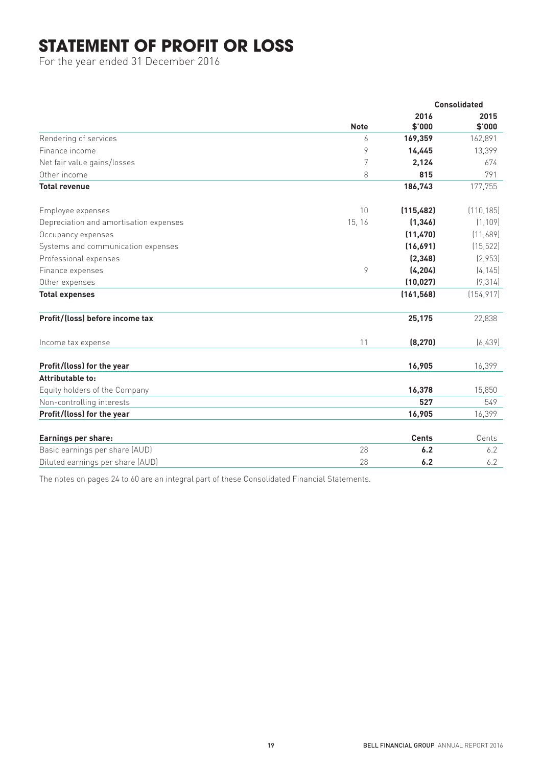# STATEMENT OF PROFIT OR LOSS

For the year ended 31 December 2016

| | Note | Consolidated 2016 $'000 | Consolidated 2015 $'000 |
|---|---|---|---|
| Rendering of services | 6 | **169,359** | 162,891 |
| Finance income | 9 | **14,445** | 13,399 |
| Net fair value gains/losses | 7 | **2,124** | 674 |
| Other income | 8 | **815** | 791 |
| **Total revenue** | | **186,743** | 177,755 |
| Employee expenses | 10 | **(115,482)** | (110,185) |
| Depreciation and amortisation expenses | 15, 16 | **(1,346)** | (1,109) |
| Occupancy expenses | | **(11,470)** | (11,689) |
| Systems and communication expenses | | **(16,691)** | (15,522) |
| Professional expenses | | **(2,348)** | (2,953) |
| Finance expenses | 9 | **(4,204)** | (4,145) |
| Other expenses | | **(10,027)** | (9,314) |
| **Total expenses** | | **(161,568)** | (154,917) |
| **Profit/(loss) before income tax** | | **25,175** | 22,838 |
| Income tax expense | 11 | **(8,270)** | (6,439) |
| **Profit/(loss) for the year** | | **16,905** | 16,399 |
| **Attributable to:** | | | |
| Equity holders of the Company | | **16,378** | 15,850 |
| Non-controlling interests | | **527** | 549 |
| **Profit/(loss) for the year** | | **16,905** | 16,399 |
| **Earnings per share:** | | **Cents** | Cents |
| Basic earnings per share (AUD) | 28 | **6.2** | 6.2 |
| Diluted earnings per share (AUD) | 28 | **6.2** | 6.2 |

The notes on pages 24 to 60 are an integral part of these Consolidated Financial Statements.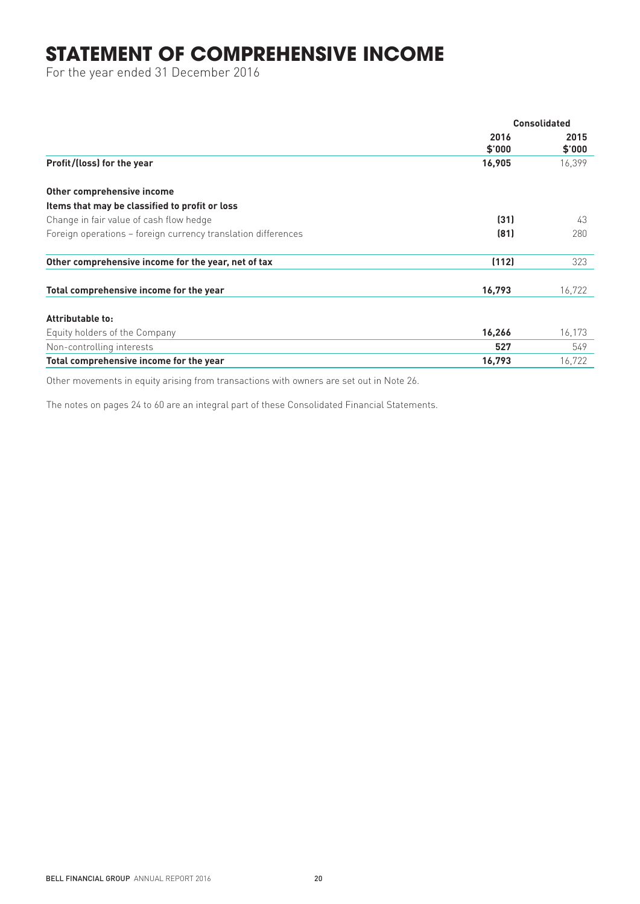# STATEMENT OF COMPREHENSIVE INCOME

For the year ended 31 December 2016

| | Consolidated | |
|---|---|---|
| | 2016 $'000 | 2015 $'000 |
| **Profit/(loss) for the year** | **16,905** | 16,399 |
| | | |
| **Other comprehensive income** | | |
| **Items that may be classified to profit or loss** | | |
| Change in fair value of cash flow hedge | **(31)** | 43 |
| Foreign operations – foreign currency translation differences | **(81)** | 280 |
| **Other comprehensive income for the year, net of tax** | **(112)** | 323 |
| | | |
| **Total comprehensive income for the year** | **16,793** | 16,722 |
| | | |
| **Attributable to:** | | |
| Equity holders of the Company | **16,266** | 16,173 |
| Non-controlling interests | **527** | 549 |
| **Total comprehensive income for the year** | **16,793** | 16,722 |

Other movements in equity arising from transactions with owners are set out in Note 26.

The notes on pages 24 to 60 are an integral part of these Consolidated Financial Statements.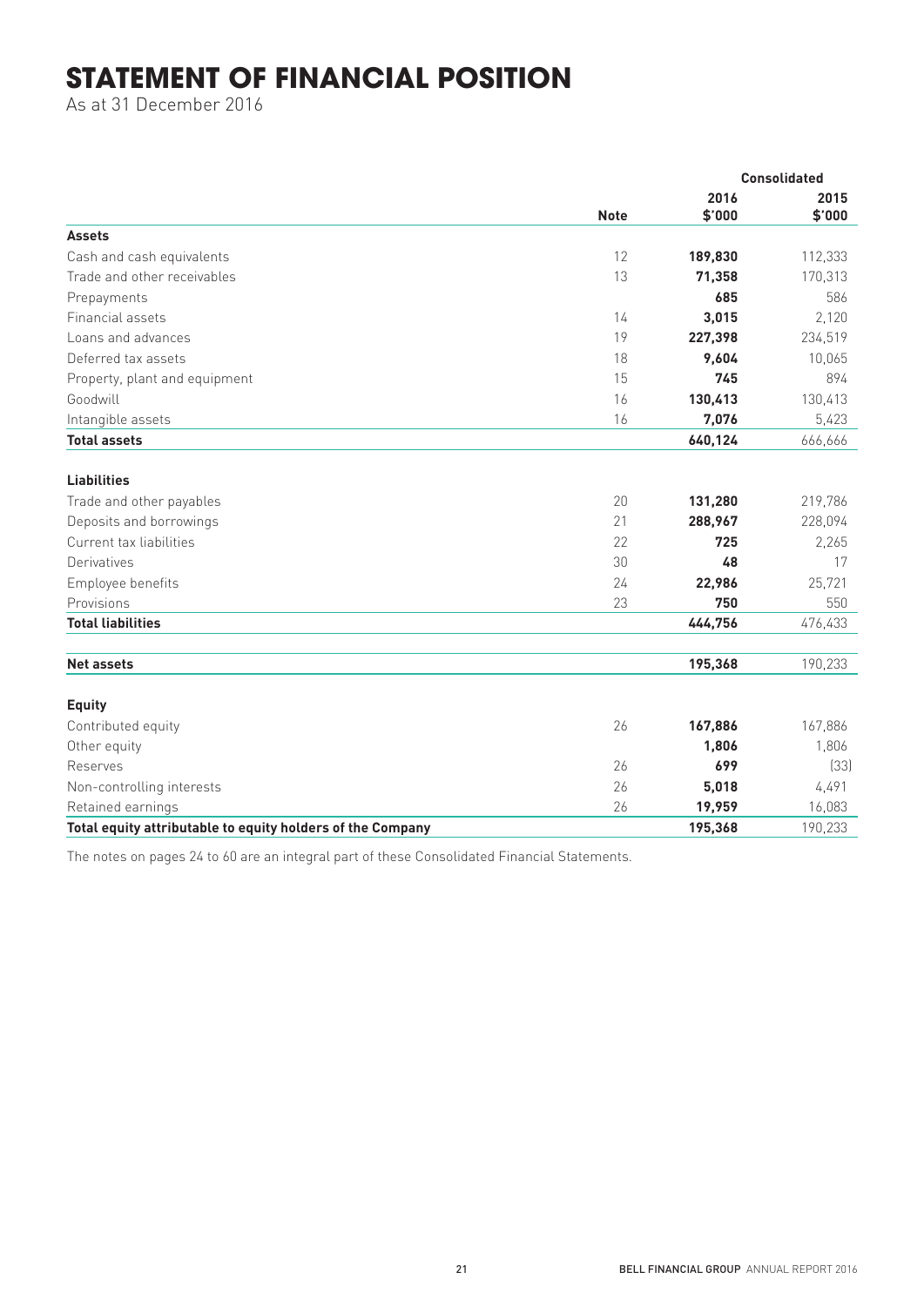# STATEMENT OF FINANCIAL POSITION

As at 31 December 2016

| | | Consolidated | |
|---|---|---|---|
| | Note | 2016 $'000 | 2015 $'000 |
| **Assets** | | | |
| Cash and cash equivalents | 12 | **189,830** | 112,333 |
| Trade and other receivables | 13 | **71,358** | 170,313 |
| Prepayments | | **685** | 586 |
| Financial assets | 14 | **3,015** | 2,120 |
| Loans and advances | 19 | **227,398** | 234,519 |
| Deferred tax assets | 18 | **9,604** | 10,065 |
| Property, plant and equipment | 15 | **745** | 894 |
| Goodwill | 16 | **130,413** | 130,413 |
| Intangible assets | 16 | **7,076** | 5,423 |
| **Total assets** | | **640,124** | 666,666 |
| **Liabilities** | | | |
| Trade and other payables | 20 | **131,280** | 219,786 |
| Deposits and borrowings | 21 | **288,967** | 228,094 |
| Current tax liabilities | 22 | **725** | 2,265 |
| Derivatives | 30 | **48** | 17 |
| Employee benefits | 24 | **22,986** | 25,721 |
| Provisions | 23 | **750** | 550 |
| **Total liabilities** | | **444,756** | 476,433 |
| **Net assets** | | **195,368** | 190,233 |
| **Equity** | | | |
| Contributed equity | 26 | **167,886** | 167,886 |
| Other equity | | **1,806** | 1,806 |
| Reserves | 26 | **699** | (33) |
| Non-controlling interests | 26 | **5,018** | 4,491 |
| Retained earnings | 26 | **19,959** | 16,083 |
| **Total equity attributable to equity holders of the Company** | | **195,368** | 190,233 |

The notes on pages 24 to 60 are an integral part of these Consolidated Financial Statements.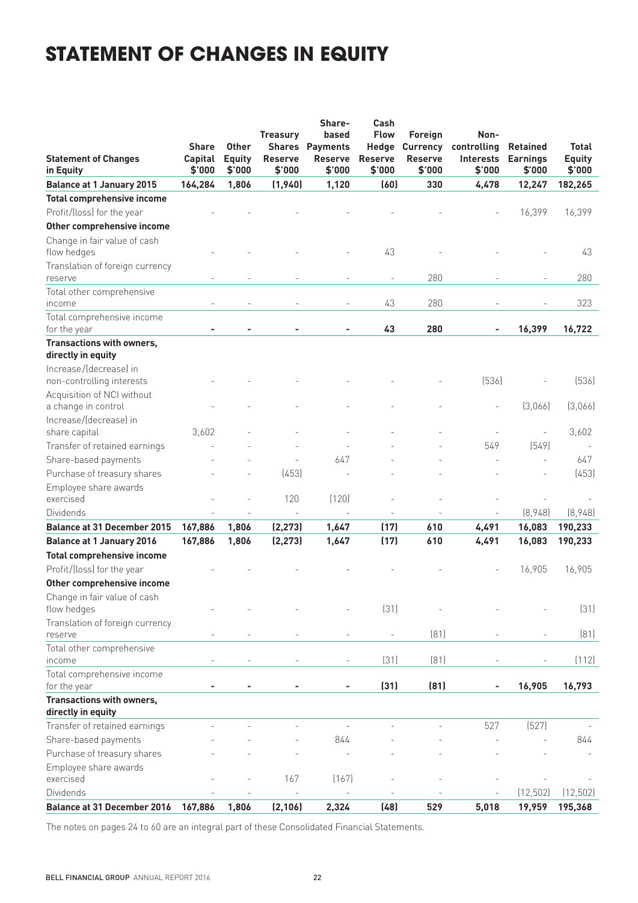# STATEMENT OF CHANGES IN EQUITY

| Statement of Changes in Equity | Share Capital $'000 | Other Equity $'000 | Treasury Shares Reserve $'000 | Share-based Payments Reserve $'000 | Cash Flow Hedge Reserve $'000 | Foreign Currency Reserve $'000 | Non-controlling Interests $'000 | Retained Earnings $'000 | Total Equity $'000 |
|---|---|---|---|---|---|---|---|---|---|
| **Balance at 1 January 2015** | **164,284** | **1,806** | **(1,940)** | **1,120** | **(60)** | **330** | **4,478** | **12,247** | **182,265** |
| **Total comprehensive income** | | | | | | | | | |
| Profit/(loss) for the year | - | - | - | - | - | - | - | 16,399 | 16,399 |
| **Other comprehensive income** | | | | | | | | | |
| Change in fair value of cash flow hedges | - | - | - | - | 43 | - | - | - | 43 |
| Translation of foreign currency reserve | - | - | - | - | - | 280 | - | - | 280 |
| Total other comprehensive income | - | - | - | - | 43 | 280 | - | - | 323 |
| Total comprehensive income for the year | **-** | **-** | **-** | **-** | **43** | **280** | **-** | **16,399** | **16,722** |
| **Transactions with owners, directly in equity** | | | | | | | | | |
| Increase/(decrease) in non-controlling interests | - | - | - | - | - | - | (536) | - | (536) |
| Acquisition of NCI without a change in control | - | - | - | - | - | - | - | (3,066) | (3,066) |
| Increase/(decrease) in share capital | 3,602 | - | - | - | - | - | - | - | 3,602 |
| Transfer of retained earnings | - | - | - | - | - | - | 549 | (549) | - |
| Share-based payments | - | - | - | 647 | - | - | - | - | 647 |
| Purchase of treasury shares | - | - | (453) | - | - | - | - | - | (453) |
| Employee share awards exercised | - | - | 120 | (120) | - | - | - | - | - |
| Dividends | - | - | - | - | - | - | - | (8,948) | (8,948) |
| **Balance at 31 December 2015** | **167,886** | **1,806** | **(2,273)** | **1,647** | **(17)** | **610** | **4,491** | **16,083** | **190,233** |
| **Balance at 1 January 2016** | **167,886** | **1,806** | **(2,273)** | **1,647** | **(17)** | **610** | **4,491** | **16,083** | **190,233** |
| **Total comprehensive income** | | | | | | | | | |
| Profit/(loss) for the year | - | - | - | - | - | - | - | 16,905 | 16,905 |
| **Other comprehensive income** | | | | | | | | | |
| Change in fair value of cash flow hedges | - | - | - | - | (31) | - | - | - | (31) |
| Translation of foreign currency reserve | - | - | - | - | - | (81) | - | - | (81) |
| Total other comprehensive income | - | - | - | - | (31) | (81) | - | - | (112) |
| Total comprehensive income for the year | **-** | **-** | **-** | **-** | **(31)** | **(81)** | **-** | **16,905** | **16,793** |
| **Transactions with owners, directly in equity** | | | | | | | | | |
| Transfer of retained earnings | - | - | - | - | - | - | 527 | (527) | - |
| Share-based payments | - | - | - | 844 | - | - | - | - | 844 |
| Purchase of treasury shares | - | - | - | - | - | - | - | - | - |
| Employee share awards exercised | - | - | 167 | (167) | - | - | - | - | - |
| Dividends | - | - | - | - | - | - | - | (12,502) | (12,502) |
| **Balance at 31 December 2016** | **167,886** | **1,806** | **(2,106)** | **2,324** | **(48)** | **529** | **5,018** | **19,959** | **195,368** |

The notes on pages 24 to 60 are an integral part of these Consolidated Financial Statements.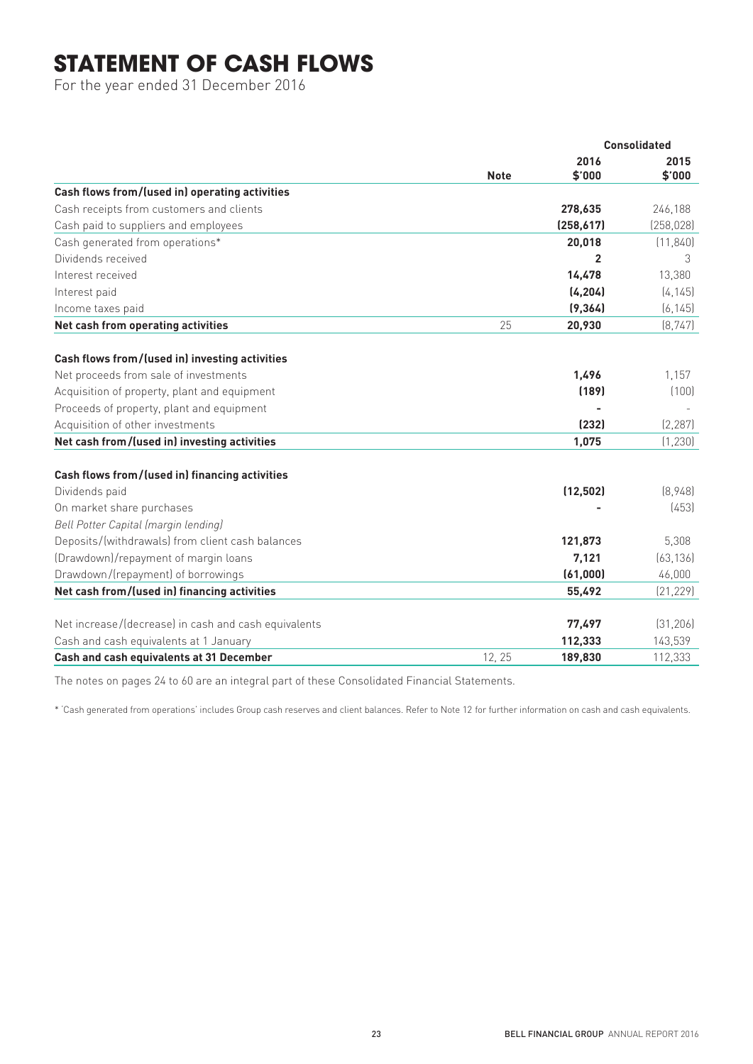# STATEMENT OF CASH FLOWS

For the year ended 31 December 2016

| | Note | Consolidated 2016 $'000 | Consolidated 2015 $'000 |
|---|---|---|---|
| **Cash flows from/(used in) operating activities** | | | |
| Cash receipts from customers and clients | | **278,635** | 246,188 |
| Cash paid to suppliers and employees | | **(258,617)** | (258,028) |
| Cash generated from operations* | | **20,018** | (11,840) |
| Dividends received | | **2** | 3 |
| Interest received | | **14,478** | 13,380 |
| Interest paid | | **(4,204)** | (4,145) |
| Income taxes paid | | **(9,364)** | (6,145) |
| **Net cash from operating activities** | 25 | **20,930** | (8,747) |
| | | | |
| **Cash flows from/(used in) investing activities** | | | |
| Net proceeds from sale of investments | | **1,496** | 1,157 |
| Acquisition of property, plant and equipment | | **(189)** | (100) |
| Proceeds of property, plant and equipment | | **-** | - |
| Acquisition of other investments | | **(232)** | (2,287) |
| **Net cash from/(used in) investing activities** | | **1,075** | (1,230) |
| | | | |
| **Cash flows from/(used in) financing activities** | | | |
| Dividends paid | | **(12,502)** | (8,948) |
| On market share purchases | | **-** | (453) |
| *Bell Potter Capital (margin lending)* | | | |
| Deposits/(withdrawals) from client cash balances | | **121,873** | 5,308 |
| (Drawdown)/repayment of margin loans | | **7,121** | (63,136) |
| Drawdown/(repayment) of borrowings | | **(61,000)** | 46,000 |
| **Net cash from/(used in) financing activities** | | **55,492** | (21,229) |
| | | | |
| Net increase/(decrease) in cash and cash equivalents | | **77,497** | (31,206) |
| Cash and cash equivalents at 1 January | | **112,333** | 143,539 |
| **Cash and cash equivalents at 31 December** | 12, 25 | **189,830** | 112,333 |

The notes on pages 24 to 60 are an integral part of these Consolidated Financial Statements.

* 'Cash generated from operations' includes Group cash reserves and client balances. Refer to Note 12 for further information on cash and cash equivalents.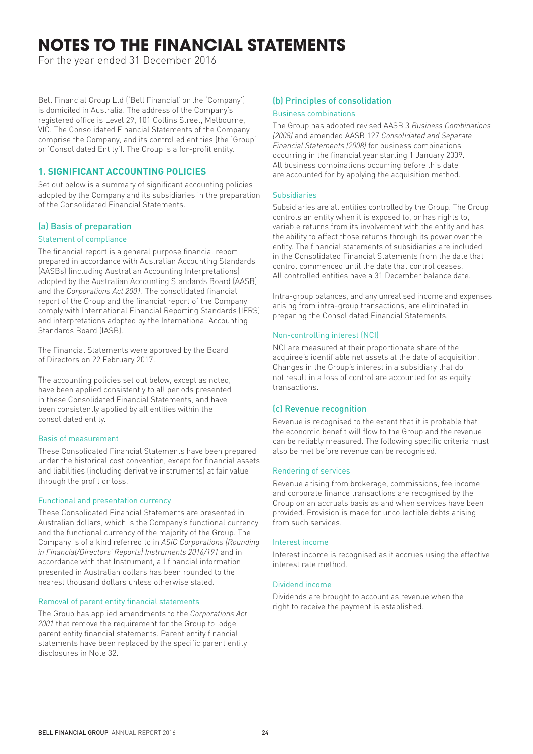# NOTES TO THE FINANCIAL STATEMENTS

For the year ended 31 December 2016

Bell Financial Group Ltd ('Bell Financial' or the 'Company') is domiciled in Australia. The address of the Company's registered office is Level 29, 101 Collins Street, Melbourne, VIC. The Consolidated Financial Statements of the Company comprise the Company, and its controlled entities (the 'Group' or 'Consolidated Entity'). The Group is a for-profit entity.

## 1. SIGNIFICANT ACCOUNTING POLICIES

Set out below is a summary of significant accounting policies adopted by the Company and its subsidiaries in the preparation of the Consolidated Financial Statements.

### (a) Basis of preparation

#### Statement of compliance

The financial report is a general purpose financial report prepared in accordance with Australian Accounting Standards (AASBs) (including Australian Accounting Interpretations) adopted by the Australian Accounting Standards Board (AASB) and the *Corporations Act 2001*. The consolidated financial report of the Group and the financial report of the Company comply with International Financial Reporting Standards (IFRS) and interpretations adopted by the International Accounting Standards Board (IASB).

The Financial Statements were approved by the Board of Directors on 22 February 2017.

The accounting policies set out below, except as noted, have been applied consistently to all periods presented in these Consolidated Financial Statements, and have been consistently applied by all entities within the consolidated entity.

#### Basis of measurement

These Consolidated Financial Statements have been prepared under the historical cost convention, except for financial assets and liabilities (including derivative instruments) at fair value through the profit or loss.

#### Functional and presentation currency

These Consolidated Financial Statements are presented in Australian dollars, which is the Company's functional currency and the functional currency of the majority of the Group. The Company is of a kind referred to in *ASIC Corporations (Rounding in Financial/Directors' Reports) Instruments 2016/191* and in accordance with that Instrument, all financial information presented in Australian dollars has been rounded to the nearest thousand dollars unless otherwise stated.

#### Removal of parent entity financial statements

The Group has applied amendments to the *Corporations Act 2001* that remove the requirement for the Group to lodge parent entity financial statements. Parent entity financial statements have been replaced by the specific parent entity disclosures in Note 32.

### (b) Principles of consolidation

#### Business combinations

The Group has adopted revised AASB 3 *Business Combinations (2008)* and amended AASB 127 *Consolidated and Separate Financial Statements (2008)* for business combinations occurring in the financial year starting 1 January 2009. All business combinations occurring before this date are accounted for by applying the acquisition method.

#### Subsidiaries

Subsidiaries are all entities controlled by the Group. The Group controls an entity when it is exposed to, or has rights to, variable returns from its involvement with the entity and has the ability to affect those returns through its power over the entity. The financial statements of subsidiaries are included in the Consolidated Financial Statements from the date that control commenced until the date that control ceases. All controlled entities have a 31 December balance date.

Intra-group balances, and any unrealised income and expenses arising from intra-group transactions, are eliminated in preparing the Consolidated Financial Statements.

#### Non-controlling interest (NCI)

NCI are measured at their proportionate share of the acquiree's identifiable net assets at the date of acquisition. Changes in the Group's interest in a subsidiary that do not result in a loss of control are accounted for as equity transactions.

### (c) Revenue recognition

Revenue is recognised to the extent that it is probable that the economic benefit will flow to the Group and the revenue can be reliably measured. The following specific criteria must also be met before revenue can be recognised.

#### Rendering of services

Revenue arising from brokerage, commissions, fee income and corporate finance transactions are recognised by the Group on an accruals basis as and when services have been provided. Provision is made for uncollectible debts arising from such services.

#### Interest income

Interest income is recognised as it accrues using the effective interest rate method.

#### Dividend income

Dividends are brought to account as revenue when the right to receive the payment is established.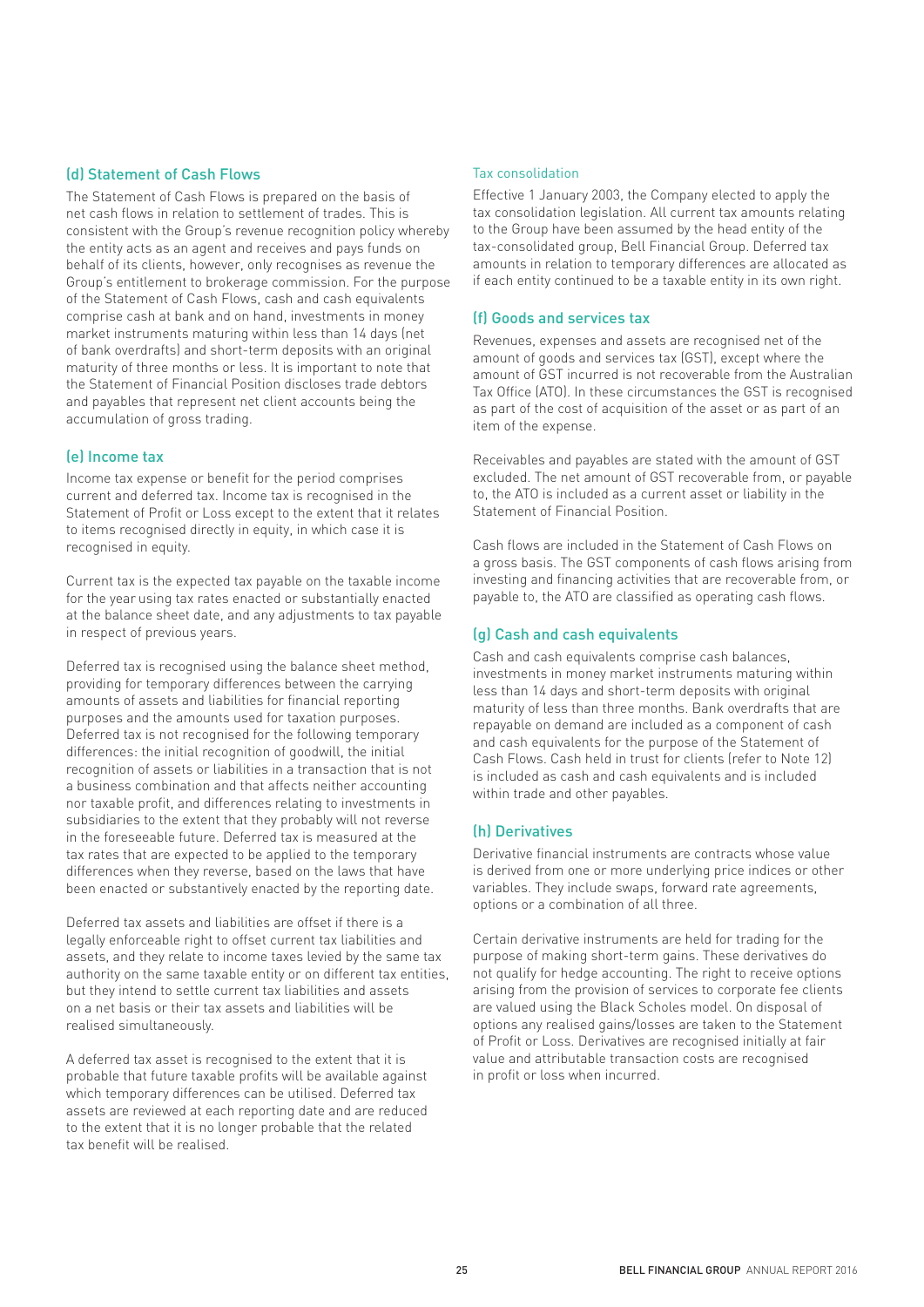## (d) Statement of Cash Flows

The Statement of Cash Flows is prepared on the basis of net cash flows in relation to settlement of trades. This is consistent with the Group's revenue recognition policy whereby the entity acts as an agent and receives and pays funds on behalf of its clients, however, only recognises as revenue the Group's entitlement to brokerage commission. For the purpose of the Statement of Cash Flows, cash and cash equivalents comprise cash at bank and on hand, investments in money market instruments maturing within less than 14 days (net of bank overdrafts) and short-term deposits with an original maturity of three months or less. It is important to note that the Statement of Financial Position discloses trade debtors and payables that represent net client accounts being the accumulation of gross trading.

## (e) Income tax

Income tax expense or benefit for the period comprises current and deferred tax. Income tax is recognised in the Statement of Profit or Loss except to the extent that it relates to items recognised directly in equity, in which case it is recognised in equity.

Current tax is the expected tax payable on the taxable income for the year using tax rates enacted or substantially enacted at the balance sheet date, and any adjustments to tax payable in respect of previous years.

Deferred tax is recognised using the balance sheet method, providing for temporary differences between the carrying amounts of assets and liabilities for financial reporting purposes and the amounts used for taxation purposes. Deferred tax is not recognised for the following temporary differences: the initial recognition of goodwill, the initial recognition of assets or liabilities in a transaction that is not a business combination and that affects neither accounting nor taxable profit, and differences relating to investments in subsidiaries to the extent that they probably will not reverse in the foreseeable future. Deferred tax is measured at the tax rates that are expected to be applied to the temporary differences when they reverse, based on the laws that have been enacted or substantively enacted by the reporting date.

Deferred tax assets and liabilities are offset if there is a legally enforceable right to offset current tax liabilities and assets, and they relate to income taxes levied by the same tax authority on the same taxable entity or on different tax entities, but they intend to settle current tax liabilities and assets on a net basis or their tax assets and liabilities will be realised simultaneously.

A deferred tax asset is recognised to the extent that it is probable that future taxable profits will be available against which temporary differences can be utilised. Deferred tax assets are reviewed at each reporting date and are reduced to the extent that it is no longer probable that the related tax benefit will be realised.

### Tax consolidation

Effective 1 January 2003, the Company elected to apply the tax consolidation legislation. All current tax amounts relating to the Group have been assumed by the head entity of the tax-consolidated group, Bell Financial Group. Deferred tax amounts in relation to temporary differences are allocated as if each entity continued to be a taxable entity in its own right.

## (f) Goods and services tax

Revenues, expenses and assets are recognised net of the amount of goods and services tax (GST), except where the amount of GST incurred is not recoverable from the Australian Tax Office (ATO). In these circumstances the GST is recognised as part of the cost of acquisition of the asset or as part of an item of the expense.

Receivables and payables are stated with the amount of GST excluded. The net amount of GST recoverable from, or payable to, the ATO is included as a current asset or liability in the Statement of Financial Position.

Cash flows are included in the Statement of Cash Flows on a gross basis. The GST components of cash flows arising from investing and financing activities that are recoverable from, or payable to, the ATO are classified as operating cash flows.

## (g) Cash and cash equivalents

Cash and cash equivalents comprise cash balances, investments in money market instruments maturing within less than 14 days and short-term deposits with original maturity of less than three months. Bank overdrafts that are repayable on demand are included as a component of cash and cash equivalents for the purpose of the Statement of Cash Flows. Cash held in trust for clients (refer to Note 12) is included as cash and cash equivalents and is included within trade and other payables.

## (h) Derivatives

Derivative financial instruments are contracts whose value is derived from one or more underlying price indices or other variables. They include swaps, forward rate agreements, options or a combination of all three.

Certain derivative instruments are held for trading for the purpose of making short-term gains. These derivatives do not qualify for hedge accounting. The right to receive options arising from the provision of services to corporate fee clients are valued using the Black Scholes model. On disposal of options any realised gains/losses are taken to the Statement of Profit or Loss. Derivatives are recognised initially at fair value and attributable transaction costs are recognised in profit or loss when incurred.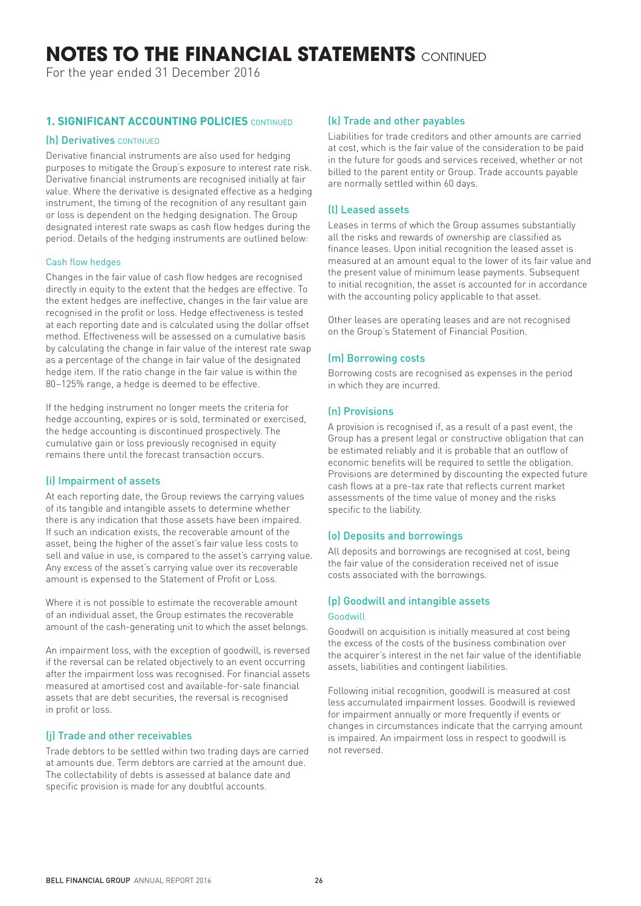# NOTES TO THE FINANCIAL STATEMENTS CONTINUED

For the year ended 31 December 2016

## 1. SIGNIFICANT ACCOUNTING POLICIES CONTINUED

### (h) Derivatives CONTINUED

Derivative financial instruments are also used for hedging purposes to mitigate the Group's exposure to interest rate risk. Derivative financial instruments are recognised initially at fair value. Where the derivative is designated effective as a hedging instrument, the timing of the recognition of any resultant gain or loss is dependent on the hedging designation. The Group designated interest rate swaps as cash flow hedges during the period. Details of the hedging instruments are outlined below:

#### Cash flow hedges

Changes in the fair value of cash flow hedges are recognised directly in equity to the extent that the hedges are effective. To the extent hedges are ineffective, changes in the fair value are recognised in the profit or loss. Hedge effectiveness is tested at each reporting date and is calculated using the dollar offset method. Effectiveness will be assessed on a cumulative basis by calculating the change in fair value of the interest rate swap as a percentage of the change in fair value of the designated hedge item. If the ratio change in the fair value is within the 80–125% range, a hedge is deemed to be effective.

If the hedging instrument no longer meets the criteria for hedge accounting, expires or is sold, terminated or exercised, the hedge accounting is discontinued prospectively. The cumulative gain or loss previously recognised in equity remains there until the forecast transaction occurs.

### (i) Impairment of assets

At each reporting date, the Group reviews the carrying values of its tangible and intangible assets to determine whether there is any indication that those assets have been impaired. If such an indication exists, the recoverable amount of the asset, being the higher of the asset's fair value less costs to sell and value in use, is compared to the asset's carrying value. Any excess of the asset's carrying value over its recoverable amount is expensed to the Statement of Profit or Loss.

Where it is not possible to estimate the recoverable amount of an individual asset, the Group estimates the recoverable amount of the cash-generating unit to which the asset belongs.

An impairment loss, with the exception of goodwill, is reversed if the reversal can be related objectively to an event occurring after the impairment loss was recognised. For financial assets measured at amortised cost and available-for-sale financial assets that are debt securities, the reversal is recognised in profit or loss.

### (j) Trade and other receivables

Trade debtors to be settled within two trading days are carried at amounts due. Term debtors are carried at the amount due. The collectability of debts is assessed at balance date and specific provision is made for any doubtful accounts.

### (k) Trade and other payables

Liabilities for trade creditors and other amounts are carried at cost, which is the fair value of the consideration to be paid in the future for goods and services received, whether or not billed to the parent entity or Group. Trade accounts payable are normally settled within 60 days.

### (l) Leased assets

Leases in terms of which the Group assumes substantially all the risks and rewards of ownership are classified as finance leases. Upon initial recognition the leased asset is measured at an amount equal to the lower of its fair value and the present value of minimum lease payments. Subsequent to initial recognition, the asset is accounted for in accordance with the accounting policy applicable to that asset.

Other leases are operating leases and are not recognised on the Group's Statement of Financial Position.

### (m) Borrowing costs

Borrowing costs are recognised as expenses in the period in which they are incurred.

### (n) Provisions

A provision is recognised if, as a result of a past event, the Group has a present legal or constructive obligation that can be estimated reliably and it is probable that an outflow of economic benefits will be required to settle the obligation. Provisions are determined by discounting the expected future cash flows at a pre-tax rate that reflects current market assessments of the time value of money and the risks specific to the liability.

### (o) Deposits and borrowings

All deposits and borrowings are recognised at cost, being the fair value of the consideration received net of issue costs associated with the borrowings.

### (p) Goodwill and intangible assets

#### Goodwill

Goodwill on acquisition is initially measured at cost being the excess of the costs of the business combination over the acquirer's interest in the net fair value of the identifiable assets, liabilities and contingent liabilities.

Following initial recognition, goodwill is measured at cost less accumulated impairment losses. Goodwill is reviewed for impairment annually or more frequently if events or changes in circumstances indicate that the carrying amount is impaired. An impairment loss in respect to goodwill is not reversed.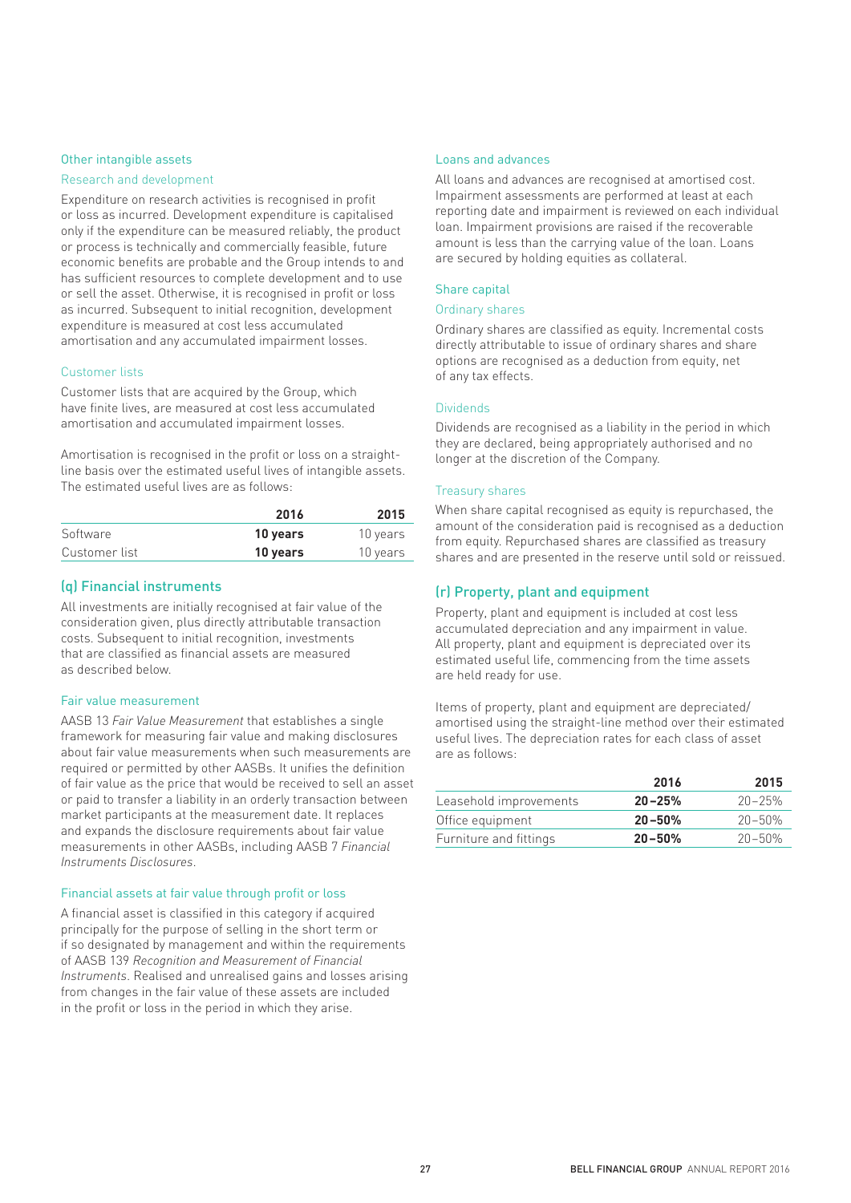### Other intangible assets

#### Research and development

Expenditure on research activities is recognised in profit or loss as incurred. Development expenditure is capitalised only if the expenditure can be measured reliably, the product or process is technically and commercially feasible, future economic benefits are probable and the Group intends to and has sufficient resources to complete development and to use or sell the asset. Otherwise, it is recognised in profit or loss as incurred. Subsequent to initial recognition, development expenditure is measured at cost less accumulated amortisation and any accumulated impairment losses.

#### Customer lists

Customer lists that are acquired by the Group, which have finite lives, are measured at cost less accumulated amortisation and accumulated impairment losses.

Amortisation is recognised in the profit or loss on a straight-line basis over the estimated useful lives of intangible assets. The estimated useful lives are as follows:

| | **2016** | **2015** |
|---|---|---|
| Software | **10 years** | 10 years |
| Customer list | **10 years** | 10 years |

## (q) Financial instruments

All investments are initially recognised at fair value of the consideration given, plus directly attributable transaction costs. Subsequent to initial recognition, investments that are classified as financial assets are measured as described below.

### Fair value measurement

AASB 13 *Fair Value Measurement* that establishes a single framework for measuring fair value and making disclosures about fair value measurements when such measurements are required or permitted by other AASBs. It unifies the definition of fair value as the price that would be received to sell an asset or paid to transfer a liability in an orderly transaction between market participants at the measurement date. It replaces and expands the disclosure requirements about fair value measurements in other AASBs, including AASB 7 *Financial Instruments Disclosures*.

### Financial assets at fair value through profit or loss

A financial asset is classified in this category if acquired principally for the purpose of selling in the short term or if so designated by management and within the requirements of AASB 139 *Recognition and Measurement of Financial Instruments*. Realised and unrealised gains and losses arising from changes in the fair value of these assets are included in the profit or loss in the period in which they arise.

### Loans and advances

All loans and advances are recognised at amortised cost. Impairment assessments are performed at least at each reporting date and impairment is reviewed on each individual loan. Impairment provisions are raised if the recoverable amount is less than the carrying value of the loan. Loans are secured by holding equities as collateral.

### Share capital

#### Ordinary shares

Ordinary shares are classified as equity. Incremental costs directly attributable to issue of ordinary shares and share options are recognised as a deduction from equity, net of any tax effects.

#### Dividends

Dividends are recognised as a liability in the period in which they are declared, being appropriately authorised and no longer at the discretion of the Company.

#### Treasury shares

When share capital recognised as equity is repurchased, the amount of the consideration paid is recognised as a deduction from equity. Repurchased shares are classified as treasury shares and are presented in the reserve until sold or reissued.

## (r) Property, plant and equipment

Property, plant and equipment is included at cost less accumulated depreciation and any impairment in value. All property, plant and equipment is depreciated over its estimated useful life, commencing from the time assets are held ready for use.

Items of property, plant and equipment are depreciated/amortised using the straight-line method over their estimated useful lives. The depreciation rates for each class of asset are as follows:

| | **2016** | **2015** |
|---|---|---|
| Leasehold improvements | **20–25%** | 20–25% |
| Office equipment | **20–50%** | 20–50% |
| Furniture and fittings | **20–50%** | 20–50% |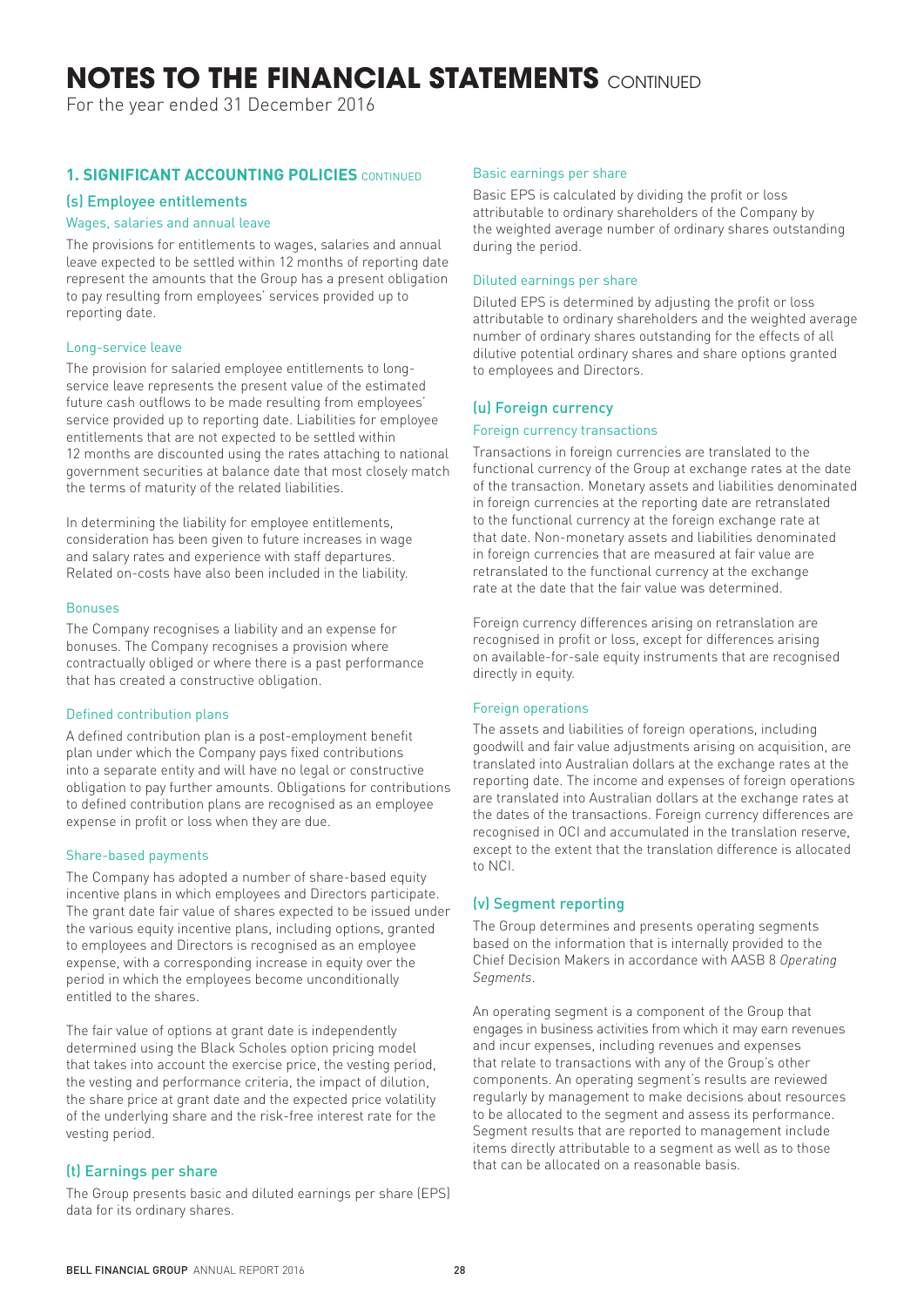# NOTES TO THE FINANCIAL STATEMENTS CONTINUED

For the year ended 31 December 2016

## 1. SIGNIFICANT ACCOUNTING POLICIES CONTINUED

### (s) Employee entitlements

#### Wages, salaries and annual leave

The provisions for entitlements to wages, salaries and annual leave expected to be settled within 12 months of reporting date represent the amounts that the Group has a present obligation to pay resulting from employees' services provided up to reporting date.

#### Long-service leave

The provision for salaried employee entitlements to long-service leave represents the present value of the estimated future cash outflows to be made resulting from employees' service provided up to reporting date. Liabilities for employee entitlements that are not expected to be settled within 12 months are discounted using the rates attaching to national government securities at balance date that most closely match the terms of maturity of the related liabilities.

In determining the liability for employee entitlements, consideration has been given to future increases in wage and salary rates and experience with staff departures. Related on-costs have also been included in the liability.

#### Bonuses

The Company recognises a liability and an expense for bonuses. The Company recognises a provision where contractually obliged or where there is a past performance that has created a constructive obligation.

#### Defined contribution plans

A defined contribution plan is a post-employment benefit plan under which the Company pays fixed contributions into a separate entity and will have no legal or constructive obligation to pay further amounts. Obligations for contributions to defined contribution plans are recognised as an employee expense in profit or loss when they are due.

#### Share-based payments

The Company has adopted a number of share-based equity incentive plans in which employees and Directors participate. The grant date fair value of shares expected to be issued under the various equity incentive plans, including options, granted to employees and Directors is recognised as an employee expense, with a corresponding increase in equity over the period in which the employees become unconditionally entitled to the shares.

The fair value of options at grant date is independently determined using the Black Scholes option pricing model that takes into account the exercise price, the vesting period, the vesting and performance criteria, the impact of dilution, the share price at grant date and the expected price volatility of the underlying share and the risk-free interest rate for the vesting period.

### (t) Earnings per share

The Group presents basic and diluted earnings per share (EPS) data for its ordinary shares.

#### Basic earnings per share

Basic EPS is calculated by dividing the profit or loss attributable to ordinary shareholders of the Company by the weighted average number of ordinary shares outstanding during the period.

#### Diluted earnings per share

Diluted EPS is determined by adjusting the profit or loss attributable to ordinary shareholders and the weighted average number of ordinary shares outstanding for the effects of all dilutive potential ordinary shares and share options granted to employees and Directors.

### (u) Foreign currency

#### Foreign currency transactions

Transactions in foreign currencies are translated to the functional currency of the Group at exchange rates at the date of the transaction. Monetary assets and liabilities denominated in foreign currencies at the reporting date are retranslated to the functional currency at the foreign exchange rate at that date. Non-monetary assets and liabilities denominated in foreign currencies that are measured at fair value are retranslated to the functional currency at the exchange rate at the date that the fair value was determined.

Foreign currency differences arising on retranslation are recognised in profit or loss, except for differences arising on available-for-sale equity instruments that are recognised directly in equity.

#### Foreign operations

The assets and liabilities of foreign operations, including goodwill and fair value adjustments arising on acquisition, are translated into Australian dollars at the exchange rates at the reporting date. The income and expenses of foreign operations are translated into Australian dollars at the exchange rates at the dates of the transactions. Foreign currency differences are recognised in OCI and accumulated in the translation reserve, except to the extent that the translation difference is allocated to NCI.

### (v) Segment reporting

The Group determines and presents operating segments based on the information that is internally provided to the Chief Decision Makers in accordance with AASB 8 *Operating Segments*.

An operating segment is a component of the Group that engages in business activities from which it may earn revenues and incur expenses, including revenues and expenses that relate to transactions with any of the Group's other components. An operating segment's results are reviewed regularly by management to make decisions about resources to be allocated to the segment and assess its performance. Segment results that are reported to management include items directly attributable to a segment as well as to those that can be allocated on a reasonable basis.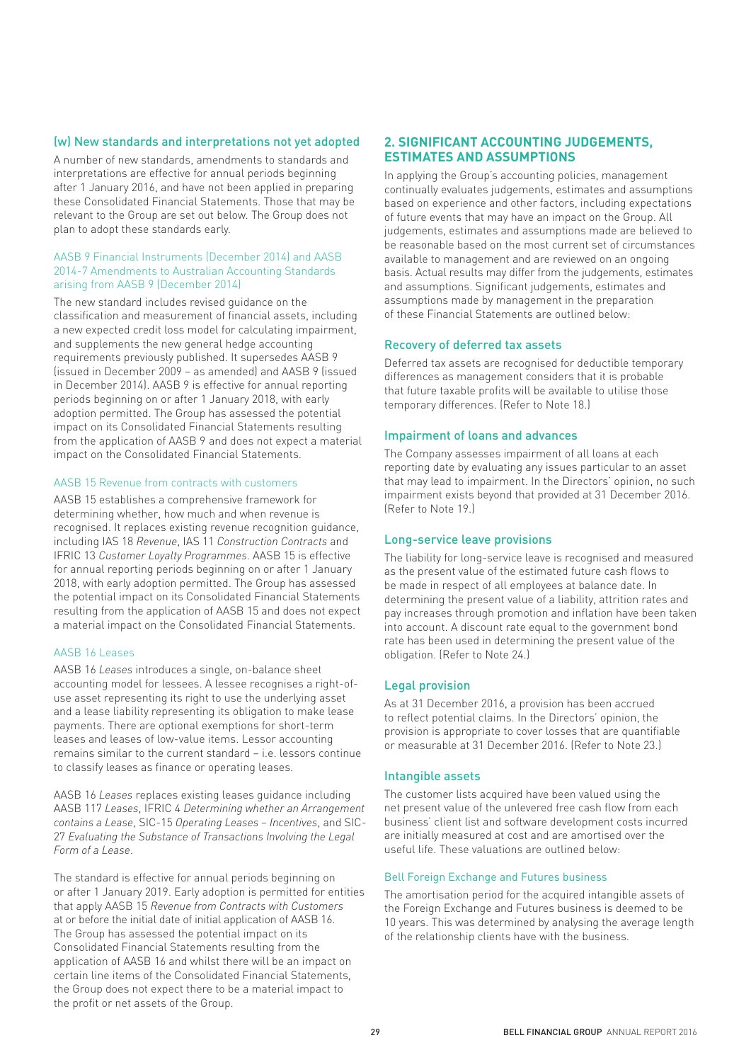### (w) New standards and interpretations not yet adopted

A number of new standards, amendments to standards and interpretations are effective for annual periods beginning after 1 January 2016, and have not been applied in preparing these Consolidated Financial Statements. Those that may be relevant to the Group are set out below. The Group does not plan to adopt these standards early.

#### AASB 9 Financial Instruments (December 2014) and AASB 2014-7 Amendments to Australian Accounting Standards arising from AASB 9 (December 2014)

The new standard includes revised guidance on the classification and measurement of financial assets, including a new expected credit loss model for calculating impairment, and supplements the new general hedge accounting requirements previously published. It supersedes AASB 9 (issued in December 2009 – as amended) and AASB 9 (issued in December 2014). AASB 9 is effective for annual reporting periods beginning on or after 1 January 2018, with early adoption permitted. The Group has assessed the potential impact on its Consolidated Financial Statements resulting from the application of AASB 9 and does not expect a material impact on the Consolidated Financial Statements.

#### AASB 15 Revenue from contracts with customers

AASB 15 establishes a comprehensive framework for determining whether, how much and when revenue is recognised. It replaces existing revenue recognition guidance, including IAS 18 *Revenue*, IAS 11 *Construction Contracts* and IFRIC 13 *Customer Loyalty Programmes*. AASB 15 is effective for annual reporting periods beginning on or after 1 January 2018, with early adoption permitted. The Group has assessed the potential impact on its Consolidated Financial Statements resulting from the application of AASB 15 and does not expect a material impact on the Consolidated Financial Statements.

#### AASB 16 Leases

AASB 16 *Leases* introduces a single, on-balance sheet accounting model for lessees. A lessee recognises a right-of-use asset representing its right to use the underlying asset and a lease liability representing its obligation to make lease payments. There are optional exemptions for short-term leases and leases of low-value items. Lessor accounting remains similar to the current standard – i.e. lessors continue to classify leases as finance or operating leases.

AASB 16 *Leases* replaces existing leases guidance including AASB 117 *Leases*, IFRIC 4 *Determining whether an Arrangement contains a Lease*, SIC-15 *Operating Leases – Incentives*, and SIC-27 *Evaluating the Substance of Transactions Involving the Legal Form of a Lease*.

The standard is effective for annual periods beginning on or after 1 January 2019. Early adoption is permitted for entities that apply AASB 15 *Revenue from Contracts with Customers* at or before the initial date of initial application of AASB 16. The Group has assessed the potential impact on its Consolidated Financial Statements resulting from the application of AASB 16 and whilst there will be an impact on certain line items of the Consolidated Financial Statements, the Group does not expect there to be a material impact to the profit or net assets of the Group.

## 2. SIGNIFICANT ACCOUNTING JUDGEMENTS, ESTIMATES AND ASSUMPTIONS

In applying the Group's accounting policies, management continually evaluates judgements, estimates and assumptions based on experience and other factors, including expectations of future events that may have an impact on the Group. All judgements, estimates and assumptions made are believed to be reasonable based on the most current set of circumstances available to management and are reviewed on an ongoing basis. Actual results may differ from the judgements, estimates and assumptions. Significant judgements, estimates and assumptions made by management in the preparation of these Financial Statements are outlined below:

### Recovery of deferred tax assets

Deferred tax assets are recognised for deductible temporary differences as management considers that it is probable that future taxable profits will be available to utilise those temporary differences. (Refer to Note 18.)

### Impairment of loans and advances

The Company assesses impairment of all loans at each reporting date by evaluating any issues particular to an asset that may lead to impairment. In the Directors' opinion, no such impairment exists beyond that provided at 31 December 2016. (Refer to Note 19.)

### Long-service leave provisions

The liability for long-service leave is recognised and measured as the present value of the estimated future cash flows to be made in respect of all employees at balance date. In determining the present value of a liability, attrition rates and pay increases through promotion and inflation have been taken into account. A discount rate equal to the government bond rate has been used in determining the present value of the obligation. (Refer to Note 24.)

### Legal provision

As at 31 December 2016, a provision has been accrued to reflect potential claims. In the Directors' opinion, the provision is appropriate to cover losses that are quantifiable or measurable at 31 December 2016. (Refer to Note 23.)

### Intangible assets

The customer lists acquired have been valued using the net present value of the unlevered free cash flow from each business' client list and software development costs incurred are initially measured at cost and are amortised over the useful life. These valuations are outlined below:

#### Bell Foreign Exchange and Futures business

The amortisation period for the acquired intangible assets of the Foreign Exchange and Futures business is deemed to be 10 years. This was determined by analysing the average length of the relationship clients have with the business.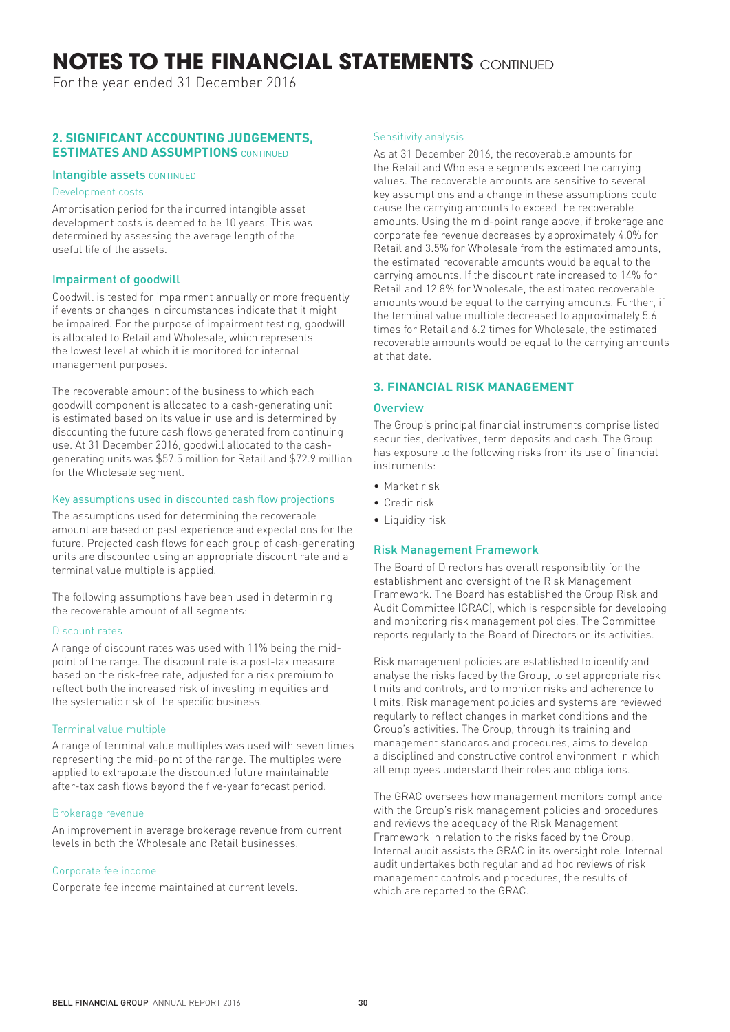# NOTES TO THE FINANCIAL STATEMENTS CONTINUED

For the year ended 31 December 2016

## 2. SIGNIFICANT ACCOUNTING JUDGEMENTS, ESTIMATES AND ASSUMPTIONS CONTINUED

### Intangible assets CONTINUED

#### Development costs

Amortisation period for the incurred intangible asset development costs is deemed to be 10 years. This was determined by assessing the average length of the useful life of the assets.

### Impairment of goodwill

Goodwill is tested for impairment annually or more frequently if events or changes in circumstances indicate that it might be impaired. For the purpose of impairment testing, goodwill is allocated to Retail and Wholesale, which represents the lowest level at which it is monitored for internal management purposes.

The recoverable amount of the business to which each goodwill component is allocated to a cash-generating unit is estimated based on its value in use and is determined by discounting the future cash flows generated from continuing use. At 31 December 2016, goodwill allocated to the cash-generating units was $57.5 million for Retail and $72.9 million for the Wholesale segment.

#### Key assumptions used in discounted cash flow projections

The assumptions used for determining the recoverable amount are based on past experience and expectations for the future. Projected cash flows for each group of cash-generating units are discounted using an appropriate discount rate and a terminal value multiple is applied.

The following assumptions have been used in determining the recoverable amount of all segments:

#### Discount rates

A range of discount rates was used with 11% being the mid-point of the range. The discount rate is a post-tax measure based on the risk-free rate, adjusted for a risk premium to reflect both the increased risk of investing in equities and the systematic risk of the specific business.

#### Terminal value multiple

A range of terminal value multiples was used with seven times representing the mid-point of the range. The multiples were applied to extrapolate the discounted future maintainable after-tax cash flows beyond the five-year forecast period.

#### Brokerage revenue

An improvement in average brokerage revenue from current levels in both the Wholesale and Retail businesses.

#### Corporate fee income

Corporate fee income maintained at current levels.

#### Sensitivity analysis

As at 31 December 2016, the recoverable amounts for the Retail and Wholesale segments exceed the carrying values. The recoverable amounts are sensitive to several key assumptions and a change in these assumptions could cause the carrying amounts to exceed the recoverable amounts. Using the mid-point range above, if brokerage and corporate fee revenue decreases by approximately 4.0% for Retail and 3.5% for Wholesale from the estimated amounts, the estimated recoverable amounts would be equal to the carrying amounts. If the discount rate increased to 14% for Retail and 12.8% for Wholesale, the estimated recoverable amounts would be equal to the carrying amounts. Further, if the terminal value multiple decreased to approximately 5.6 times for Retail and 6.2 times for Wholesale, the estimated recoverable amounts would be equal to the carrying amounts at that date.

## 3. FINANCIAL RISK MANAGEMENT

### Overview

The Group's principal financial instruments comprise listed securities, derivatives, term deposits and cash. The Group has exposure to the following risks from its use of financial instruments:

- Market risk
- Credit risk
- Liquidity risk

### Risk Management Framework

The Board of Directors has overall responsibility for the establishment and oversight of the Risk Management Framework. The Board has established the Group Risk and Audit Committee (GRAC), which is responsible for developing and monitoring risk management policies. The Committee reports regularly to the Board of Directors on its activities.

Risk management policies are established to identify and analyse the risks faced by the Group, to set appropriate risk limits and controls, and to monitor risks and adherence to limits. Risk management policies and systems are reviewed regularly to reflect changes in market conditions and the Group's activities. The Group, through its training and management standards and procedures, aims to develop a disciplined and constructive control environment in which all employees understand their roles and obligations.

The GRAC oversees how management monitors compliance with the Group's risk management policies and procedures and reviews the adequacy of the Risk Management Framework in relation to the risks faced by the Group. Internal audit assists the GRAC in its oversight role. Internal audit undertakes both regular and ad hoc reviews of risk management controls and procedures, the results of which are reported to the GRAC.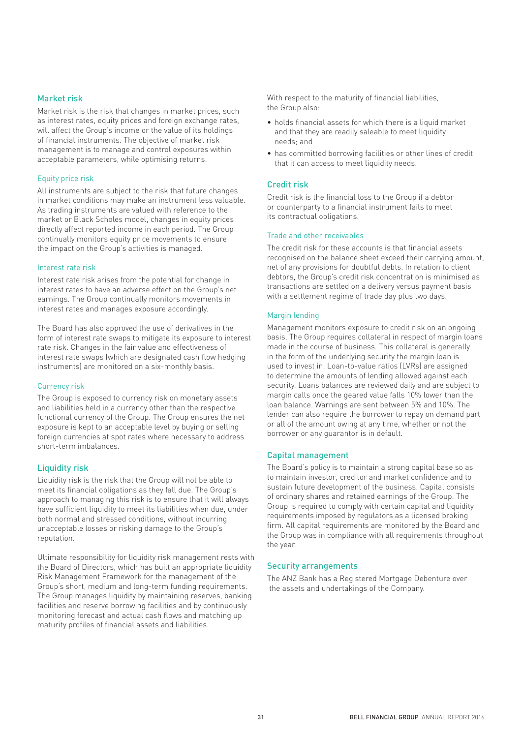## Market risk

Market risk is the risk that changes in market prices, such as interest rates, equity prices and foreign exchange rates, will affect the Group's income or the value of its holdings of financial instruments. The objective of market risk management is to manage and control exposures within acceptable parameters, while optimising returns.

### Equity price risk

All instruments are subject to the risk that future changes in market conditions may make an instrument less valuable. As trading instruments are valued with reference to the market or Black Scholes model, changes in equity prices directly affect reported income in each period. The Group continually monitors equity price movements to ensure the impact on the Group's activities is managed.

### Interest rate risk

Interest rate risk arises from the potential for change in interest rates to have an adverse effect on the Group's net earnings. The Group continually monitors movements in interest rates and manages exposure accordingly.

The Board has also approved the use of derivatives in the form of interest rate swaps to mitigate its exposure to interest rate risk. Changes in the fair value and effectiveness of interest rate swaps (which are designated cash flow hedging instruments) are monitored on a six-monthly basis.

### Currency risk

The Group is exposed to currency risk on monetary assets and liabilities held in a currency other than the respective functional currency of the Group. The Group ensures the net exposure is kept to an acceptable level by buying or selling foreign currencies at spot rates where necessary to address short-term imbalances.

## Liquidity risk

Liquidity risk is the risk that the Group will not be able to meet its financial obligations as they fall due. The Group's approach to managing this risk is to ensure that it will always have sufficient liquidity to meet its liabilities when due, under both normal and stressed conditions, without incurring unacceptable losses or risking damage to the Group's reputation.

Ultimate responsibility for liquidity risk management rests with the Board of Directors, which has built an appropriate liquidity Risk Management Framework for the management of the Group's short, medium and long-term funding requirements. The Group manages liquidity by maintaining reserves, banking facilities and reserve borrowing facilities and by continuously monitoring forecast and actual cash flows and matching up maturity profiles of financial assets and liabilities.

With respect to the maturity of financial liabilities, the Group also:

- holds financial assets for which there is a liquid market and that they are readily saleable to meet liquidity needs; and
- has committed borrowing facilities or other lines of credit that it can access to meet liquidity needs.

## Credit risk

Credit risk is the financial loss to the Group if a debtor or counterparty to a financial instrument fails to meet its contractual obligations.

### Trade and other receivables

The credit risk for these accounts is that financial assets recognised on the balance sheet exceed their carrying amount, net of any provisions for doubtful debts. In relation to client debtors, the Group's credit risk concentration is minimised as transactions are settled on a delivery versus payment basis with a settlement regime of trade day plus two days.

### Margin lending

Management monitors exposure to credit risk on an ongoing basis. The Group requires collateral in respect of margin loans made in the course of business. This collateral is generally in the form of the underlying security the margin loan is used to invest in. Loan-to-value ratios (LVRs) are assigned to determine the amounts of lending allowed against each security. Loans balances are reviewed daily and are subject to margin calls once the geared value falls 10% lower than the loan balance. Warnings are sent between 5% and 10%. The lender can also require the borrower to repay on demand part or all of the amount owing at any time, whether or not the borrower or any guarantor is in default.

## Capital management

The Board's policy is to maintain a strong capital base so as to maintain investor, creditor and market confidence and to sustain future development of the business. Capital consists of ordinary shares and retained earnings of the Group. The Group is required to comply with certain capital and liquidity requirements imposed by regulators as a licensed broking firm. All capital requirements are monitored by the Board and the Group was in compliance with all requirements throughout the year.

## Security arrangements

The ANZ Bank has a Registered Mortgage Debenture over the assets and undertakings of the Company.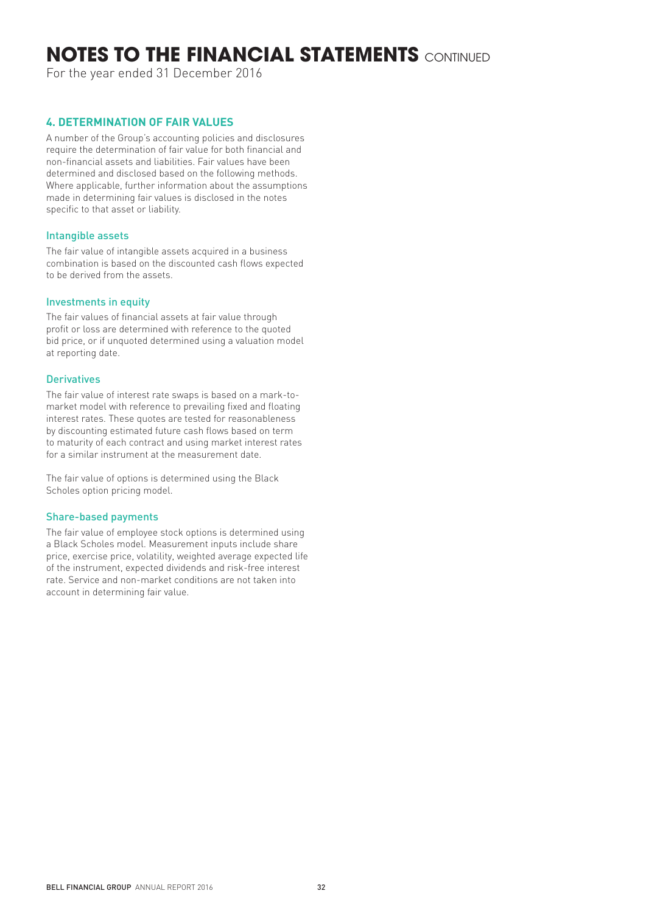# NOTES TO THE FINANCIAL STATEMENTS CONTINUED

For the year ended 31 December 2016

## 4. DETERMINATION OF FAIR VALUES

A number of the Group's accounting policies and disclosures require the determination of fair value for both financial and non-financial assets and liabilities. Fair values have been determined and disclosed based on the following methods. Where applicable, further information about the assumptions made in determining fair values is disclosed in the notes specific to that asset or liability.

### Intangible assets

The fair value of intangible assets acquired in a business combination is based on the discounted cash flows expected to be derived from the assets.

### Investments in equity

The fair values of financial assets at fair value through profit or loss are determined with reference to the quoted bid price, or if unquoted determined using a valuation model at reporting date.

### Derivatives

The fair value of interest rate swaps is based on a mark-to-market model with reference to prevailing fixed and floating interest rates. These quotes are tested for reasonableness by discounting estimated future cash flows based on term to maturity of each contract and using market interest rates for a similar instrument at the measurement date.

The fair value of options is determined using the Black Scholes option pricing model.

### Share-based payments

The fair value of employee stock options is determined using a Black Scholes model. Measurement inputs include share price, exercise price, volatility, weighted average expected life of the instrument, expected dividends and risk-free interest rate. Service and non-market conditions are not taken into account in determining fair value.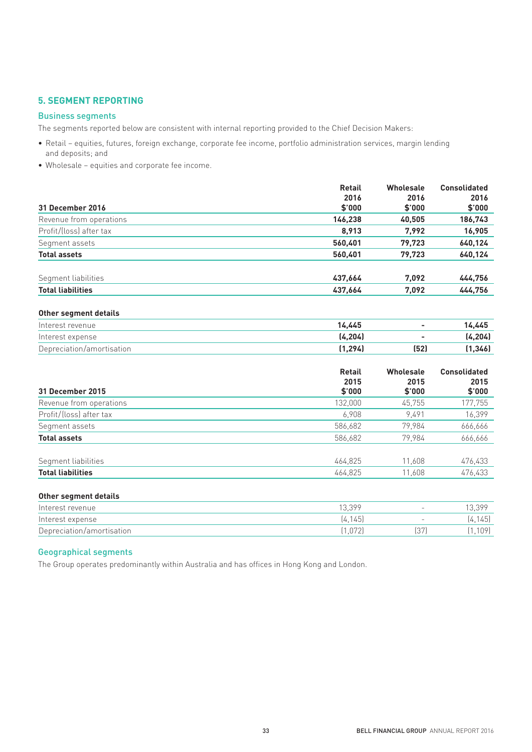## 5. SEGMENT REPORTING

### Business segments

The segments reported below are consistent with internal reporting provided to the Chief Decision Makers:

- Retail – equities, futures, foreign exchange, corporate fee income, portfolio administration services, margin lending and deposits; and
- Wholesale – equities and corporate fee income.

| 31 December 2016 | Retail 2016 $'000 | Wholesale 2016 $'000 | Consolidated 2016 $'000 |
|---|---|---|---|
| Revenue from operations | **146,238** | **40,505** | **186,743** |
| Profit/(loss) after tax | **8,913** | **7,992** | **16,905** |
| Segment assets | **560,401** | **79,723** | **640,124** |
| **Total assets** | **560,401** | **79,723** | **640,124** |
| | | | |
| Segment liabilities | **437,664** | **7,092** | **444,756** |
| **Total liabilities** | **437,664** | **7,092** | **444,756** |
| | | | |
| **Other segment details** | | | |
| Interest revenue | **14,445** | **-** | **14,445** |
| Interest expense | **(4,204)** | **-** | **(4,204)** |
| Depreciation/amortisation | **(1,294)** | **(52)** | **(1,346)** |

| 31 December 2015 | Retail 2015 $'000 | Wholesale 2015 $'000 | Consolidated 2015 $'000 |
|---|---|---|---|
| Revenue from operations | 132,000 | 45,755 | 177,755 |
| Profit/(loss) after tax | 6,908 | 9,491 | 16,399 |
| Segment assets | 586,682 | 79,984 | 666,666 |
| **Total assets** | 586,682 | 79,984 | 666,666 |
| | | | |
| Segment liabilities | 464,825 | 11,608 | 476,433 |
| **Total liabilities** | 464,825 | 11,608 | 476,433 |
| | | | |
| **Other segment details** | | | |
| Interest revenue | 13,399 | - | 13,399 |
| Interest expense | (4,145) | - | (4,145) |
| Depreciation/amortisation | (1,072) | (37) | (1,109) |

### Geographical segments

The Group operates predominantly within Australia and has offices in Hong Kong and London.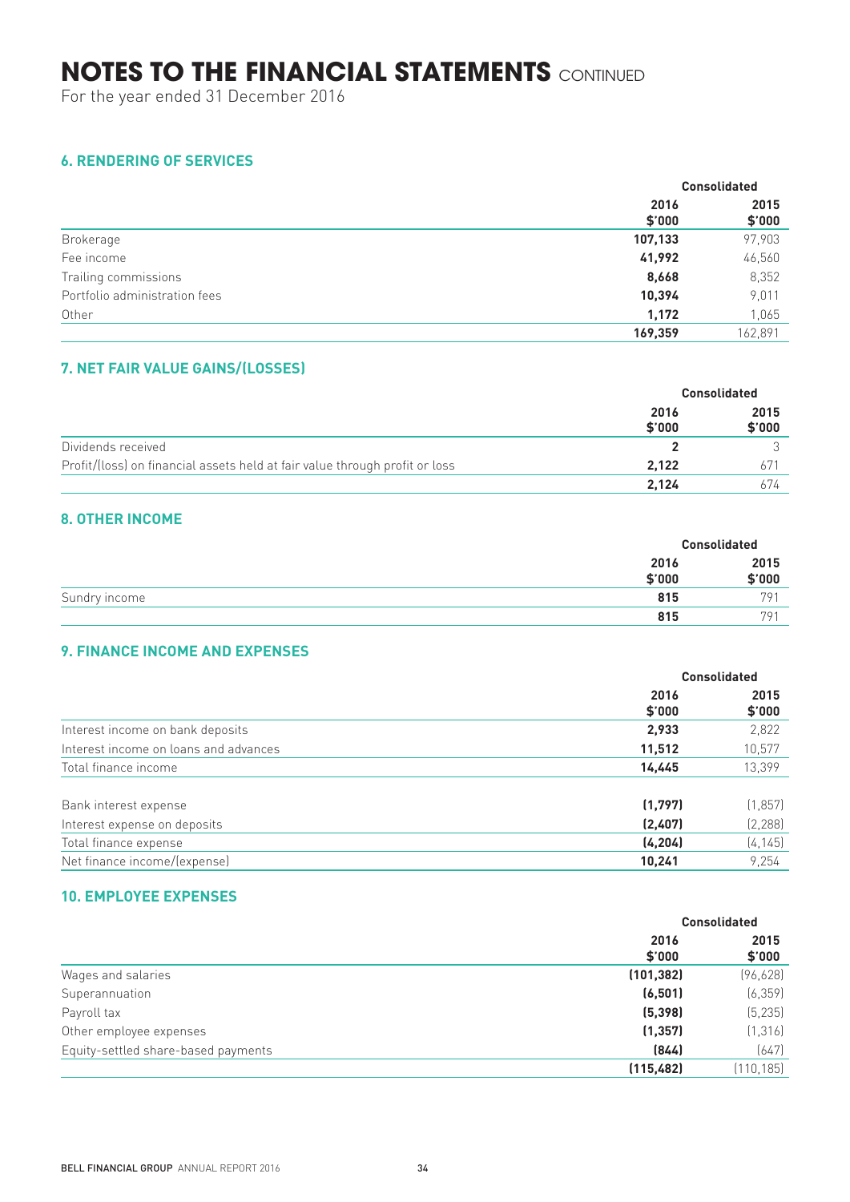# NOTES TO THE FINANCIAL STATEMENTS CONTINUED

For the year ended 31 December 2016

## 6. RENDERING OF SERVICES

| | Consolidated | |
|---|---|---|
| | **2016** **$'000** | **2015** **$'000** |
| Brokerage | **107,133** | 97,903 |
| Fee income | **41,992** | 46,560 |
| Trailing commissions | **8,668** | 8,352 |
| Portfolio administration fees | **10,394** | 9,011 |
| Other | **1,172** | 1,065 |
| | **169,359** | 162,891 |

## 7. NET FAIR VALUE GAINS/(LOSSES)

| | Consolidated | |
|---|---|---|
| | **2016** **$'000** | **2015** **$'000** |
| Dividends received | **2** | 3 |
| Profit/(loss) on financial assets held at fair value through profit or loss | **2,122** | 671 |
| | **2,124** | 674 |

## 8. OTHER INCOME

| | Consolidated | |
|---|---|---|
| | **2016** **$'000** | **2015** **$'000** |
| Sundry income | **815** | 791 |
| | **815** | 791 |

## 9. FINANCE INCOME AND EXPENSES

| | Consolidated | |
|---|---|---|
| | **2016** **$'000** | **2015** **$'000** |
| Interest income on bank deposits | **2,933** | 2,822 |
| Interest income on loans and advances | **11,512** | 10,577 |
| Total finance income | **14,445** | 13,399 |
| | | |
| Bank interest expense | **(1,797)** | (1,857) |
| Interest expense on deposits | **(2,407)** | (2,288) |
| Total finance expense | **(4,204)** | (4,145) |
| Net finance income/(expense) | **10,241** | 9,254 |

## 10. EMPLOYEE EXPENSES

| | Consolidated | |
|---|---|---|
| | **2016** **$'000** | **2015** **$'000** |
| Wages and salaries | **(101,382)** | (96,628) |
| Superannuation | **(6,501)** | (6,359) |
| Payroll tax | **(5,398)** | (5,235) |
| Other employee expenses | **(1,357)** | (1,316) |
| Equity-settled share-based payments | **(844)** | (647) |
| | **(115,482)** | (110,185) |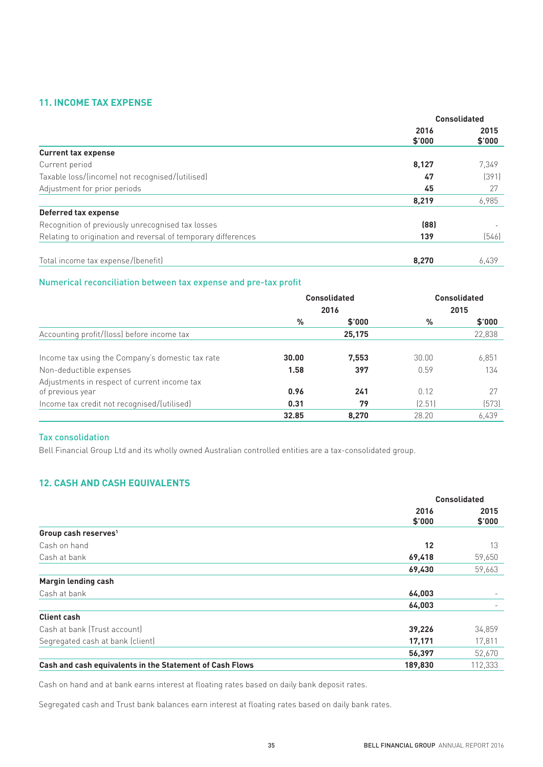## 11. INCOME TAX EXPENSE

| | Consolidated | |
|---|---|---|
| | 2016 $'000 | 2015 $'000 |
| **Current tax expense** | | |
| Current period | **8,127** | 7,349 |
| Taxable loss/(income) not recognised/(utilised) | **47** | (391) |
| Adjustment for prior periods | **45** | 27 |
| | **8,219** | 6,985 |
| **Deferred tax expense** | | |
| Recognition of previously unrecognised tax losses | **(88)** | - |
| Relating to origination and reversal of temporary differences | **139** | (546) |
| Total income tax expense/(benefit) | **8,270** | 6,439 |

### Numerical reconciliation between tax expense and pre-tax profit

| | Consolidated 2016 | | Consolidated 2015 | |
|---|---|---|---|---|
| | % | $'000 | % | $'000 |
| Accounting profit/(loss) before income tax | | **25,175** | | 22,838 |
| Income tax using the Company's domestic tax rate | **30.00** | **7,553** | 30.00 | 6,851 |
| Non-deductible expenses | **1.58** | **397** | 0.59 | 134 |
| Adjustments in respect of current income tax of previous year | **0.96** | **241** | 0.12 | 27 |
| Income tax credit not recognised/(utilised) | **0.31** | **79** | (2.51) | (573) |
| | **32.85** | **8,270** | 28.20 | 6,439 |

### Tax consolidation

Bell Financial Group Ltd and its wholly owned Australian controlled entities are a tax-consolidated group.

## 12. CASH AND CASH EQUIVALENTS

| | Consolidated | |
|---|---|---|
| | 2016 $'000 | 2015 $'000 |
| **Group cash reserves**[1] | | |
| Cash on hand | **12** | 13 |
| Cash at bank | **69,418** | 59,650 |
| | **69,430** | 59,663 |
| **Margin lending cash** | | |
| Cash at bank | **64,003** | - |
| | **64,003** | - |
| **Client cash** | | |
| Cash at bank (Trust account) | **39,226** | 34,859 |
| Segregated cash at bank (client) | **17,171** | 17,811 |
| | **56,397** | 52,670 |
| **Cash and cash equivalents in the Statement of Cash Flows** | **189,830** | 112,333 |

Cash on hand and at bank earns interest at floating rates based on daily bank deposit rates.

Segregated cash and Trust bank balances earn interest at floating rates based on daily bank rates.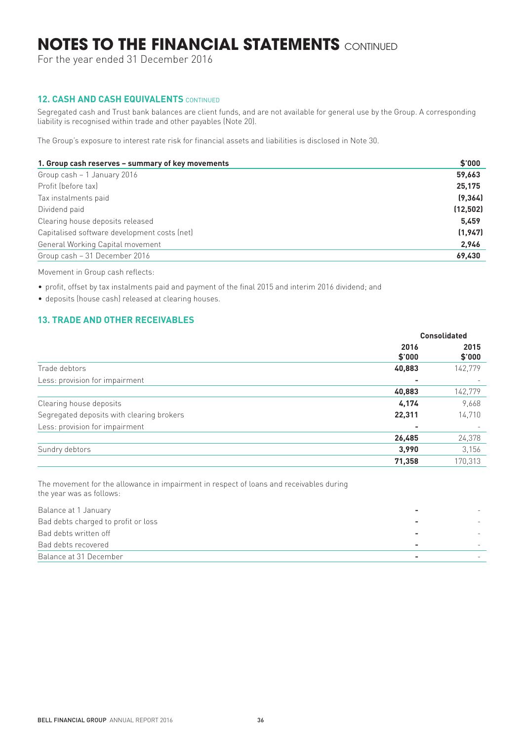# NOTES TO THE FINANCIAL STATEMENTS CONTINUED

For the year ended 31 December 2016

### 12. CASH AND CASH EQUIVALENTS CONTINUED

Segregated cash and Trust bank balances are client funds, and are not available for general use by the Group. A corresponding liability is recognised within trade and other payables (Note 20).

The Group's exposure to interest rate risk for financial assets and liabilities is disclosed in Note 30.

| 1. Group cash reserves – summary of key movements | $'000 |
|---|---|
| Group cash – 1 January 2016 | **59,663** |
| Profit (before tax) | **25,175** |
| Tax instalments paid | **(9,364)** |
| Dividend paid | **(12,502)** |
| Clearing house deposits released | **5,459** |
| Capitalised software development costs (net) | **(1,947)** |
| General Working Capital movement | **2,946** |
| Group cash – 31 December 2016 | **69,430** |

Movement in Group cash reflects:

- profit, offset by tax instalments paid and payment of the final 2015 and interim 2016 dividend; and
- deposits (house cash) released at clearing houses.

### 13. TRADE AND OTHER RECEIVABLES

| | Consolidated | |
|---|---|---|
| | 2016<br>$'000 | 2015<br>$'000 |
| Trade debtors | **40,883** | 142,779 |
| Less: provision for impairment | **-** | - |
| | **40,883** | 142,779 |
| Clearing house deposits | **4,174** | 9,668 |
| Segregated deposits with clearing brokers | **22,311** | 14,710 |
| Less: provision for impairment | **-** | - |
| | **26,485** | 24,378 |
| Sundry debtors | **3,990** | 3,156 |
| | **71,358** | 170,313 |

The movement for the allowance in impairment in respect of loans and receivables during the year was as follows:

| | | |
|---|---|---|
| Balance at 1 January | **-** | - |
| Bad debts charged to profit or loss | **-** | - |
| Bad debts written off | **-** | - |
| Bad debts recovered | **-** | - |
| Balance at 31 December | **-** | - |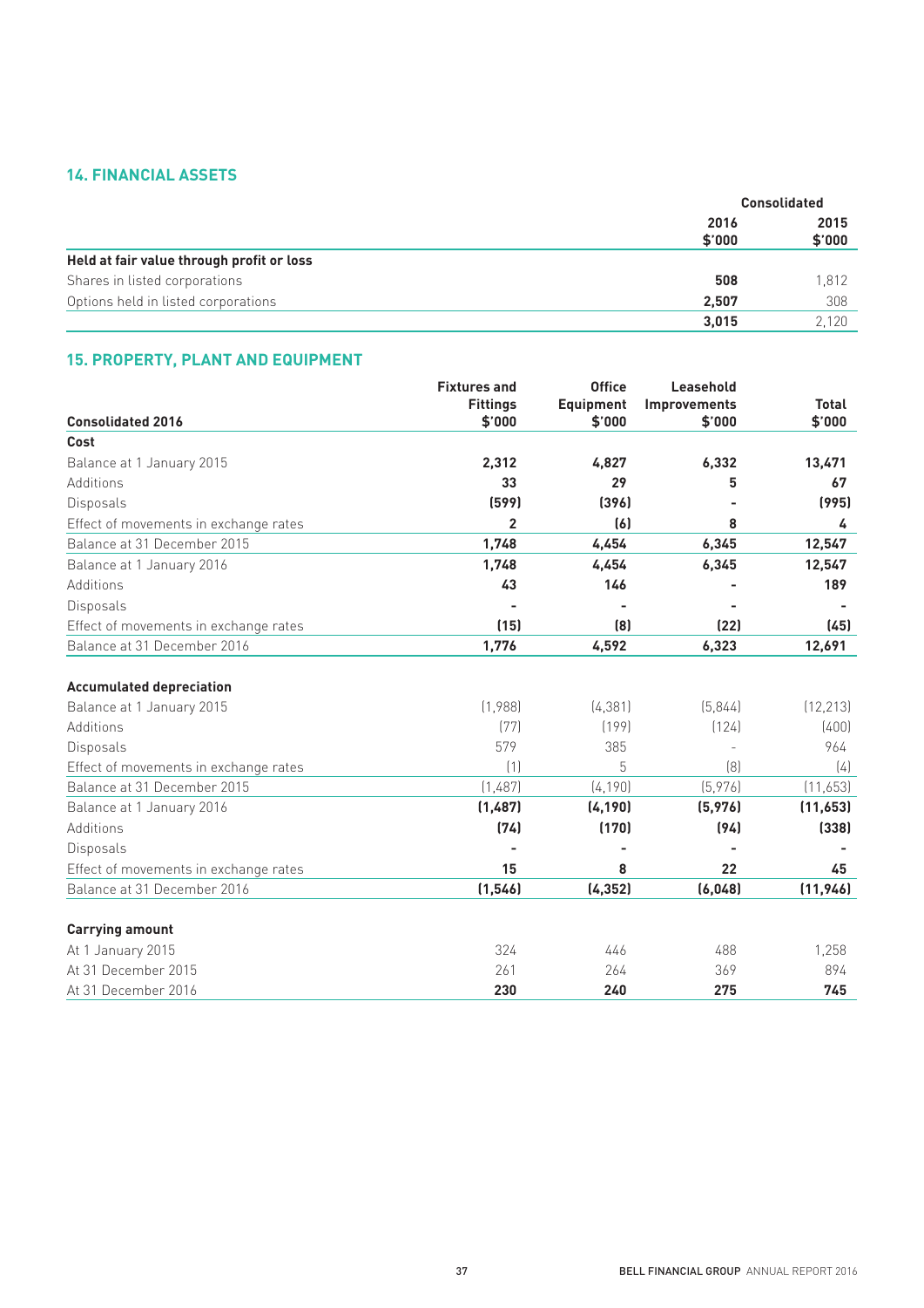## 14. FINANCIAL ASSETS

| | Consolidated | |
|---|---|---|
| | 2016<br>$'000 | 2015<br>$'000 |
| **Held at fair value through profit or loss** | | |
| Shares in listed corporations | **508** | 1,812 |
| Options held in listed corporations | **2,507** | 308 |
| | **3,015** | 2,120 |

## 15. PROPERTY, PLANT AND EQUIPMENT

| Consolidated 2016 | Fixtures and Fittings $'000 | Office Equipment $'000 | Leasehold Improvements $'000 | Total $'000 |
|---|---|---|---|---|
| **Cost** | | | | |
| Balance at 1 January 2015 | **2,312** | **4,827** | **6,332** | **13,471** |
| Additions | **33** | **29** | **5** | **67** |
| Disposals | **(599)** | **(396)** | **-** | **(995)** |
| Effect of movements in exchange rates | **2** | **(6)** | **8** | **4** |
| Balance at 31 December 2015 | **1,748** | **4,454** | **6,345** | **12,547** |
| Balance at 1 January 2016 | **1,748** | **4,454** | **6,345** | **12,547** |
| Additions | **43** | **146** | **-** | **189** |
| Disposals | **-** | **-** | **-** | **-** |
| Effect of movements in exchange rates | **(15)** | **(8)** | **(22)** | **(45)** |
| Balance at 31 December 2016 | **1,776** | **4,592** | **6,323** | **12,691** |
| | | | | |
| **Accumulated depreciation** | | | | |
| Balance at 1 January 2015 | (1,988) | (4,381) | (5,844) | (12,213) |
| Additions | (77) | (199) | (124) | (400) |
| Disposals | 579 | 385 | - | 964 |
| Effect of movements in exchange rates | (1) | 5 | (8) | (4) |
| Balance at 31 December 2015 | (1,487) | (4,190) | (5,976) | (11,653) |
| Balance at 1 January 2016 | **(1,487)** | **(4,190)** | **(5,976)** | **(11,653)** |
| Additions | **(74)** | **(170)** | **(94)** | **(338)** |
| Disposals | **-** | **-** | **-** | **-** |
| Effect of movements in exchange rates | **15** | **8** | **22** | **45** |
| Balance at 31 December 2016 | **(1,546)** | **(4,352)** | **(6,048)** | **(11,946)** |
| | | | | |
| **Carrying amount** | | | | |
| At 1 January 2015 | 324 | 446 | 488 | 1,258 |
| At 31 December 2015 | 261 | 264 | 369 | 894 |
| At 31 December 2016 | **230** | **240** | **275** | **745** |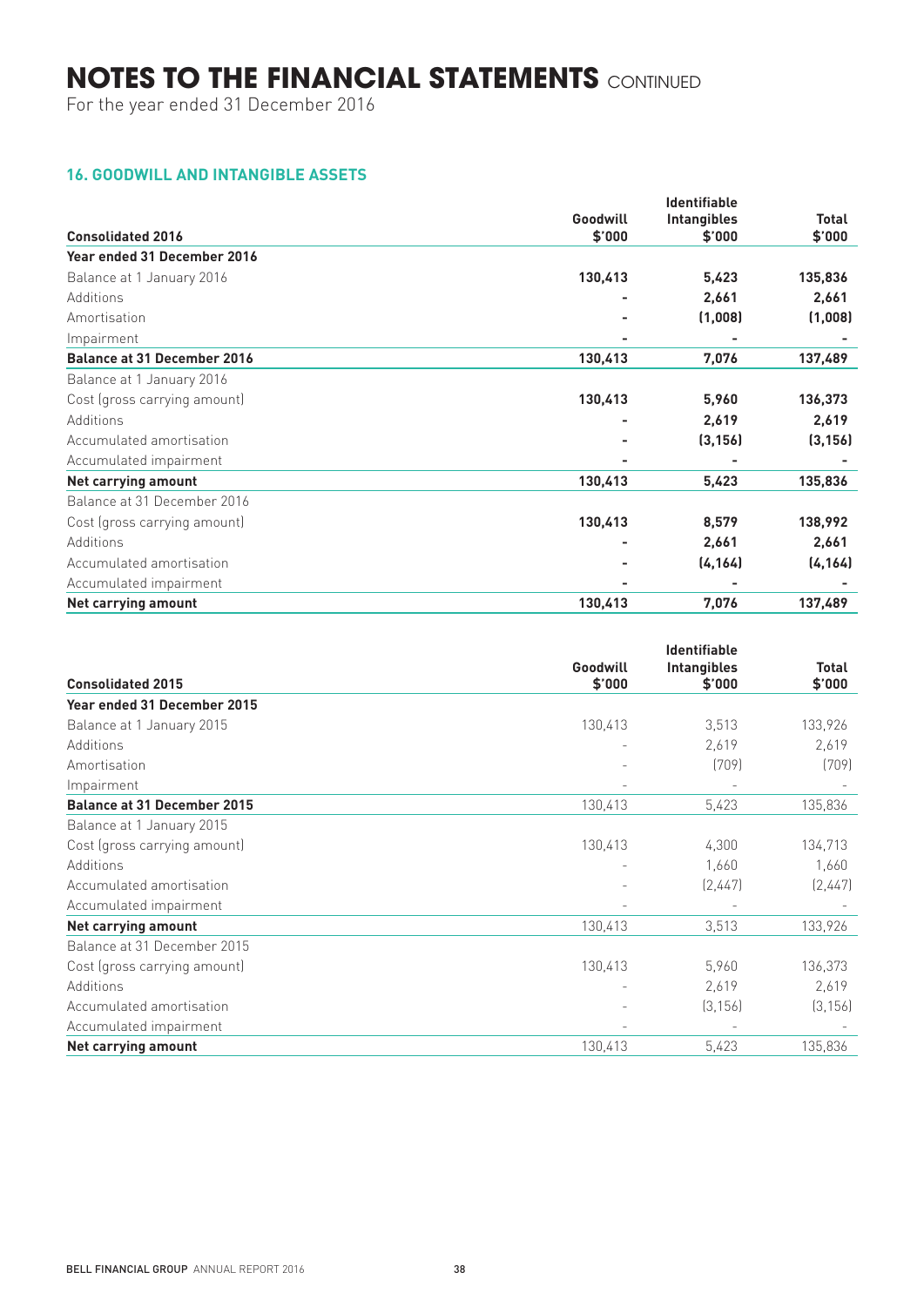# NOTES TO THE FINANCIAL STATEMENTS CONTINUED

For the year ended 31 December 2016

## 16. GOODWILL AND INTANGIBLE ASSETS

| Consolidated 2016 | Goodwill $'000 | Identifiable Intangibles $'000 | Total $'000 |
|---|---|---|---|
| **Year ended 31 December 2016** | | | |
| Balance at 1 January 2016 | **130,413** | **5,423** | **135,836** |
| Additions | **-** | **2,661** | **2,661** |
| Amortisation | **-** | **(1,008)** | **(1,008)** |
| Impairment | **-** | **-** | **-** |
| **Balance at 31 December 2016** | **130,413** | **7,076** | **137,489** |
| Balance at 1 January 2016 | | | |
| Cost (gross carrying amount) | **130,413** | **5,960** | **136,373** |
| Additions | **-** | **2,619** | **2,619** |
| Accumulated amortisation | **-** | **(3,156)** | **(3,156)** |
| Accumulated impairment | **-** | **-** | **-** |
| **Net carrying amount** | **130,413** | **5,423** | **135,836** |
| Balance at 31 December 2016 | | | |
| Cost (gross carrying amount) | **130,413** | **8,579** | **138,992** |
| Additions | **-** | **2,661** | **2,661** |
| Accumulated amortisation | **-** | **(4,164)** | **(4,164)** |
| Accumulated impairment | **-** | **-** | **-** |
| **Net carrying amount** | **130,413** | **7,076** | **137,489** |

| Consolidated 2015 | Goodwill $'000 | Identifiable Intangibles $'000 | Total $'000 |
|---|---|---|---|
| **Year ended 31 December 2015** | | | |
| Balance at 1 January 2015 | 130,413 | 3,513 | 133,926 |
| Additions | - | 2,619 | 2,619 |
| Amortisation | - | (709) | (709) |
| Impairment | - | - | - |
| **Balance at 31 December 2015** | 130,413 | 5,423 | 135,836 |
| Balance at 1 January 2015 | | | |
| Cost (gross carrying amount) | 130,413 | 4,300 | 134,713 |
| Additions | - | 1,660 | 1,660 |
| Accumulated amortisation | - | (2,447) | (2,447) |
| Accumulated impairment | - | - | - |
| **Net carrying amount** | 130,413 | 3,513 | 133,926 |
| Balance at 31 December 2015 | | | |
| Cost (gross carrying amount) | 130,413 | 5,960 | 136,373 |
| Additions | - | 2,619 | 2,619 |
| Accumulated amortisation | - | (3,156) | (3,156) |
| Accumulated impairment | - | - | - |
| **Net carrying amount** | 130,413 | 5,423 | 135,836 |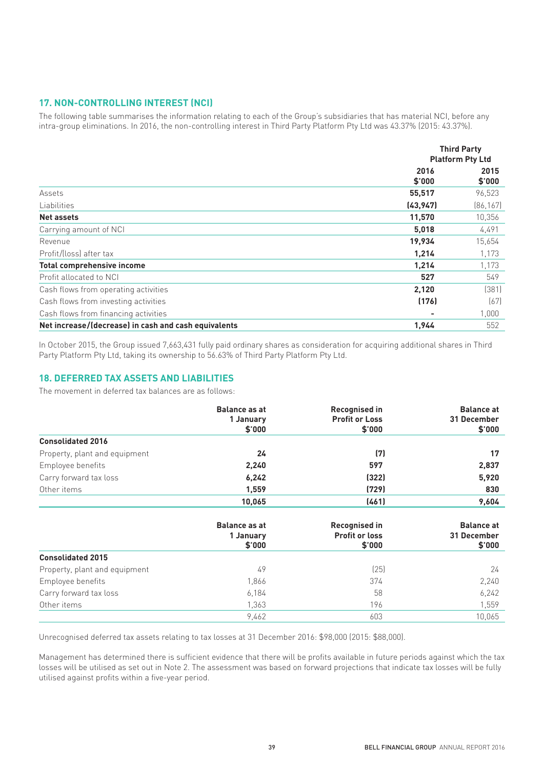## 17. NON-CONTROLLING INTEREST (NCI)

The following table summarises the information relating to each of the Group's subsidiaries that has material NCI, before any intra-group eliminations. In 2016, the non-controlling interest in Third Party Platform Pty Ltd was 43.37% (2015: 43.37%).

| | Third Party Platform Pty Ltd | |
|---|---|---|
| | **2016 $'000** | **2015 $'000** |
| Assets | **55,517** | 96,523 |
| Liabilities | **(43,947)** | (86,167) |
| **Net assets** | **11,570** | 10,356 |
| Carrying amount of NCI | **5,018** | 4,491 |
| Revenue | **19,934** | 15,654 |
| Profit/(loss) after tax | **1,214** | 1,173 |
| **Total comprehensive income** | **1,214** | 1,173 |
| Profit allocated to NCI | **527** | 549 |
| Cash flows from operating activities | **2,120** | (381) |
| Cash flows from investing activities | **(176)** | (67) |
| Cash flows from financing activities | **-** | 1,000 |
| **Net increase/(decrease) in cash and cash equivalents** | **1,944** | 552 |

In October 2015, the Group issued 7,663,431 fully paid ordinary shares as consideration for acquiring additional shares in Third Party Platform Pty Ltd, taking its ownership to 56.63% of Third Party Platform Pty Ltd.

## 18. DEFERRED TAX ASSETS AND LIABILITIES

The movement in deferred tax balances are as follows:

| | Balance as at 1 January $'000 | Recognised in Profit or Loss $'000 | Balance at 31 December $'000 |
|---|---|---|---|
| **Consolidated 2016** | | | |
| Property, plant and equipment | **24** | **(7)** | **17** |
| Employee benefits | **2,240** | **597** | **2,837** |
| Carry forward tax loss | **6,242** | **(322)** | **5,920** |
| Other items | **1,559** | **(729)** | **830** |
| | **10,065** | **(461)** | **9,604** |

| | Balance as at 1 January $'000 | Recognised in Profit or loss $'000 | Balance at 31 December $'000 |
|---|---|---|---|
| **Consolidated 2015** | | | |
| Property, plant and equipment | 49 | (25) | 24 |
| Employee benefits | 1,866 | 374 | 2,240 |
| Carry forward tax loss | 6,184 | 58 | 6,242 |
| Other items | 1,363 | 196 | 1,559 |
| | 9,462 | 603 | 10,065 |

Unrecognised deferred tax assets relating to tax losses at 31 December 2016: $98,000 (2015: $88,000).

Management has determined there is sufficient evidence that there will be profits available in future periods against which the tax losses will be utilised as set out in Note 2. The assessment was based on forward projections that indicate tax losses will be fully utilised against profits within a five-year period.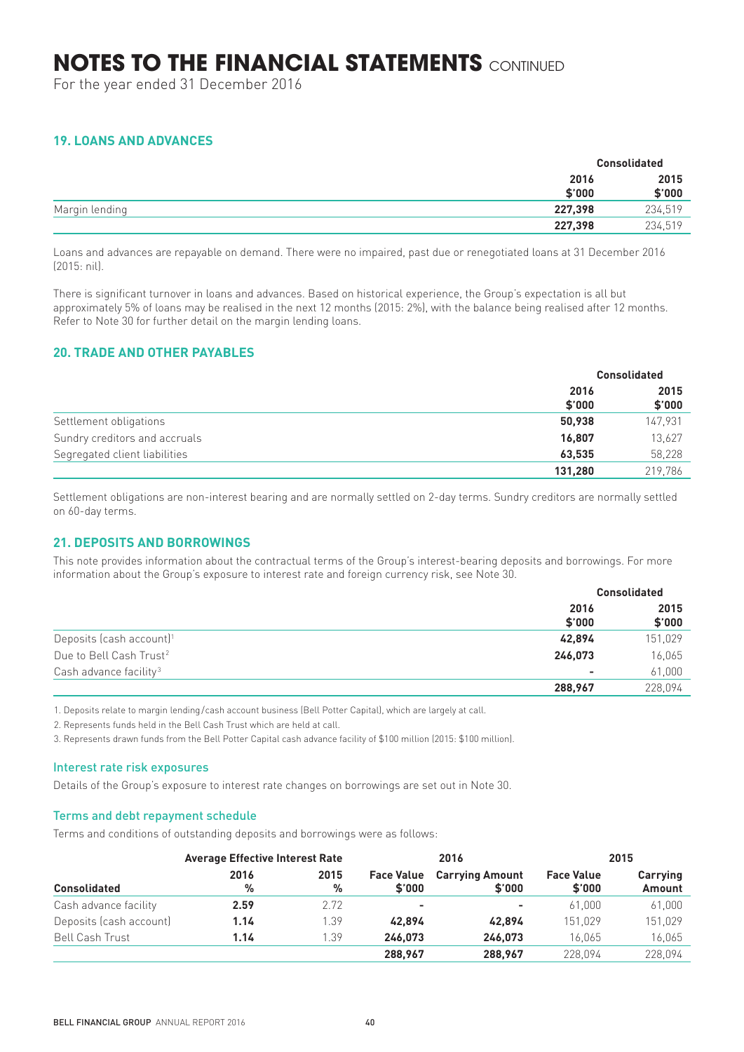# NOTES TO THE FINANCIAL STATEMENTS CONTINUED

For the year ended 31 December 2016

## 19. LOANS AND ADVANCES

| | Consolidated | |
|---|---|---|
| | **2016 \$'000** | **2015 \$'000** |
| Margin lending | **227,398** | 234,519 |
| | **227,398** | 234,519 |

Loans and advances are repayable on demand. There were no impaired, past due or renegotiated loans at 31 December 2016 (2015: nil).

There is significant turnover in loans and advances. Based on historical experience, the Group's expectation is all but approximately 5% of loans may be realised in the next 12 months (2015: 2%), with the balance being realised after 12 months. Refer to Note 30 for further detail on the margin lending loans.

## 20. TRADE AND OTHER PAYABLES

| | Consolidated | |
|---|---|---|
| | **2016 \$'000** | **2015 \$'000** |
| Settlement obligations | **50,938** | 147,931 |
| Sundry creditors and accruals | **16,807** | 13,627 |
| Segregated client liabilities | **63,535** | 58,228 |
| | **131,280** | 219,786 |

Settlement obligations are non-interest bearing and are normally settled on 2-day terms. Sundry creditors are normally settled on 60-day terms.

## 21. DEPOSITS AND BORROWINGS

This note provides information about the contractual terms of the Group's interest-bearing deposits and borrowings. For more information about the Group's exposure to interest rate and foreign currency risk, see Note 30.

| | Consolidated | |
|---|---|---|
| | **2016 \$'000** | **2015 \$'000** |
| Deposits (cash account)[1] | **42,894** | 151,029 |
| Due to Bell Cash Trust[2] | **246,073** | 16,065 |
| Cash advance facility[3] | **-** | 61,000 |
| | **288,967** | 228,094 |

1. Deposits relate to margin lending/cash account business (Bell Potter Capital), which are largely at call.

2. Represents funds held in the Bell Cash Trust which are held at call.

3. Represents drawn funds from the Bell Potter Capital cash advance facility of \$100 million (2015: \$100 million).

### Interest rate risk exposures

Details of the Group's exposure to interest rate changes on borrowings are set out in Note 30.

### Terms and debt repayment schedule

Terms and conditions of outstanding deposits and borrowings were as follows:

| | Average Effective Interest Rate | | 2016 | | 2015 | |
|---|---|---|---|---|---|---|
| **Consolidated** | **2016 %** | **2015 %** | **Face Value \$'000** | **Carrying Amount \$'000** | **Face Value \$'000** | **Carrying Amount** |
| Cash advance facility | **2.59** | 2.72 | **-** | **-** | 61,000 | 61,000 |
| Deposits (cash account) | **1.14** | 1.39 | **42,894** | **42,894** | 151,029 | 151,029 |
| Bell Cash Trust | **1.14** | 1.39 | **246,073** | **246,073** | 16,065 | 16,065 |
| | | | **288,967** | **288,967** | 228,094 | 228,094 |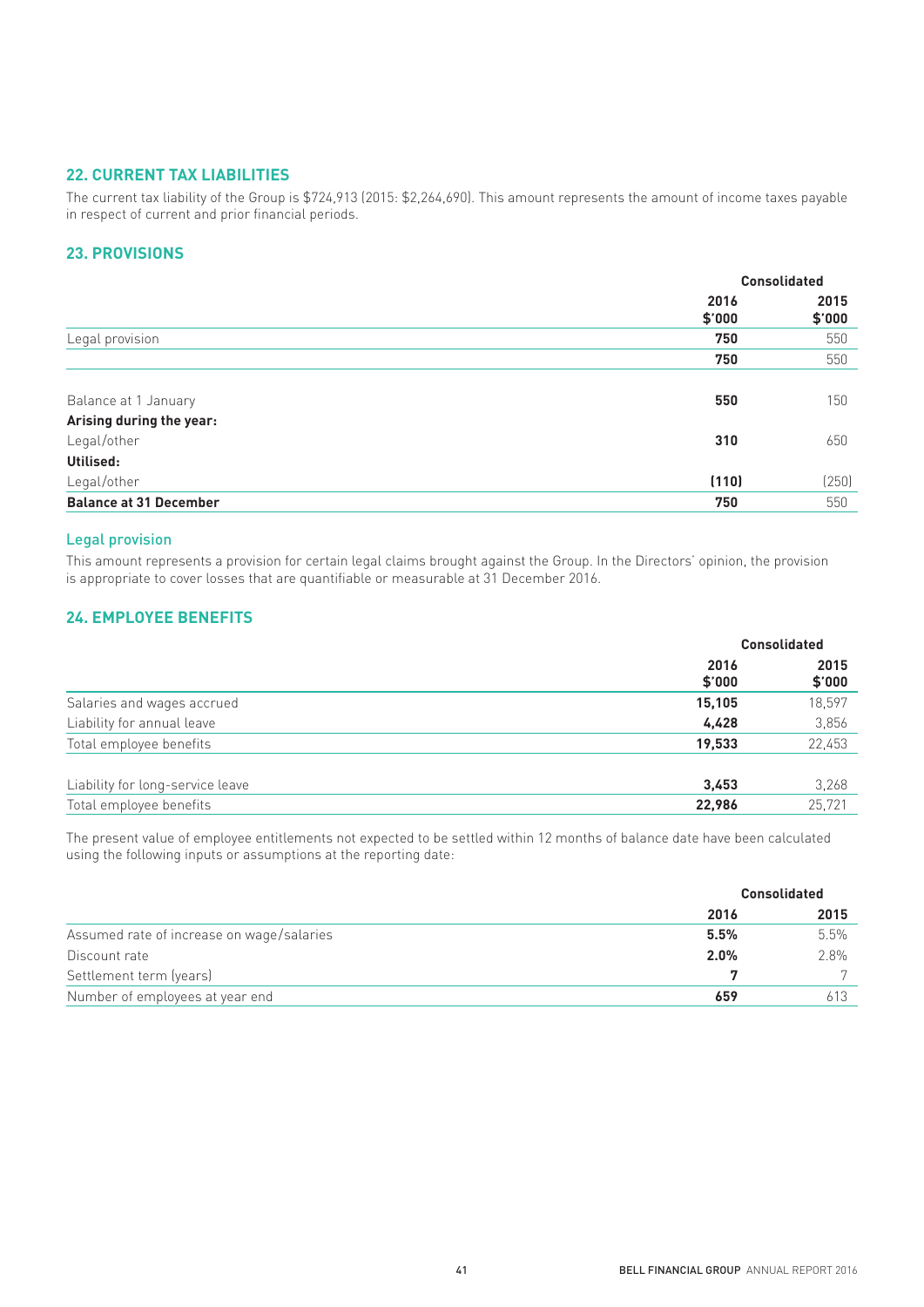## 22. CURRENT TAX LIABILITIES

The current tax liability of the Group is $724,913 (2015: $2,264,690). This amount represents the amount of income taxes payable in respect of current and prior financial periods.

## 23. PROVISIONS

| | Consolidated | |
|---|---|---|
| | **2016 $'000** | **2015 $'000** |
| Legal provision | **750** | 550 |
| | **750** | 550 |
| | | |
| Balance at 1 January | **550** | 150 |
| **Arising during the year:** | | |
| Legal/other | **310** | 650 |
| **Utilised:** | | |
| Legal/other | **(110)** | (250) |
| **Balance at 31 December** | **750** | 550 |

### Legal provision

This amount represents a provision for certain legal claims brought against the Group. In the Directors' opinion, the provision is appropriate to cover losses that are quantifiable or measurable at 31 December 2016.

## 24. EMPLOYEE BENEFITS

| | Consolidated | |
|---|---|---|
| | **2016 $'000** | **2015 $'000** |
| Salaries and wages accrued | **15,105** | 18,597 |
| Liability for annual leave | **4,428** | 3,856 |
| Total employee benefits | **19,533** | 22,453 |
| | | |
| Liability for long-service leave | **3,453** | 3,268 |
| Total employee benefits | **22,986** | 25,721 |

The present value of employee entitlements not expected to be settled within 12 months of balance date have been calculated using the following inputs or assumptions at the reporting date:

| | Consolidated | |
|---|---|---|
| | **2016** | **2015** |
| Assumed rate of increase on wage/salaries | **5.5%** | 5.5% |
| Discount rate | **2.0%** | 2.8% |
| Settlement term (years) | **7** | 7 |
| Number of employees at year end | **659** | 613 |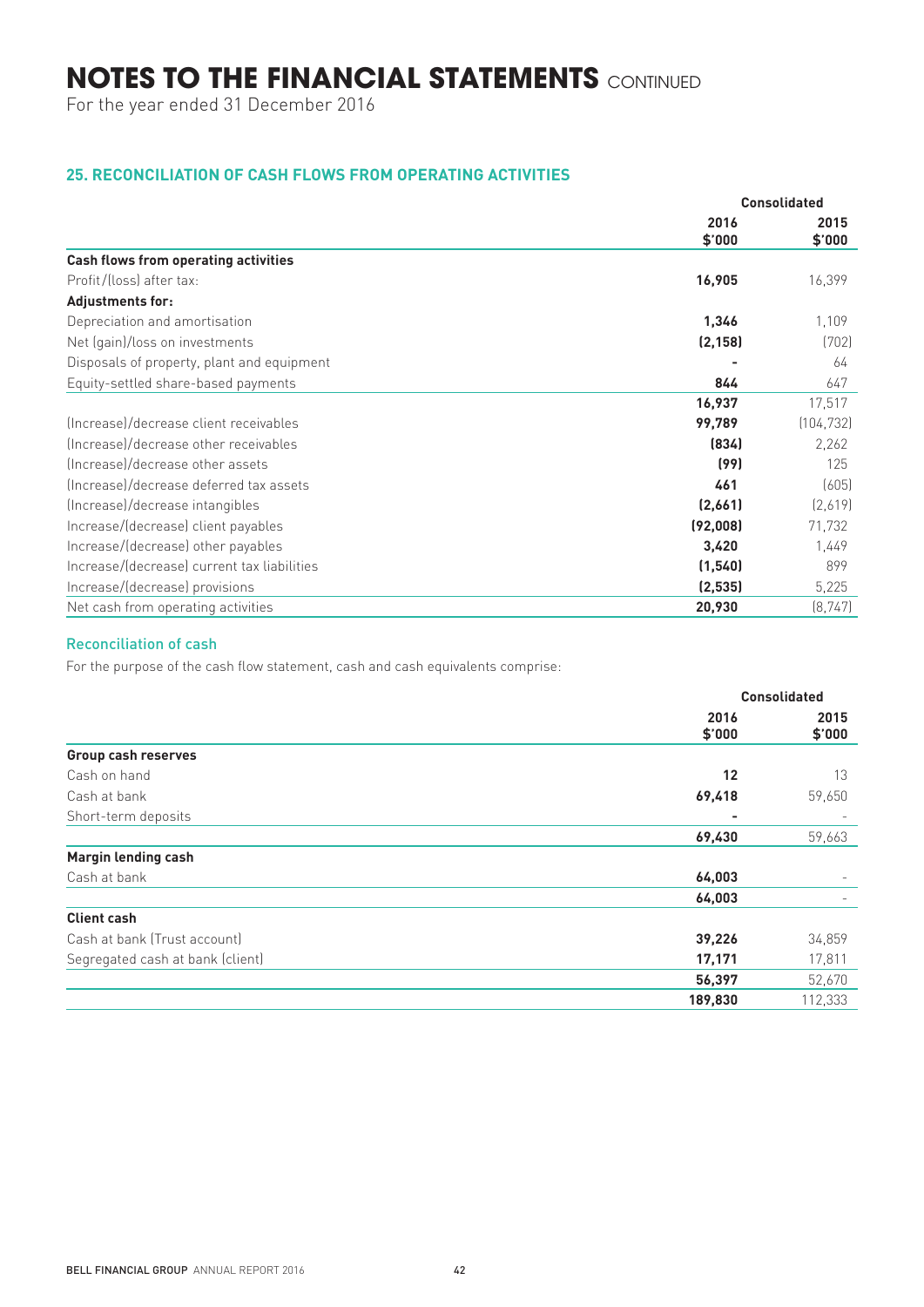# NOTES TO THE FINANCIAL STATEMENTS CONTINUED

For the year ended 31 December 2016

## 25. RECONCILIATION OF CASH FLOWS FROM OPERATING ACTIVITIES

| | Consolidated | |
|---|---|---|
| | **2016 $'000** | **2015 $'000** |
| **Cash flows from operating activities** | | |
| Profit/(loss) after tax: | **16,905** | 16,399 |
| **Adjustments for:** | | |
| Depreciation and amortisation | **1,346** | 1,109 |
| Net (gain)/loss on investments | **(2,158)** | (702) |
| Disposals of property, plant and equipment | **-** | 64 |
| Equity-settled share-based payments | **844** | 647 |
| | **16,937** | 17,517 |
| (Increase)/decrease client receivables | **99,789** | (104,732) |
| (Increase)/decrease other receivables | **(834)** | 2,262 |
| (Increase)/decrease other assets | **(99)** | 125 |
| (Increase)/decrease deferred tax assets | **461** | (605) |
| (Increase)/decrease intangibles | **(2,661)** | (2,619) |
| Increase/(decrease) client payables | **(92,008)** | 71,732 |
| Increase/(decrease) other payables | **3,420** | 1,449 |
| Increase/(decrease) current tax liabilities | **(1,540)** | 899 |
| Increase/(decrease) provisions | **(2,535)** | 5,225 |
| Net cash from operating activities | **20,930** | (8,747) |

### Reconciliation of cash

For the purpose of the cash flow statement, cash and cash equivalents comprise:

| | Consolidated | |
|---|---|---|
| | **2016 $'000** | **2015 $'000** |
| **Group cash reserves** | | |
| Cash on hand | **12** | 13 |
| Cash at bank | **69,418** | 59,650 |
| Short-term deposits | **-** | - |
| | **69,430** | 59,663 |
| **Margin lending cash** | | |
| Cash at bank | **64,003** | - |
| | **64,003** | - |
| **Client cash** | | |
| Cash at bank (Trust account) | **39,226** | 34,859 |
| Segregated cash at bank (client) | **17,171** | 17,811 |
| | **56,397** | 52,670 |
| | **189,830** | 112,333 |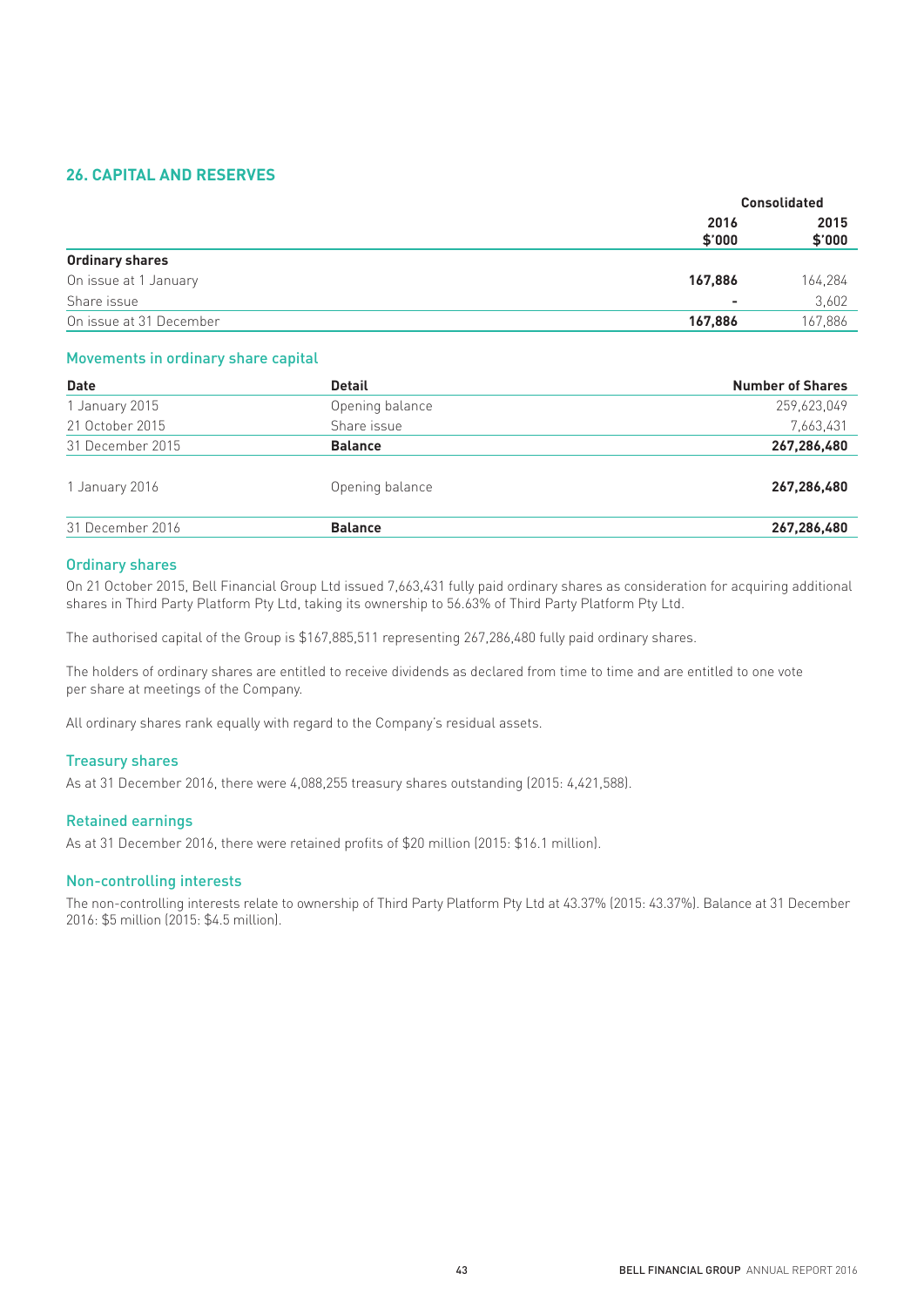## 26. CAPITAL AND RESERVES

| | Consolidated | |
|---|---|---|
| | **2016** | **2015** |
| | **$'000** | **$'000** |
| **Ordinary shares** | | |
| On issue at 1 January | **167,886** | 164,284 |
| Share issue | **-** | 3,602 |
| On issue at 31 December | **167,886** | 167,886 |

### Movements in ordinary share capital

| Date | Detail | Number of Shares |
|---|---|---|
| 1 January 2015 | Opening balance | 259,623,049 |
| 21 October 2015 | Share issue | 7,663,431 |
| 31 December 2015 | **Balance** | **267,286,480** |
| 1 January 2016 | Opening balance | **267,286,480** |
| 31 December 2016 | **Balance** | **267,286,480** |

### Ordinary shares

On 21 October 2015, Bell Financial Group Ltd issued 7,663,431 fully paid ordinary shares as consideration for acquiring additional shares in Third Party Platform Pty Ltd, taking its ownership to 56.63% of Third Party Platform Pty Ltd.

The authorised capital of the Group is $167,885,511 representing 267,286,480 fully paid ordinary shares.

The holders of ordinary shares are entitled to receive dividends as declared from time to time and are entitled to one vote per share at meetings of the Company.

All ordinary shares rank equally with regard to the Company's residual assets.

### Treasury shares

As at 31 December 2016, there were 4,088,255 treasury shares outstanding (2015: 4,421,588).

### Retained earnings

As at 31 December 2016, there were retained profits of $20 million (2015: $16.1 million).

### Non-controlling interests

The non-controlling interests relate to ownership of Third Party Platform Pty Ltd at 43.37% (2015: 43.37%). Balance at 31 December 2016: $5 million (2015: $4.5 million).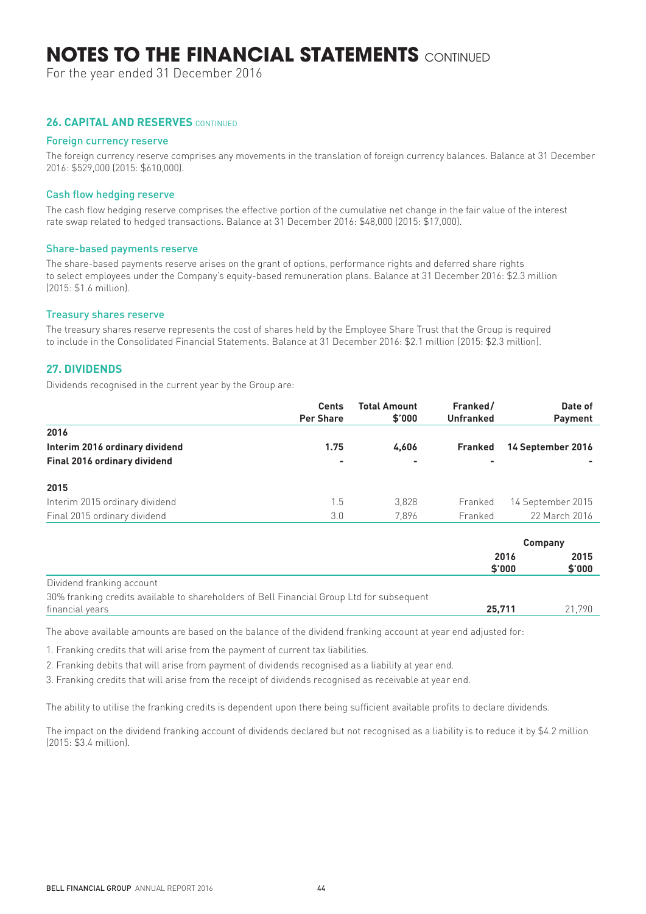# NOTES TO THE FINANCIAL STATEMENTS CONTINUED

For the year ended 31 December 2016

## 26. CAPITAL AND RESERVES CONTINUED

### Foreign currency reserve

The foreign currency reserve comprises any movements in the translation of foreign currency balances. Balance at 31 December 2016: $529,000 (2015: $610,000).

### Cash flow hedging reserve

The cash flow hedging reserve comprises the effective portion of the cumulative net change in the fair value of the interest rate swap related to hedged transactions. Balance at 31 December 2016: $48,000 (2015: $17,000).

### Share-based payments reserve

The share-based payments reserve arises on the grant of options, performance rights and deferred share rights to select employees under the Company's equity-based remuneration plans. Balance at 31 December 2016: $2.3 million (2015: $1.6 million).

### Treasury shares reserve

The treasury shares reserve represents the cost of shares held by the Employee Share Trust that the Group is required to include in the Consolidated Financial Statements. Balance at 31 December 2016: $2.1 million (2015: $2.3 million).

## 27. DIVIDENDS

Dividends recognised in the current year by the Group are:

| | Cents Per Share | Total Amount $'000 | Franked/ Unfranked | Date of Payment |
|---|---|---|---|---|
| **2016** | | | | |
| **Interim 2016 ordinary dividend** | **1.75** | **4,606** | **Franked** | **14 September 2016** |
| **Final 2016 ordinary dividend** | **-** | **-** | **-** | **-** |
| **2015** | | | | |
| Interim 2015 ordinary dividend | 1.5 | 3,828 | Franked | 14 September 2015 |
| Final 2015 ordinary dividend | 3.0 | 7,896 | Franked | 22 March 2016 |

| | Company | |
|---|---|---|
| | **2016 $'000** | **2015 $'000** |
| Dividend franking account | | |
| 30% franking credits available to shareholders of Bell Financial Group Ltd for subsequent financial years | **25,711** | 21,790 |

The above available amounts are based on the balance of the dividend franking account at year end adjusted for:

1. Franking credits that will arise from the payment of current tax liabilities.
2. Franking debits that will arise from payment of dividends recognised as a liability at year end.
3. Franking credits that will arise from the receipt of dividends recognised as receivable at year end.

The ability to utilise the franking credits is dependent upon there being sufficient available profits to declare dividends.

The impact on the dividend franking account of dividends declared but not recognised as a liability is to reduce it by $4.2 million (2015: $3.4 million).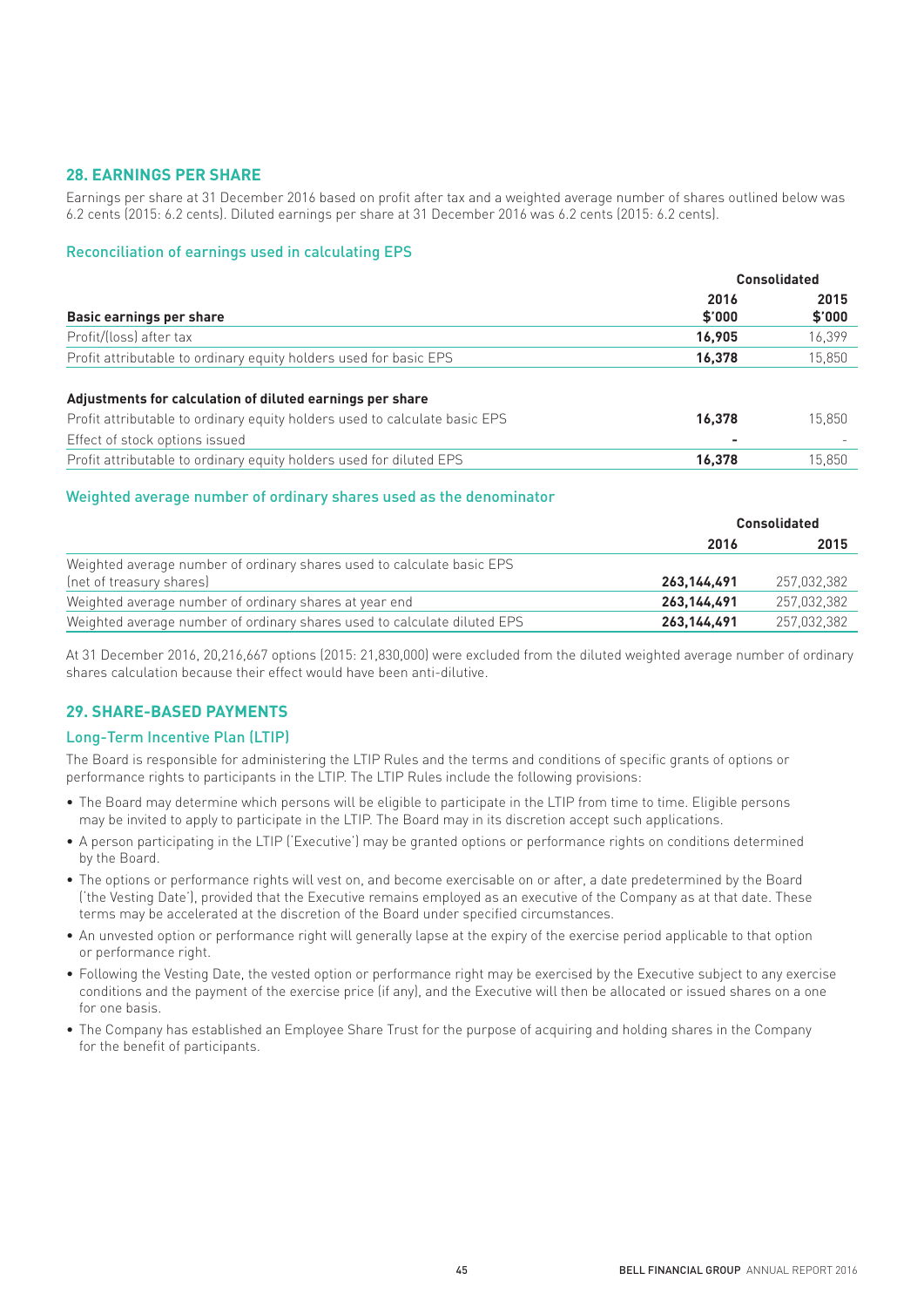## 28. EARNINGS PER SHARE

Earnings per share at 31 December 2016 based on profit after tax and a weighted average number of shares outlined below was 6.2 cents (2015: 6.2 cents). Diluted earnings per share at 31 December 2016 was 6.2 cents (2015: 6.2 cents).

### Reconciliation of earnings used in calculating EPS

| | Consolidated | |
|---|---|---|
| **Basic earnings per share** | **2016 $'000** | **2015 $'000** |
| Profit/(loss) after tax | **16,905** | 16,399 |
| Profit attributable to ordinary equity holders used for basic EPS | **16,378** | 15,850 |
| **Adjustments for calculation of diluted earnings per share** | | |
| Profit attributable to ordinary equity holders used to calculate basic EPS | **16,378** | 15,850 |
| Effect of stock options issued | **-** | - |
| Profit attributable to ordinary equity holders used for diluted EPS | **16,378** | 15,850 |

### Weighted average number of ordinary shares used as the denominator

| | Consolidated | |
|---|---|---|
| | **2016** | **2015** |
| Weighted average number of ordinary shares used to calculate basic EPS (net of treasury shares) | **263,144,491** | 257,032,382 |
| Weighted average number of ordinary shares at year end | **263,144,491** | 257,032,382 |
| Weighted average number of ordinary shares used to calculate diluted EPS | **263,144,491** | 257,032,382 |

At 31 December 2016, 20,216,667 options (2015: 21,830,000) were excluded from the diluted weighted average number of ordinary shares calculation because their effect would have been anti-dilutive.

## 29. SHARE-BASED PAYMENTS

### Long-Term Incentive Plan (LTIP)

The Board is responsible for administering the LTIP Rules and the terms and conditions of specific grants of options or performance rights to participants in the LTIP. The LTIP Rules include the following provisions:

- The Board may determine which persons will be eligible to participate in the LTIP from time to time. Eligible persons may be invited to apply to participate in the LTIP. The Board may in its discretion accept such applications.
- A person participating in the LTIP ('Executive') may be granted options or performance rights on conditions determined by the Board.
- The options or performance rights will vest on, and become exercisable on or after, a date predetermined by the Board ('the Vesting Date'), provided that the Executive remains employed as an executive of the Company as at that date. These terms may be accelerated at the discretion of the Board under specified circumstances.
- An unvested option or performance right will generally lapse at the expiry of the exercise period applicable to that option or performance right.
- Following the Vesting Date, the vested option or performance right may be exercised by the Executive subject to any exercise conditions and the payment of the exercise price (if any), and the Executive will then be allocated or issued shares on a one for one basis.
- The Company has established an Employee Share Trust for the purpose of acquiring and holding shares in the Company for the benefit of participants.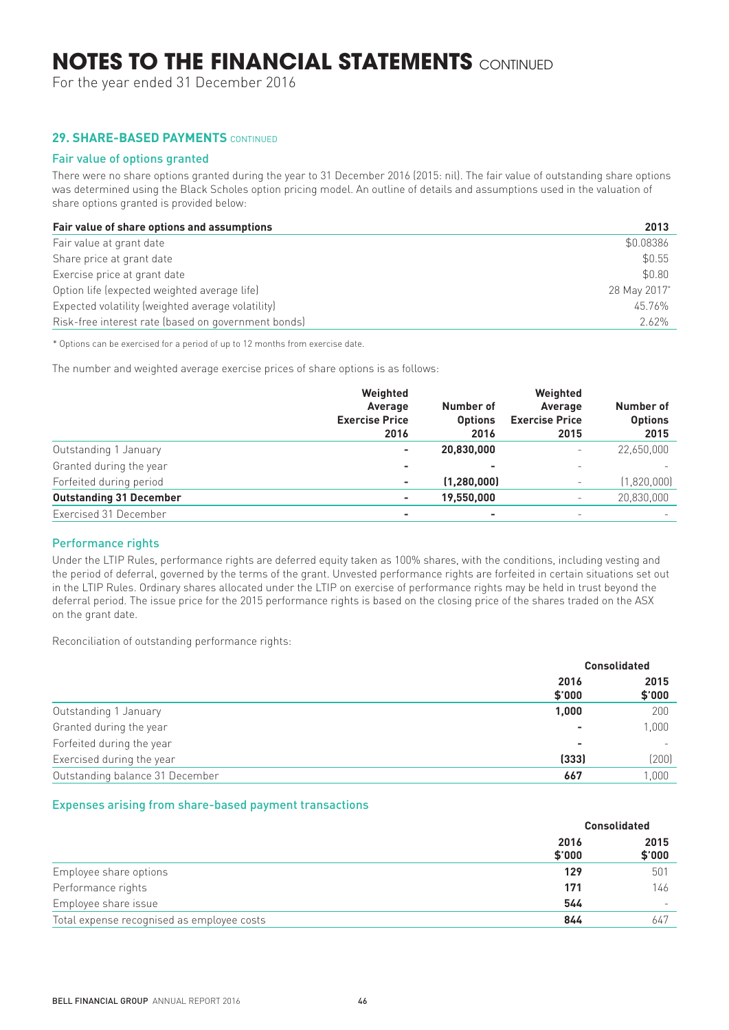# NOTES TO THE FINANCIAL STATEMENTS CONTINUED

For the year ended 31 December 2016

## 29. SHARE-BASED PAYMENTS CONTINUED

### Fair value of options granted

There were no share options granted during the year to 31 December 2016 (2015: nil). The fair value of outstanding share options was determined using the Black Scholes option pricing model. An outline of details and assumptions used in the valuation of share options granted is provided below:

| Fair value of share options and assumptions | 2013 |
|---|---|
| Fair value at grant date | \$0.08386 |
| Share price at grant date | \$0.55 |
| Exercise price at grant date | \$0.80 |
| Option life (expected weighted average life) | 28 May 2017* |
| Expected volatility (weighted average volatility) | 45.76% |
| Risk-free interest rate (based on government bonds) | 2.62% |

\* Options can be exercised for a period of up to 12 months from exercise date.

The number and weighted average exercise prices of share options is as follows:

| | Weighted Average Exercise Price 2016 | Number of Options 2016 | Weighted Average Exercise Price 2015 | Number of Options 2015 |
|---|---|---|---|---|
| Outstanding 1 January | - | **20,830,000** | - | 22,650,000 |
| Granted during the year | - | - | - | - |
| Forfeited during period | - | **(1,280,000)** | - | (1,820,000) |
| **Outstanding 31 December** | - | **19,550,000** | - | 20,830,000 |
| Exercised 31 December | - | - | - | - |

### Performance rights

Under the LTIP Rules, performance rights are deferred equity taken as 100% shares, with the conditions, including vesting and the period of deferral, governed by the terms of the grant. Unvested performance rights are forfeited in certain situations set out in the LTIP Rules. Ordinary shares allocated under the LTIP on exercise of performance rights may be held in trust beyond the deferral period. The issue price for the 2015 performance rights is based on the closing price of the shares traded on the ASX on the grant date.

Reconciliation of outstanding performance rights:

| | Consolidated | |
|---|---|---|
| | 2016 \$'000 | 2015 \$'000 |
| Outstanding 1 January | **1,000** | 200 |
| Granted during the year | - | 1,000 |
| Forfeited during the year | - | - |
| Exercised during the year | **(333)** | (200) |
| Outstanding balance 31 December | **667** | 1,000 |

### Expenses arising from share-based payment transactions

| | Consolidated | |
|---|---|---|
| | 2016 \$'000 | 2015 \$'000 |
| Employee share options | **129** | 501 |
| Performance rights | **171** | 146 |
| Employee share issue | **544** | - |
| Total expense recognised as employee costs | **844** | 647 |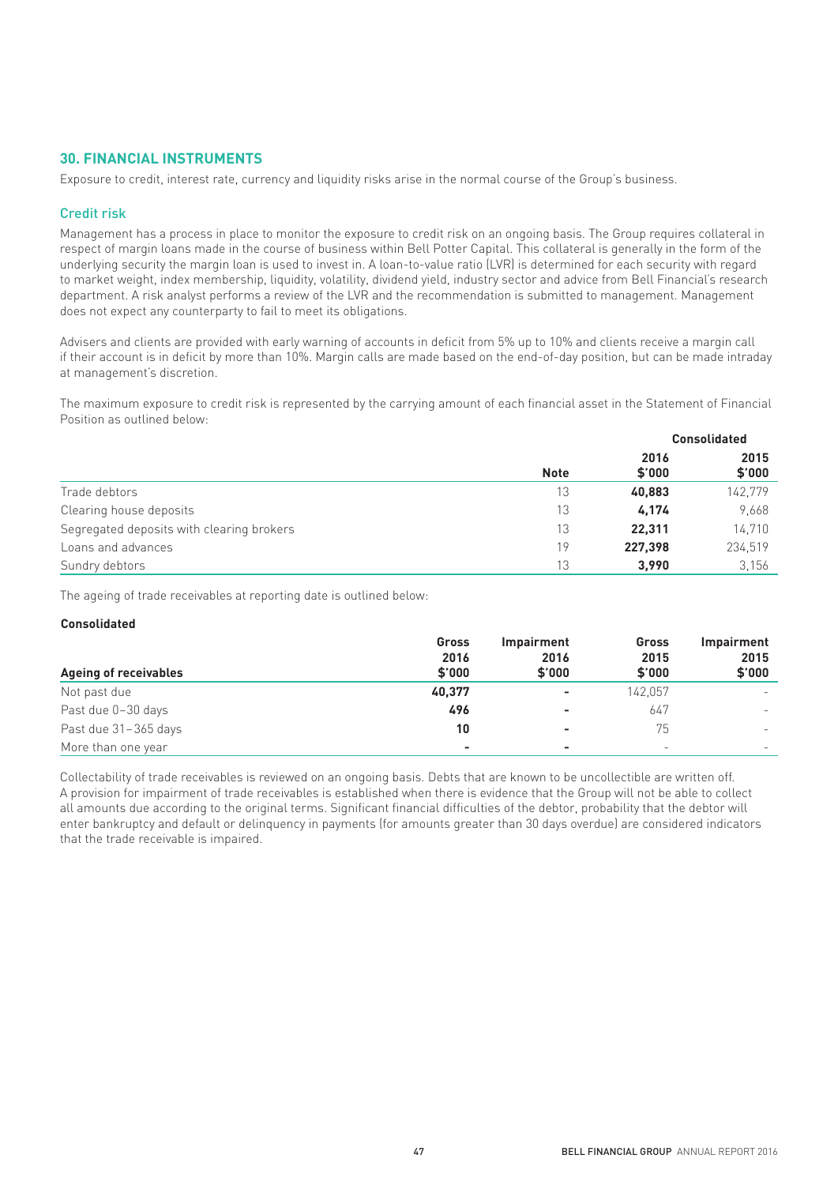## 30. FINANCIAL INSTRUMENTS

Exposure to credit, interest rate, currency and liquidity risks arise in the normal course of the Group's business.

### Credit risk

Management has a process in place to monitor the exposure to credit risk on an ongoing basis. The Group requires collateral in respect of margin loans made in the course of business within Bell Potter Capital. This collateral is generally in the form of the underlying security the margin loan is used to invest in. A loan-to-value ratio (LVR) is determined for each security with regard to market weight, index membership, liquidity, volatility, dividend yield, industry sector and advice from Bell Financial's research department. A risk analyst performs a review of the LVR and the recommendation is submitted to management. Management does not expect any counterparty to fail to meet its obligations.

Advisers and clients are provided with early warning of accounts in deficit from 5% up to 10% and clients receive a margin call if their account is in deficit by more than 10%. Margin calls are made based on the end-of-day position, but can be made intraday at management's discretion.

The maximum exposure to credit risk is represented by the carrying amount of each financial asset in the Statement of Financial Position as outlined below:

| | | Consolidated | |
|---|---|---|---|
| | Note | 2016 $'000 | 2015 $'000 |
| Trade debtors | 13 | **40,883** | 142,779 |
| Clearing house deposits | 13 | **4,174** | 9,668 |
| Segregated deposits with clearing brokers | 13 | **22,311** | 14,710 |
| Loans and advances | 19 | **227,398** | 234,519 |
| Sundry debtors | 13 | **3,990** | 3,156 |

The ageing of trade receivables at reporting date is outlined below:

**Consolidated**

| Ageing of receivables | Gross 2016 $'000 | Impairment 2016 $'000 | Gross 2015 $'000 | Impairment 2015 $'000 |
|---|---|---|---|---|
| Not past due | **40,377** | **-** | 142,057 | - |
| Past due 0–30 days | **496** | **-** | 647 | - |
| Past due 31–365 days | **10** | **-** | 75 | - |
| More than one year | **-** | **-** | - | - |

Collectability of trade receivables is reviewed on an ongoing basis. Debts that are known to be uncollectible are written off. A provision for impairment of trade receivables is established when there is evidence that the Group will not be able to collect all amounts due according to the original terms. Significant financial difficulties of the debtor, probability that the debtor will enter bankruptcy and default or delinquency in payments (for amounts greater than 30 days overdue) are considered indicators that the trade receivable is impaired.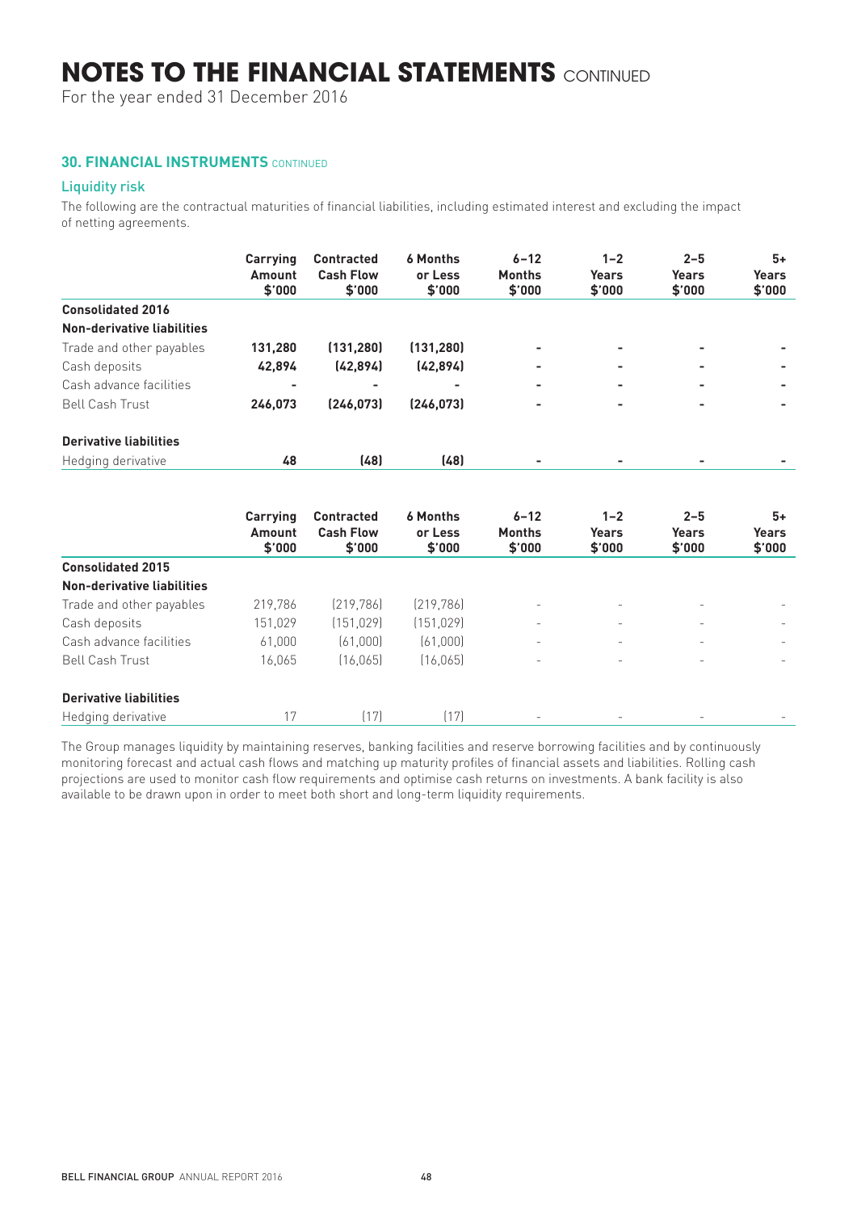# NOTES TO THE FINANCIAL STATEMENTS CONTINUED

For the year ended 31 December 2016

## 30. FINANCIAL INSTRUMENTS CONTINUED

### Liquidity risk

The following are the contractual maturities of financial liabilities, including estimated interest and excluding the impact of netting agreements.

| | Carrying Amount $'000 | Contracted Cash Flow $'000 | 6 Months or Less $'000 | 6–12 Months $'000 | 1–2 Years $'000 | 2–5 Years $'000 | 5+ Years $'000 |
|---|---|---|---|---|---|---|---|
| **Consolidated 2016** | | | | | | | |
| **Non-derivative liabilities** | | | | | | | |
| Trade and other payables | **131,280** | **(131,280)** | **(131,280)** | **-** | **-** | **-** | **-** |
| Cash deposits | **42,894** | **(42,894)** | **(42,894)** | **-** | **-** | **-** | **-** |
| Cash advance facilities | **-** | **-** | **-** | **-** | **-** | **-** | **-** |
| Bell Cash Trust | **246,073** | **(246,073)** | **(246,073)** | **-** | **-** | **-** | **-** |
| **Derivative liabilities** | | | | | | | |
| Hedging derivative | **48** | **(48)** | **(48)** | **-** | **-** | **-** | **-** |

| | Carrying Amount $'000 | Contracted Cash Flow $'000 | 6 Months or Less $'000 | 6–12 Months $'000 | 1–2 Years $'000 | 2–5 Years $'000 | 5+ Years $'000 |
|---|---|---|---|---|---|---|---|
| **Consolidated 2015** | | | | | | | |
| **Non-derivative liabilities** | | | | | | | |
| Trade and other payables | 219,786 | (219,786) | (219,786) | - | - | - | - |
| Cash deposits | 151,029 | (151,029) | (151,029) | - | - | - | - |
| Cash advance facilities | 61,000 | (61,000) | (61,000) | - | - | - | - |
| Bell Cash Trust | 16,065 | (16,065) | (16,065) | - | - | - | - |
| **Derivative liabilities** | | | | | | | |
| Hedging derivative | 17 | (17) | (17) | - | - | - | - |

The Group manages liquidity by maintaining reserves, banking facilities and reserve borrowing facilities and by continuously monitoring forecast and actual cash flows and matching up maturity profiles of financial assets and liabilities. Rolling cash projections are used to monitor cash flow requirements and optimise cash returns on investments. A bank facility is also available to be drawn upon in order to meet both short and long-term liquidity requirements.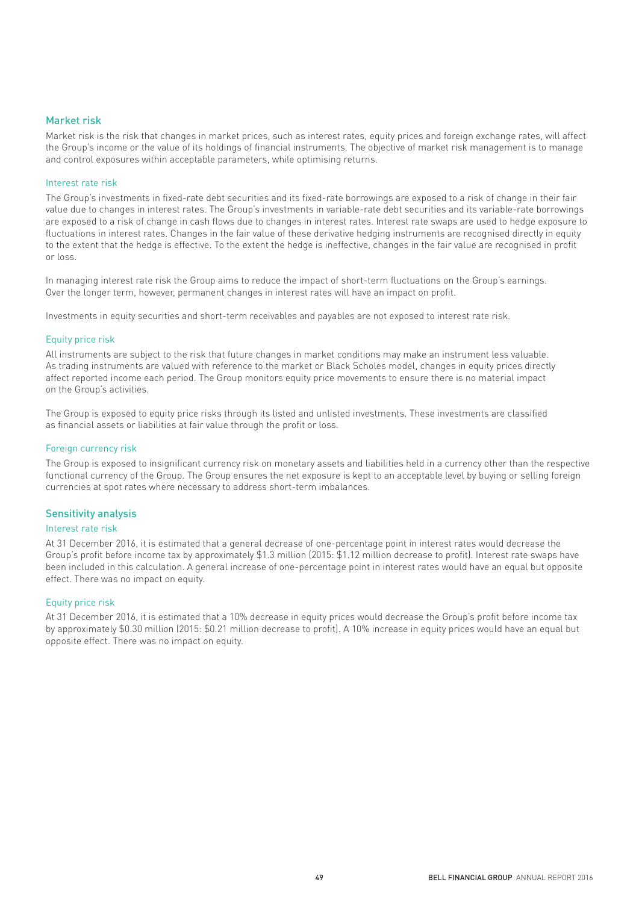## Market risk

Market risk is the risk that changes in market prices, such as interest rates, equity prices and foreign exchange rates, will affect the Group's income or the value of its holdings of financial instruments. The objective of market risk management is to manage and control exposures within acceptable parameters, while optimising returns.

### Interest rate risk

The Group's investments in fixed-rate debt securities and its fixed-rate borrowings are exposed to a risk of change in their fair value due to changes in interest rates. The Group's investments in variable-rate debt securities and its variable-rate borrowings are exposed to a risk of change in cash flows due to changes in interest rates. Interest rate swaps are used to hedge exposure to fluctuations in interest rates. Changes in the fair value of these derivative hedging instruments are recognised directly in equity to the extent that the hedge is effective. To the extent the hedge is ineffective, changes in the fair value are recognised in profit or loss.

In managing interest rate risk the Group aims to reduce the impact of short-term fluctuations on the Group's earnings. Over the longer term, however, permanent changes in interest rates will have an impact on profit.

Investments in equity securities and short-term receivables and payables are not exposed to interest rate risk.

### Equity price risk

All instruments are subject to the risk that future changes in market conditions may make an instrument less valuable. As trading instruments are valued with reference to the market or Black Scholes model, changes in equity prices directly affect reported income each period. The Group monitors equity price movements to ensure there is no material impact on the Group's activities.

The Group is exposed to equity price risks through its listed and unlisted investments. These investments are classified as financial assets or liabilities at fair value through the profit or loss.

### Foreign currency risk

The Group is exposed to insignificant currency risk on monetary assets and liabilities held in a currency other than the respective functional currency of the Group. The Group ensures the net exposure is kept to an acceptable level by buying or selling foreign currencies at spot rates where necessary to address short-term imbalances.

## Sensitivity analysis

### Interest rate risk

At 31 December 2016, it is estimated that a general decrease of one-percentage point in interest rates would decrease the Group's profit before income tax by approximately $1.3 million (2015: $1.12 million decrease to profit). Interest rate swaps have been included in this calculation. A general increase of one-percentage point in interest rates would have an equal but opposite effect. There was no impact on equity.

### Equity price risk

At 31 December 2016, it is estimated that a 10% decrease in equity prices would decrease the Group's profit before income tax by approximately $0.30 million (2015: $0.21 million decrease to profit). A 10% increase in equity prices would have an equal but opposite effect. There was no impact on equity.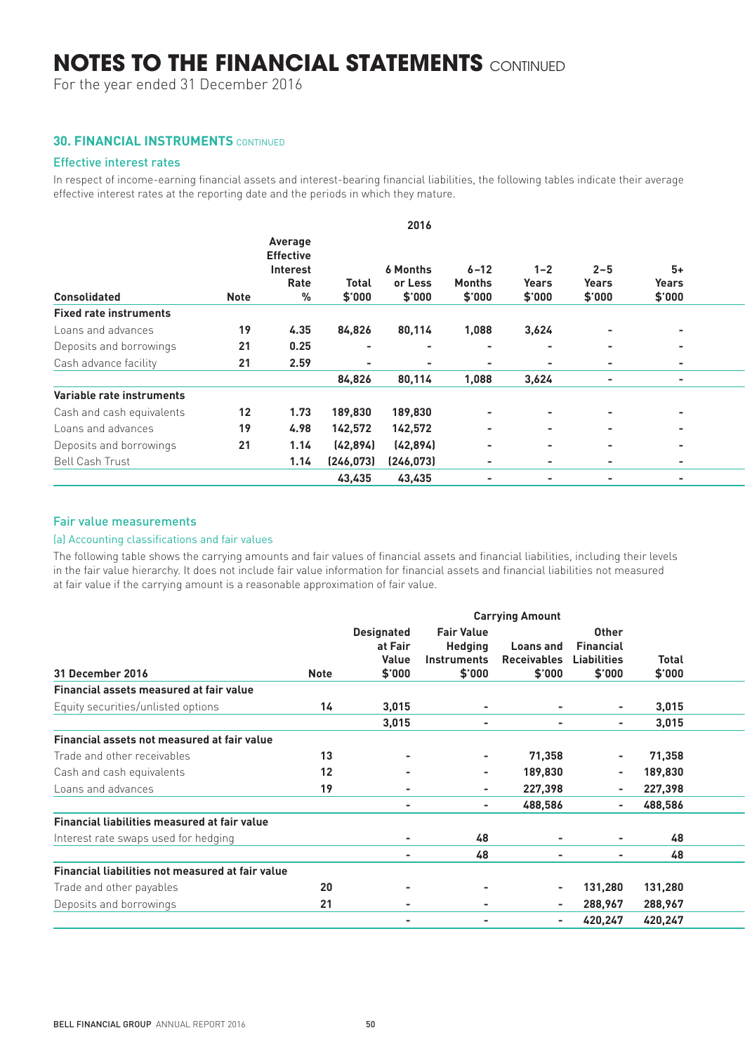# NOTES TO THE FINANCIAL STATEMENTS CONTINUED

For the year ended 31 December 2016

## 30. FINANCIAL INSTRUMENTS CONTINUED

### Effective interest rates

In respect of income-earning financial assets and interest-bearing financial liabilities, the following tables indicate their average effective interest rates at the reporting date and the periods in which they mature.

| | | 2016 | | | | | | |
|---|---|---|---|---|---|---|---|---|
| **Consolidated** | **Note** | **Average Effective Interest Rate %** | **Total $'000** | **6 Months or Less $'000** | **6–12 Months $'000** | **1–2 Years $'000** | **2–5 Years $'000** | **5+ Years $'000** |
| **Fixed rate instruments** | | | | | | | | |
| Loans and advances | 19 | 4.35 | 84,826 | 80,114 | 1,088 | 3,624 | - | - |
| Deposits and borrowings | 21 | 0.25 | - | - | - | - | - | - |
| Cash advance facility | 21 | 2.59 | - | - | - | - | - | - |
| | | | 84,826 | 80,114 | 1,088 | 3,624 | - | - |
| **Variable rate instruments** | | | | | | | | |
| Cash and cash equivalents | 12 | 1.73 | 189,830 | 189,830 | - | - | - | - |
| Loans and advances | 19 | 4.98 | 142,572 | 142,572 | - | - | - | - |
| Deposits and borrowings | 21 | 1.14 | (42,894) | (42,894) | - | - | - | - |
| Bell Cash Trust | | 1.14 | (246,073) | (246,073) | - | - | - | - |
| | | | 43,435 | 43,435 | - | - | - | - |

### Fair value measurements

#### (a) Accounting classifications and fair values

The following table shows the carrying amounts and fair values of financial assets and financial liabilities, including their levels in the fair value hierarchy. It does not include fair value information for financial assets and financial liabilities not measured at fair value if the carrying amount is a reasonable approximation of fair value.

| | | Carrying Amount | | | | |
|---|---|---|---|---|---|---|
| **31 December 2016** | **Note** | **Designated at Fair Value $'000** | **Fair Value Hedging Instruments $'000** | **Loans and Receivables $'000** | **Other Financial Liabilities $'000** | **Total $'000** |
| **Financial assets measured at fair value** | | | | | | |
| Equity securities/unlisted options | 14 | 3,015 | - | - | - | 3,015 |
| | | 3,015 | - | - | - | 3,015 |
| **Financial assets not measured at fair value** | | | | | | |
| Trade and other receivables | 13 | - | - | 71,358 | - | 71,358 |
| Cash and cash equivalents | 12 | - | - | 189,830 | - | 189,830 |
| Loans and advances | 19 | - | - | 227,398 | - | 227,398 |
| | | - | - | 488,586 | - | 488,586 |
| **Financial liabilities measured at fair value** | | | | | | |
| Interest rate swaps used for hedging | | - | 48 | - | - | 48 |
| | | - | 48 | - | - | 48 |
| **Financial liabilities not measured at fair value** | | | | | | |
| Trade and other payables | 20 | - | - | - | 131,280 | 131,280 |
| Deposits and borrowings | 21 | - | - | - | 288,967 | 288,967 |
| | | - | - | - | 420,247 | 420,247 |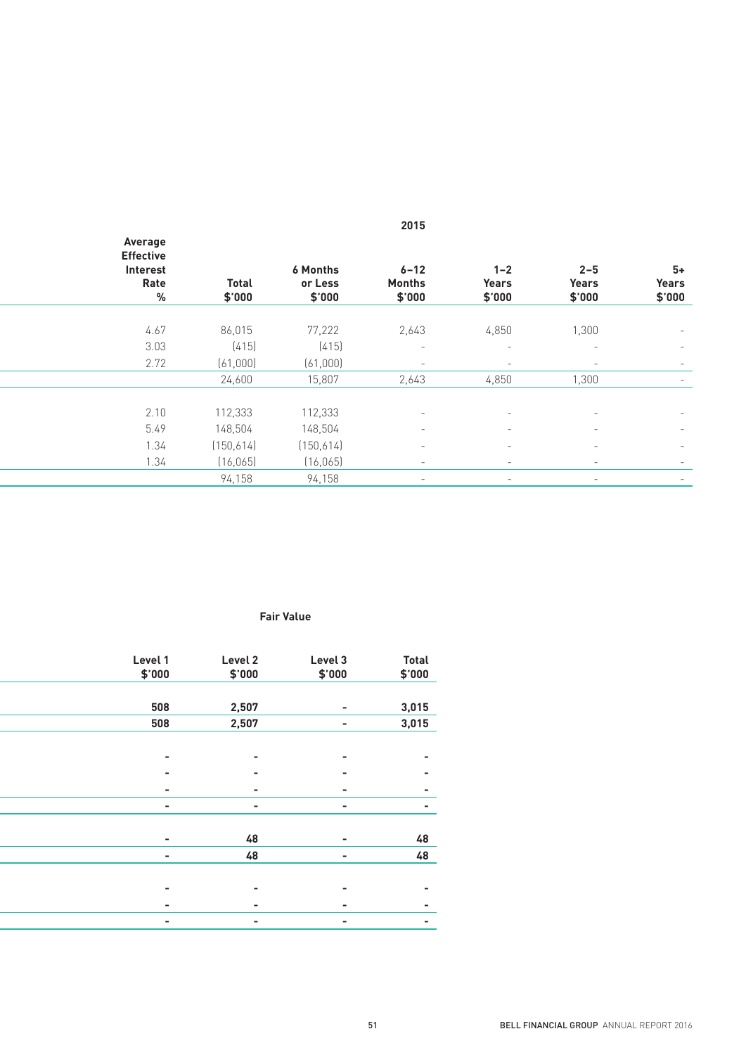| Average Effective Interest Rate % | Total $'000 | 6 Months or Less $'000 | 6–12 Months $'000 | 1–2 Years $'000 | 2–5 Years $'000 | 5+ Years $'000 |
|---|---|---|---|---|---|---|
| | | | 2015 | | | |
| 4.67 | 86,015 | 77,222 | 2,643 | 4,850 | 1,300 | - |
| 3.03 | (415) | (415) | - | - | - | - |
| 2.72 | (61,000) | (61,000) | - | - | - | - |
| | 24,600 | 15,807 | 2,643 | 4,850 | 1,300 | - |
| 2.10 | 112,333 | 112,333 | - | - | - | - |
| 5.49 | 148,504 | 148,504 | - | - | - | - |
| 1.34 | (150,614) | (150,614) | - | - | - | - |
| 1.34 | (16,065) | (16,065) | - | - | - | - |
| | 94,158 | 94,158 | - | - | - | - |

**Fair Value**

| Level 1 $'000 | Level 2 $'000 | Level 3 $'000 | Total $'000 |
|---|---|---|---|
| **508** | **2,507** | **-** | **3,015** |
| **508** | **2,507** | **-** | **3,015** |
| **-** | **-** | **-** | **-** |
| **-** | **-** | **-** | **-** |
| **-** | **-** | **-** | **-** |
| **-** | **-** | **-** | **-** |
| **-** | **48** | **-** | **48** |
| **-** | **48** | **-** | **48** |
| **-** | **-** | **-** | **-** |
| **-** | **-** | **-** | **-** |
| **-** | **-** | **-** | **-** |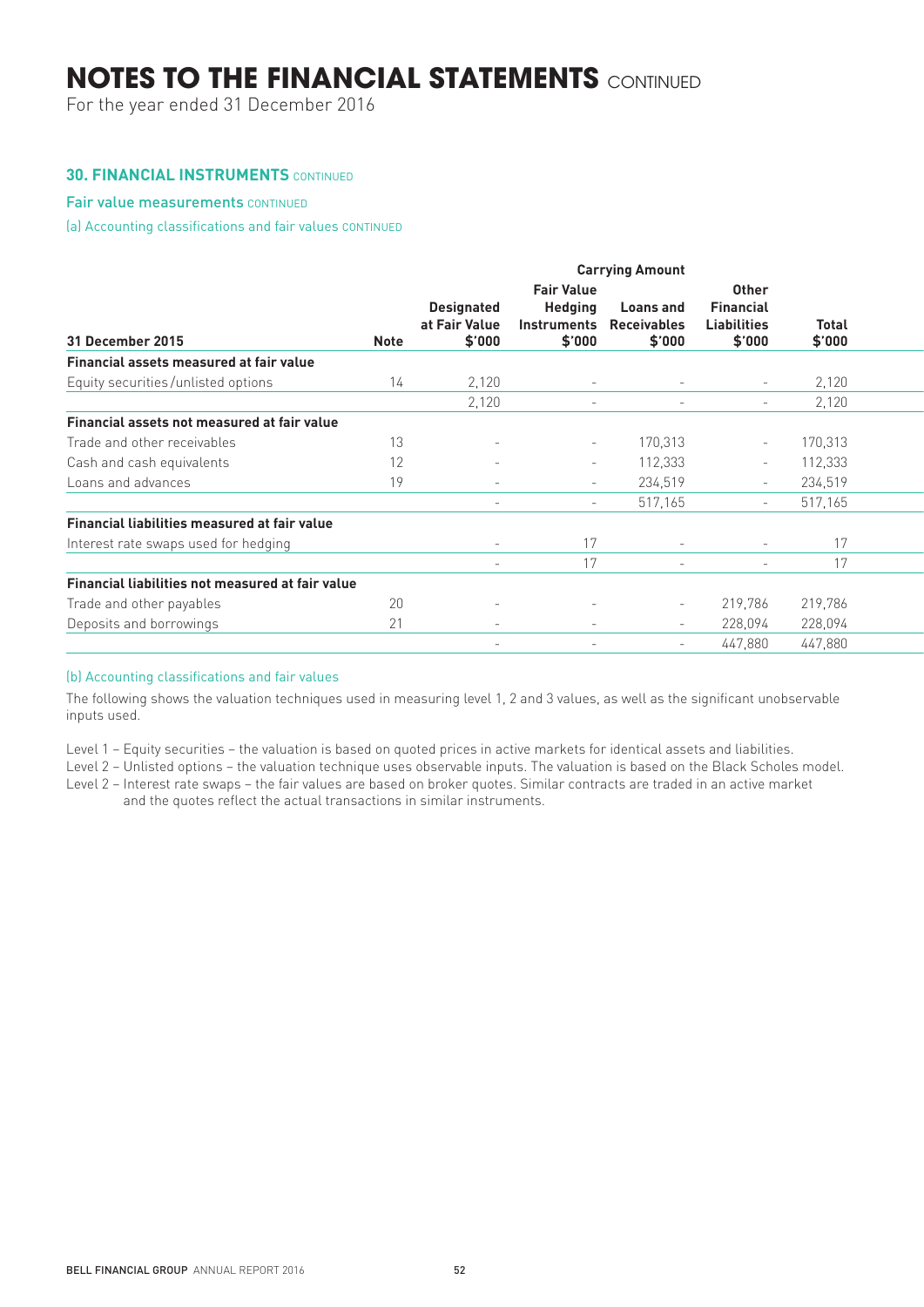# NOTES TO THE FINANCIAL STATEMENTS CONTINUED

For the year ended 31 December 2016

### 30. FINANCIAL INSTRUMENTS CONTINUED

#### Fair value measurements CONTINUED

(a) Accounting classifications and fair values CONTINUED

| | | Carrying Amount | | | | |
|---|---|---|---|---|---|---|
| **31 December 2015** | **Note** | **Designated at Fair Value $'000** | **Fair Value Hedging Instruments $'000** | **Loans and Receivables $'000** | **Other Financial Liabilities $'000** | **Total $'000** |
| **Financial assets measured at fair value** | | | | | | |
| Equity securities/unlisted options | 14 | 2,120 | - | - | - | 2,120 |
| | | 2,120 | - | - | - | 2,120 |
| **Financial assets not measured at fair value** | | | | | | |
| Trade and other receivables | 13 | - | - | 170,313 | - | 170,313 |
| Cash and cash equivalents | 12 | - | - | 112,333 | - | 112,333 |
| Loans and advances | 19 | - | - | 234,519 | - | 234,519 |
| | | - | - | 517,165 | - | 517,165 |
| **Financial liabilities measured at fair value** | | | | | | |
| Interest rate swaps used for hedging | | - | 17 | - | - | 17 |
| | | - | 17 | - | - | 17 |
| **Financial liabilities not measured at fair value** | | | | | | |
| Trade and other payables | 20 | - | - | - | 219,786 | 219,786 |
| Deposits and borrowings | 21 | - | - | - | 228,094 | 228,094 |
| | | - | - | - | 447,880 | 447,880 |

(b) Accounting classifications and fair values

The following shows the valuation techniques used in measuring level 1, 2 and 3 values, as well as the significant unobservable inputs used.

Level 1 – Equity securities – the valuation is based on quoted prices in active markets for identical assets and liabilities.

Level 2 – Unlisted options – the valuation technique uses observable inputs. The valuation is based on the Black Scholes model.

Level 2 – Interest rate swaps – the fair values are based on broker quotes. Similar contracts are traded in an active market and the quotes reflect the actual transactions in similar instruments.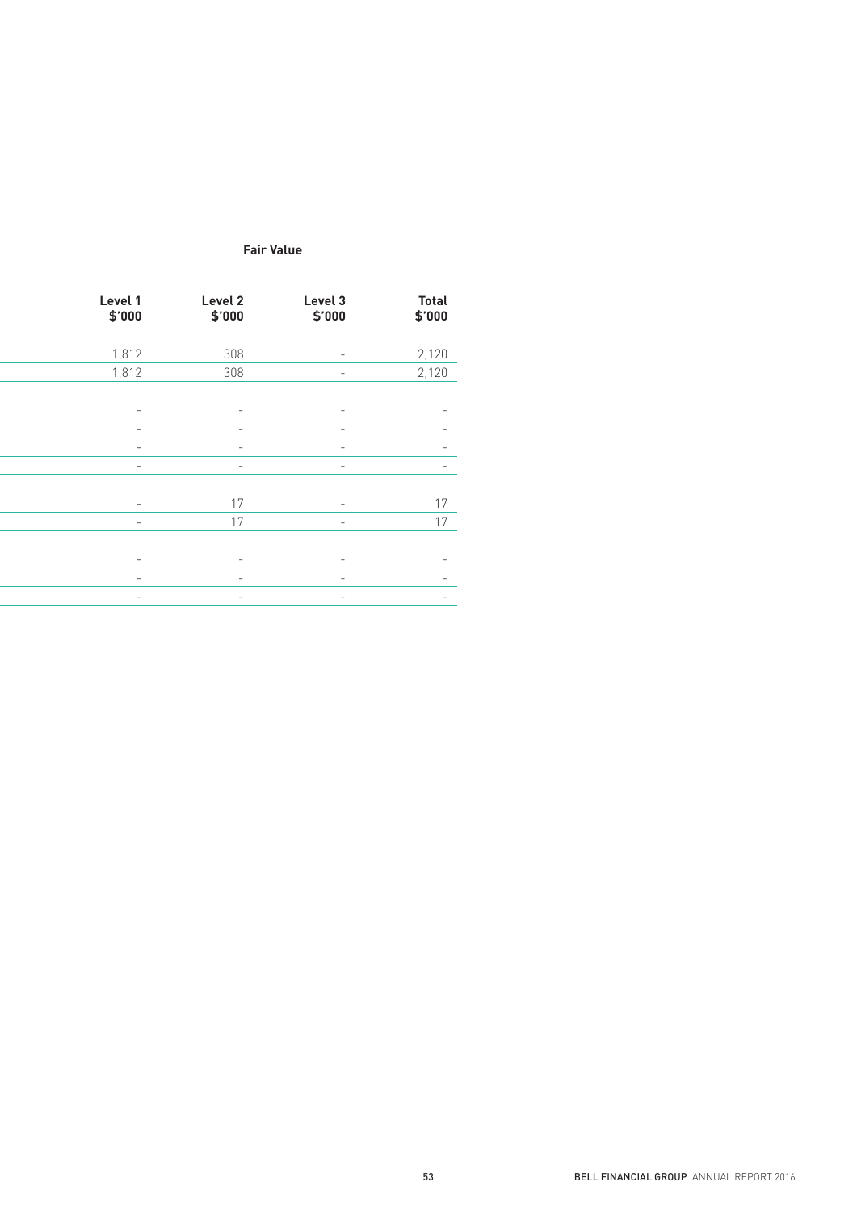| | Fair Value | | | |
|---|---|---|---|---|
| | Level 1 $'000 | Level 2 $'000 | Level 3 $'000 | Total $'000 |
| | | | | |
| | 1,812 | 308 | – | 2,120 |
| | 1,812 | 308 | – | 2,120 |
| | | | | |
| | – | – | – | – |
| | – | – | – | – |
| | – | – | – | – |
| | – | – | – | – |
| | | | | |
| | – | 17 | – | 17 |
| | – | 17 | – | 17 |
| | | | | |
| | – | – | – | – |
| | – | – | – | – |
| | – | – | – | – |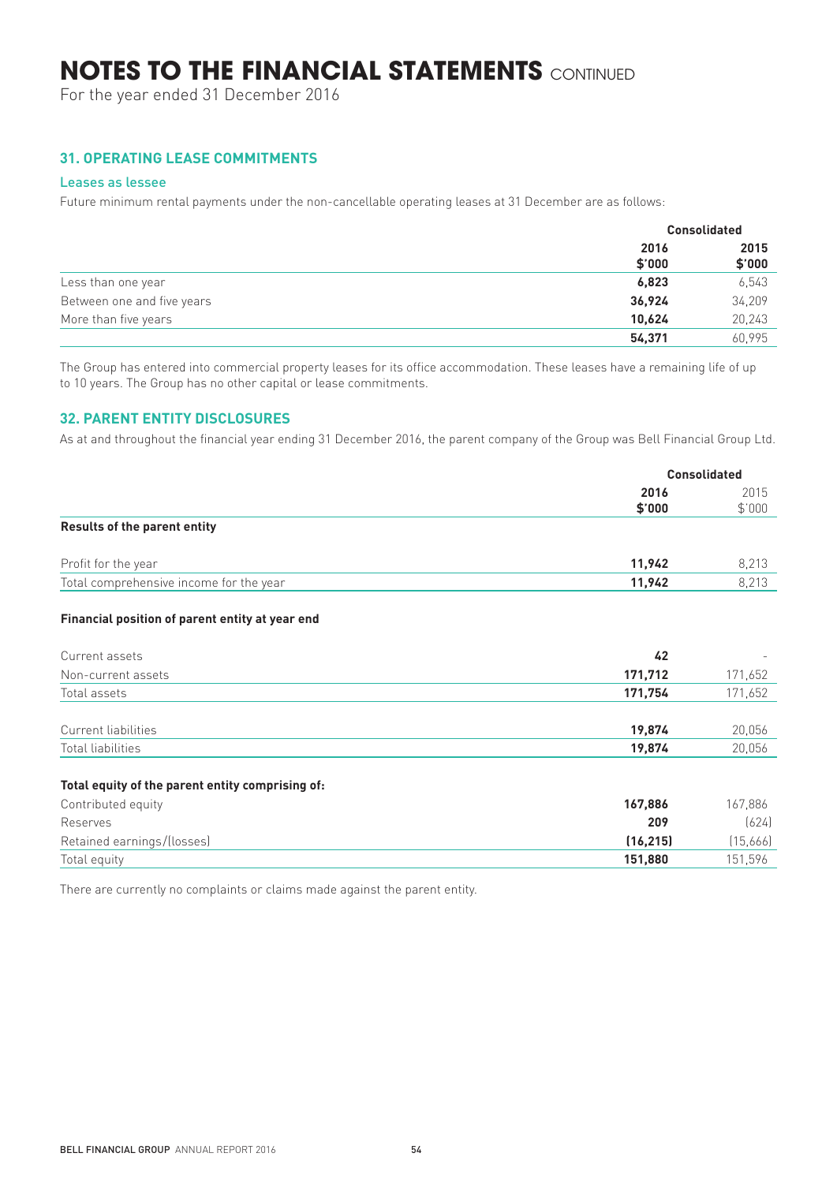# NOTES TO THE FINANCIAL STATEMENTS CONTINUED

For the year ended 31 December 2016

## 31. OPERATING LEASE COMMITMENTS

### Leases as lessee

Future minimum rental payments under the non-cancellable operating leases at 31 December are as follows:

| | Consolidated | |
|---|---|---|
| | **2016 $'000** | **2015 $'000** |
| Less than one year | **6,823** | 6,543 |
| Between one and five years | **36,924** | 34,209 |
| More than five years | **10,624** | 20,243 |
| | **54,371** | 60,995 |

The Group has entered into commercial property leases for its office accommodation. These leases have a remaining life of up to 10 years. The Group has no other capital or lease commitments.

## 32. PARENT ENTITY DISCLOSURES

As at and throughout the financial year ending 31 December 2016, the parent company of the Group was Bell Financial Group Ltd.

| | Consolidated | |
|---|---|---|
| | **2016 $'000** | 2015 $'000 |
| **Results of the parent entity** | | |
| Profit for the year | **11,942** | 8,213 |
| Total comprehensive income for the year | **11,942** | 8,213 |
| **Financial position of parent entity at year end** | | |
| Current assets | **42** | - |
| Non-current assets | **171,712** | 171,652 |
| Total assets | **171,754** | 171,652 |
| Current liabilities | **19,874** | 20,056 |
| Total liabilities | **19,874** | 20,056 |
| **Total equity of the parent entity comprising of:** | | |
| Contributed equity | **167,886** | 167,886 |
| Reserves | **209** | (624) |
| Retained earnings/(losses) | **(16,215)** | (15,666) |
| Total equity | **151,880** | 151,596 |

There are currently no complaints or claims made against the parent entity.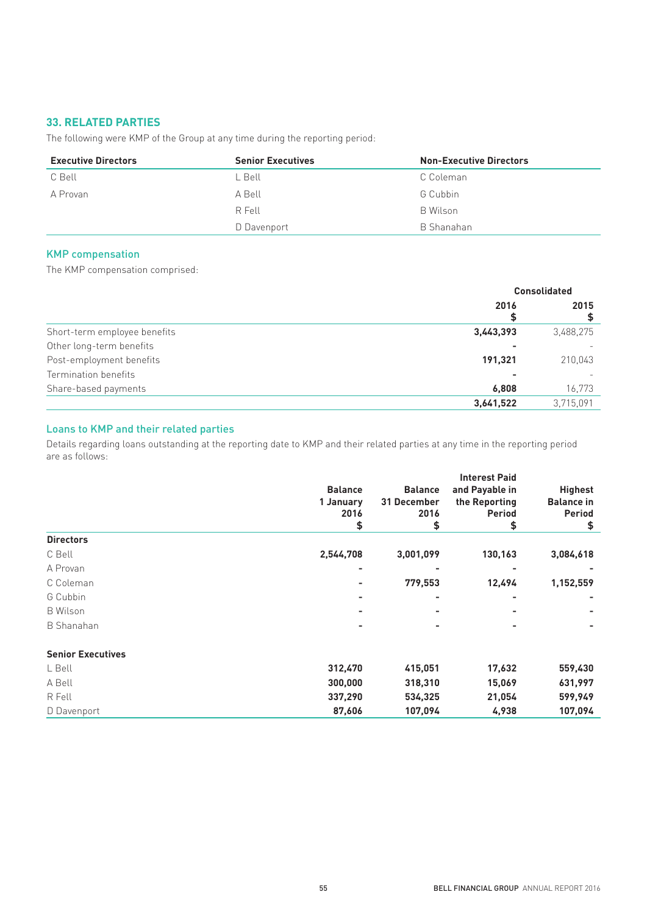## 33. RELATED PARTIES

The following were KMP of the Group at any time during the reporting period:

| Executive Directors | Senior Executives | Non-Executive Directors |
|---|---|---|
| C Bell | L Bell | C Coleman |
| A Provan | A Bell | G Cubbin |
| | R Fell | B Wilson |
| | D Davenport | B Shanahan |

### KMP compensation

The KMP compensation comprised:

| | Consolidated | |
|---|---|---|
| | **2016 $** | **2015 $** |
| Short-term employee benefits | **3,443,393** | 3,488,275 |
| Other long-term benefits | **-** | - |
| Post-employment benefits | **191,321** | 210,043 |
| Termination benefits | **-** | - |
| Share-based payments | **6,808** | 16,773 |
| | **3,641,522** | 3,715,091 |

### Loans to KMP and their related parties

Details regarding loans outstanding at the reporting date to KMP and their related parties at any time in the reporting period are as follows:

| | Balance 1 January 2016 $ | Balance 31 December 2016 $ | Interest Paid and Payable in the Reporting Period $ | Highest Balance in Period $ |
|---|---|---|---|---|
| **Directors** | | | | |
| C Bell | **2,544,708** | **3,001,099** | **130,163** | **3,084,618** |
| A Provan | **-** | **-** | **-** | **-** |
| C Coleman | **-** | **779,553** | **12,494** | **1,152,559** |
| G Cubbin | **-** | **-** | **-** | **-** |
| B Wilson | **-** | **-** | **-** | **-** |
| B Shanahan | **-** | **-** | **-** | **-** |
| **Senior Executives** | | | | |
| L Bell | **312,470** | **415,051** | **17,632** | **559,430** |
| A Bell | **300,000** | **318,310** | **15,069** | **631,997** |
| R Fell | **337,290** | **534,325** | **21,054** | **599,949** |
| D Davenport | **87,606** | **107,094** | **4,938** | **107,094** |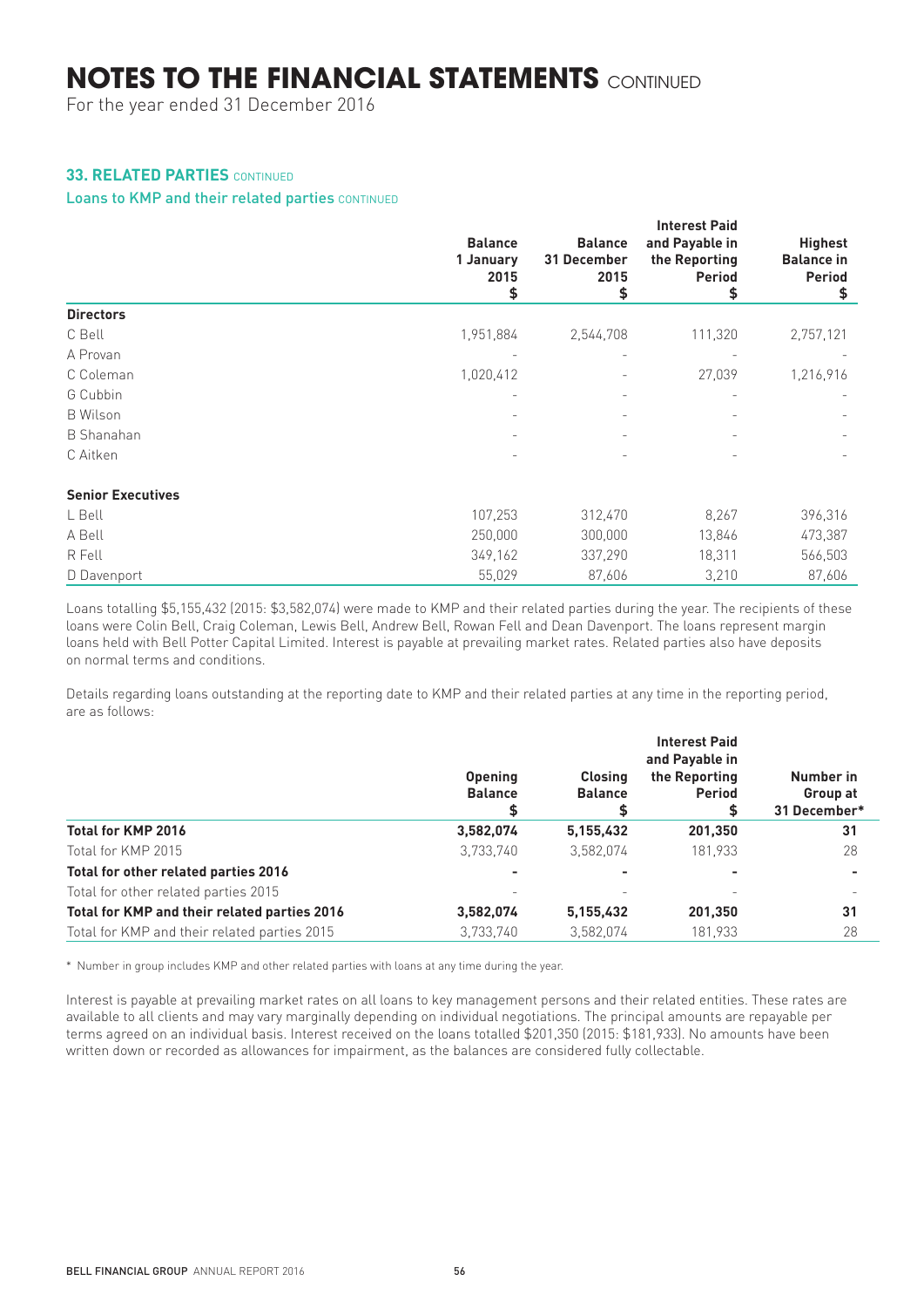# NOTES TO THE FINANCIAL STATEMENTS CONTINUED

For the year ended 31 December 2016

### 33. RELATED PARTIES CONTINUED

#### Loans to KMP and their related parties CONTINUED

| | Balance 1 January 2015 $ | Balance 31 December 2015 $ | Interest Paid and Payable in the Reporting Period $ | Highest Balance in Period $ |
|---|---|---|---|---|
| **Directors** | | | | |
| C Bell | 1,951,884 | 2,544,708 | 111,320 | 2,757,121 |
| A Provan | - | - | - | - |
| C Coleman | 1,020,412 | - | 27,039 | 1,216,916 |
| G Cubbin | - | - | - | - |
| B Wilson | - | - | - | - |
| B Shanahan | - | - | - | - |
| C Aitken | - | - | - | - |
| **Senior Executives** | | | | |
| L Bell | 107,253 | 312,470 | 8,267 | 396,316 |
| A Bell | 250,000 | 300,000 | 13,846 | 473,387 |
| R Fell | 349,162 | 337,290 | 18,311 | 566,503 |
| D Davenport | 55,029 | 87,606 | 3,210 | 87,606 |

Loans totalling $5,155,432 (2015: $3,582,074) were made to KMP and their related parties during the year. The recipients of these loans were Colin Bell, Craig Coleman, Lewis Bell, Andrew Bell, Rowan Fell and Dean Davenport. The loans represent margin loans held with Bell Potter Capital Limited. Interest is payable at prevailing market rates. Related parties also have deposits on normal terms and conditions.

Details regarding loans outstanding at the reporting date to KMP and their related parties at any time in the reporting period, are as follows:

| | Opening Balance $ | Closing Balance $ | Interest Paid and Payable in the Reporting Period $ | Number in Group at 31 December* |
|---|---|---|---|---|
| **Total for KMP 2016** | **3,582,074** | **5,155,432** | **201,350** | **31** |
| Total for KMP 2015 | 3,733,740 | 3,582,074 | 181,933 | 28 |
| **Total for other related parties 2016** | **-** | **-** | **-** | **-** |
| Total for other related parties 2015 | - | - | - | - |
| **Total for KMP and their related parties 2016** | **3,582,074** | **5,155,432** | **201,350** | **31** |
| Total for KMP and their related parties 2015 | 3,733,740 | 3,582,074 | 181,933 | 28 |

\* Number in group includes KMP and other related parties with loans at any time during the year.

Interest is payable at prevailing market rates on all loans to key management persons and their related entities. These rates are available to all clients and may vary marginally depending on individual negotiations. The principal amounts are repayable per terms agreed on an individual basis. Interest received on the loans totalled $201,350 (2015: $181,933). No amounts have been written down or recorded as allowances for impairment, as the balances are considered fully collectable.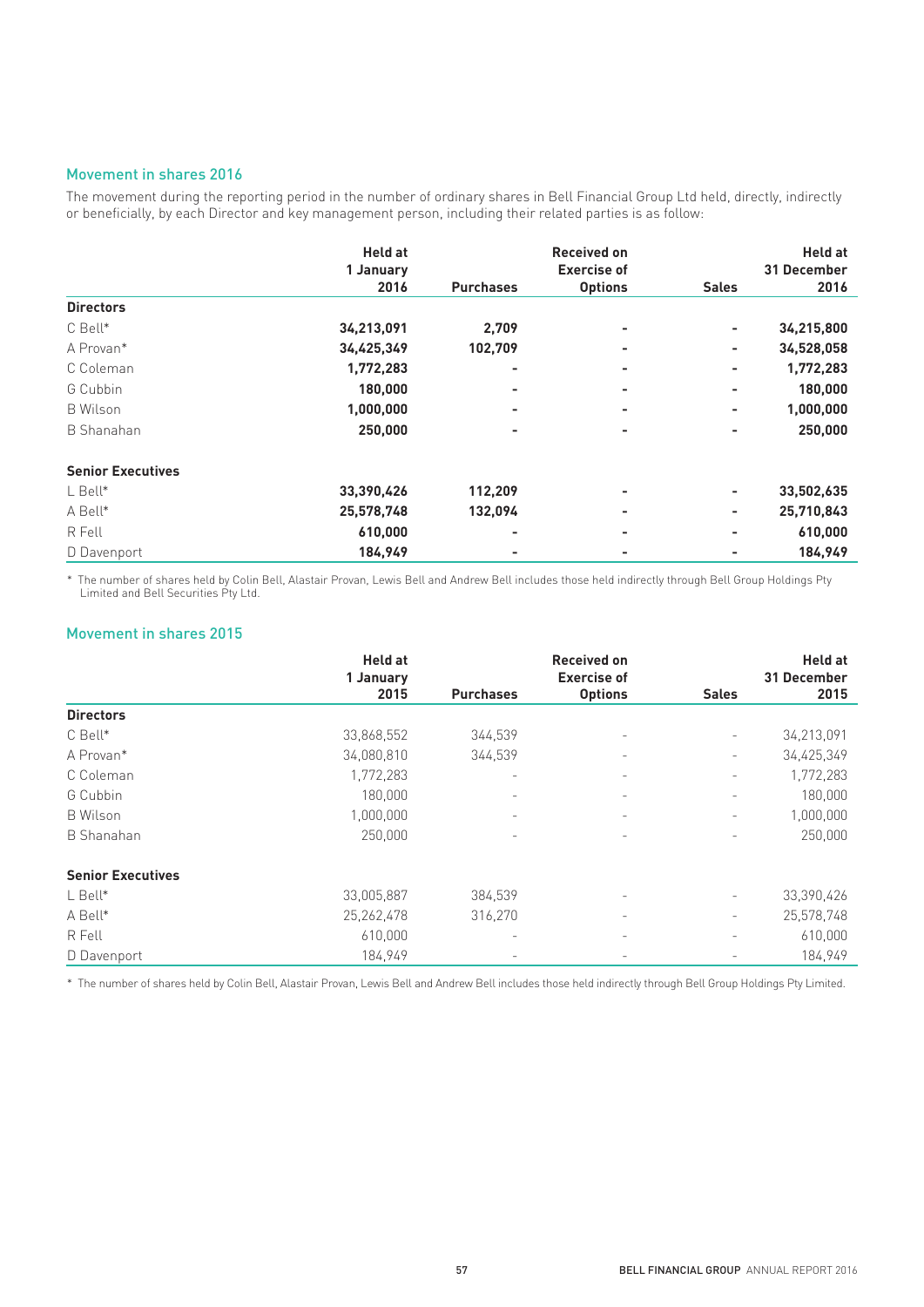## Movement in shares 2016

The movement during the reporting period in the number of ordinary shares in Bell Financial Group Ltd held, directly, indirectly or beneficially, by each Director and key management person, including their related parties is as follow:

| | Held at 1 January 2016 | Purchases | Received on Exercise of Options | Sales | Held at 31 December 2016 |
|---|---|---|---|---|---|
| **Directors** | | | | | |
| C Bell* | **34,213,091** | **2,709** | **-** | **-** | **34,215,800** |
| A Provan* | **34,425,349** | **102,709** | **-** | **-** | **34,528,058** |
| C Coleman | **1,772,283** | **-** | **-** | **-** | **1,772,283** |
| G Cubbin | **180,000** | **-** | **-** | **-** | **180,000** |
| B Wilson | **1,000,000** | **-** | **-** | **-** | **1,000,000** |
| B Shanahan | **250,000** | **-** | **-** | **-** | **250,000** |
| **Senior Executives** | | | | | |
| L Bell* | **33,390,426** | **112,209** | **-** | **-** | **33,502,635** |
| A Bell* | **25,578,748** | **132,094** | **-** | **-** | **25,710,843** |
| R Fell | **610,000** | **-** | **-** | **-** | **610,000** |
| D Davenport | **184,949** | **-** | **-** | **-** | **184,949** |

* The number of shares held by Colin Bell, Alastair Provan, Lewis Bell and Andrew Bell includes those held indirectly through Bell Group Holdings Pty Limited and Bell Securities Pty Ltd.

## Movement in shares 2015

| | Held at 1 January 2015 | Purchases | Received on Exercise of Options | Sales | Held at 31 December 2015 |
|---|---|---|---|---|---|
| **Directors** | | | | | |
| C Bell* | 33,868,552 | 344,539 | - | - | 34,213,091 |
| A Provan* | 34,080,810 | 344,539 | - | - | 34,425,349 |
| C Coleman | 1,772,283 | - | - | - | 1,772,283 |
| G Cubbin | 180,000 | - | - | - | 180,000 |
| B Wilson | 1,000,000 | - | - | - | 1,000,000 |
| B Shanahan | 250,000 | - | - | - | 250,000 |
| **Senior Executives** | | | | | |
| L Bell* | 33,005,887 | 384,539 | - | - | 33,390,426 |
| A Bell* | 25,262,478 | 316,270 | - | - | 25,578,748 |
| R Fell | 610,000 | - | - | - | 610,000 |
| D Davenport | 184,949 | - | - | - | 184,949 |

* The number of shares held by Colin Bell, Alastair Provan, Lewis Bell and Andrew Bell includes those held indirectly through Bell Group Holdings Pty Limited.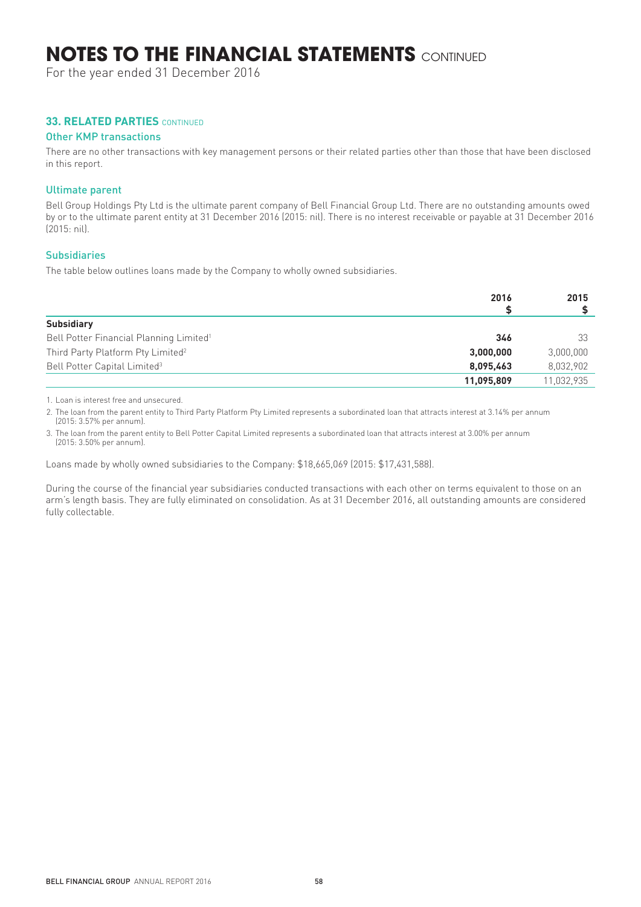# NOTES TO THE FINANCIAL STATEMENTS CONTINUED

For the year ended 31 December 2016

## 33. RELATED PARTIES CONTINUED

### Other KMP transactions

There are no other transactions with key management persons or their related parties other than those that have been disclosed in this report.

### Ultimate parent

Bell Group Holdings Pty Ltd is the ultimate parent company of Bell Financial Group Ltd. There are no outstanding amounts owed by or to the ultimate parent entity at 31 December 2016 (2015: nil). There is no interest receivable or payable at 31 December 2016 (2015: nil).

### Subsidiaries

The table below outlines loans made by the Company to wholly owned subsidiaries.

| | 2016 $ | 2015 $ |
|---|---|---|
| **Subsidiary** | | |
| Bell Potter Financial Planning Limited[1] | **346** | 33 |
| Third Party Platform Pty Limited[2] | **3,000,000** | 3,000,000 |
| Bell Potter Capital Limited[3] | **8,095,463** | 8,032,902 |
| | **11,095,809** | 11,032,935 |

1. Loan is interest free and unsecured.
2. The loan from the parent entity to Third Party Platform Pty Limited represents a subordinated loan that attracts interest at 3.14% per annum (2015: 3.57% per annum).
3. The loan from the parent entity to Bell Potter Capital Limited represents a subordinated loan that attracts interest at 3.00% per annum (2015: 3.50% per annum).

Loans made by wholly owned subsidiaries to the Company: $18,665,069 (2015: $17,431,588).

During the course of the financial year subsidiaries conducted transactions with each other on terms equivalent to those on an arm's length basis. They are fully eliminated on consolidation. As at 31 December 2016, all outstanding amounts are considered fully collectable.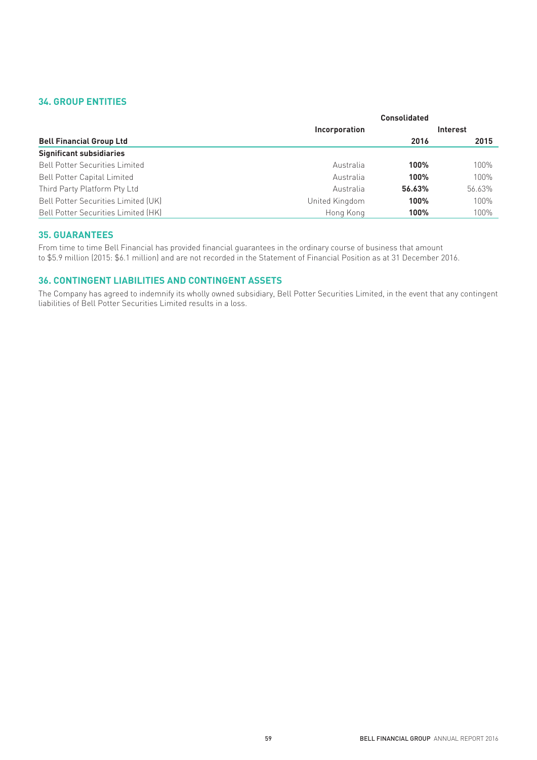## 34. GROUP ENTITIES

| Bell Financial Group Ltd | Incorporation | Consolidated Interest 2016 | 2015 |
|---|---|---|---|
| **Significant subsidiaries** | | | |
| Bell Potter Securities Limited | Australia | **100%** | 100% |
| Bell Potter Capital Limited | Australia | **100%** | 100% |
| Third Party Platform Pty Ltd | Australia | **56.63%** | 56.63% |
| Bell Potter Securities Limited (UK) | United Kingdom | **100%** | 100% |
| Bell Potter Securities Limited (HK) | Hong Kong | **100%** | 100% |

## 35. GUARANTEES

From time to time Bell Financial has provided financial guarantees in the ordinary course of business that amount to $5.9 million (2015: $6.1 million) and are not recorded in the Statement of Financial Position as at 31 December 2016.

## 36. CONTINGENT LIABILITIES AND CONTINGENT ASSETS

The Company has agreed to indemnify its wholly owned subsidiary, Bell Potter Securities Limited, in the event that any contingent liabilities of Bell Potter Securities Limited results in a loss.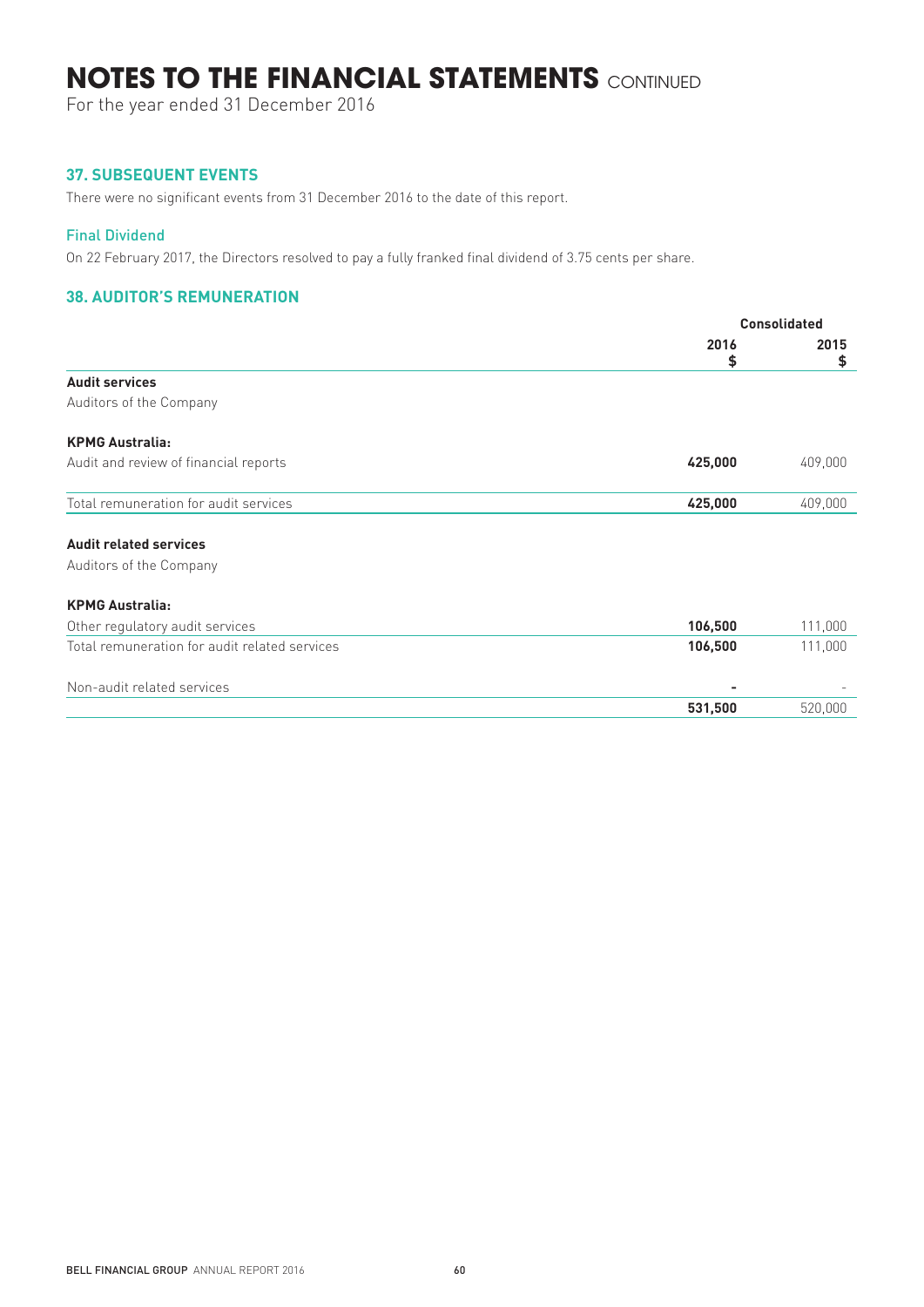# NOTES TO THE FINANCIAL STATEMENTS CONTINUED

For the year ended 31 December 2016

## 37. SUBSEQUENT EVENTS

There were no significant events from 31 December 2016 to the date of this report.

### Final Dividend

On 22 February 2017, the Directors resolved to pay a fully franked final dividend of 3.75 cents per share.

## 38. AUDITOR'S REMUNERATION

| | Consolidated | |
|---|---|---|
| | 2016 $ | 2015 $ |
| **Audit services** | | |
| Auditors of the Company | | |
| **KPMG Australia:** | | |
| Audit and review of financial reports | **425,000** | 409,000 |
| Total remuneration for audit services | **425,000** | 409,000 |
| **Audit related services** | | |
| Auditors of the Company | | |
| **KPMG Australia:** | | |
| Other regulatory audit services | **106,500** | 111,000 |
| Total remuneration for audit related services | **106,500** | 111,000 |
| Non-audit related services | **-** | - |
| | **531,500** | 520,000 |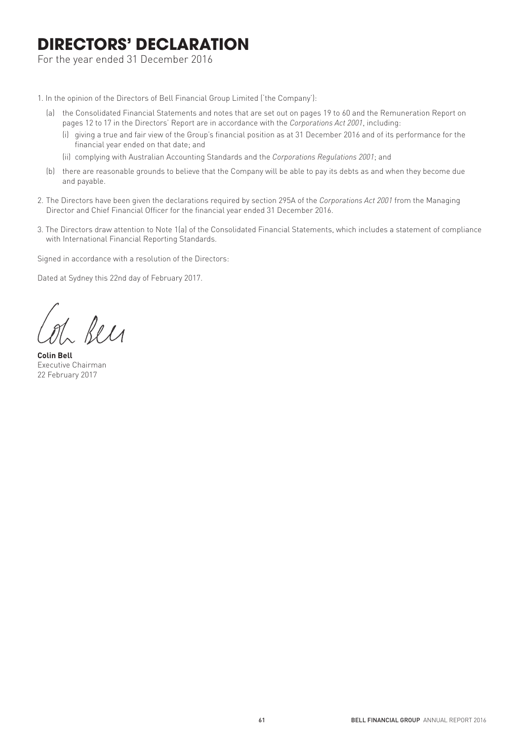# DIRECTORS' DECLARATION

For the year ended 31 December 2016

1. In the opinion of the Directors of Bell Financial Group Limited ('the Company'):

   (a) the Consolidated Financial Statements and notes that are set out on pages 19 to 60 and the Remuneration Report on pages 12 to 17 in the Directors' Report are in accordance with the *Corporations Act 2001*, including:

      (i) giving a true and fair view of the Group's financial position as at 31 December 2016 and of its performance for the financial year ended on that date; and

      (ii) complying with Australian Accounting Standards and the *Corporations Regulations 2001*; and

   (b) there are reasonable grounds to believe that the Company will be able to pay its debts as and when they become due and payable.

2. The Directors have been given the declarations required by section 295A of the *Corporations Act 2001* from the Managing Director and Chief Financial Officer for the financial year ended 31 December 2016.

3. The Directors draw attention to Note 1(a) of the Consolidated Financial Statements, which includes a statement of compliance with International Financial Reporting Standards.

Signed in accordance with a resolution of the Directors:

Dated at Sydney this 22nd day of February 2017.

**Colin Bell**
Executive Chairman
22 February 2017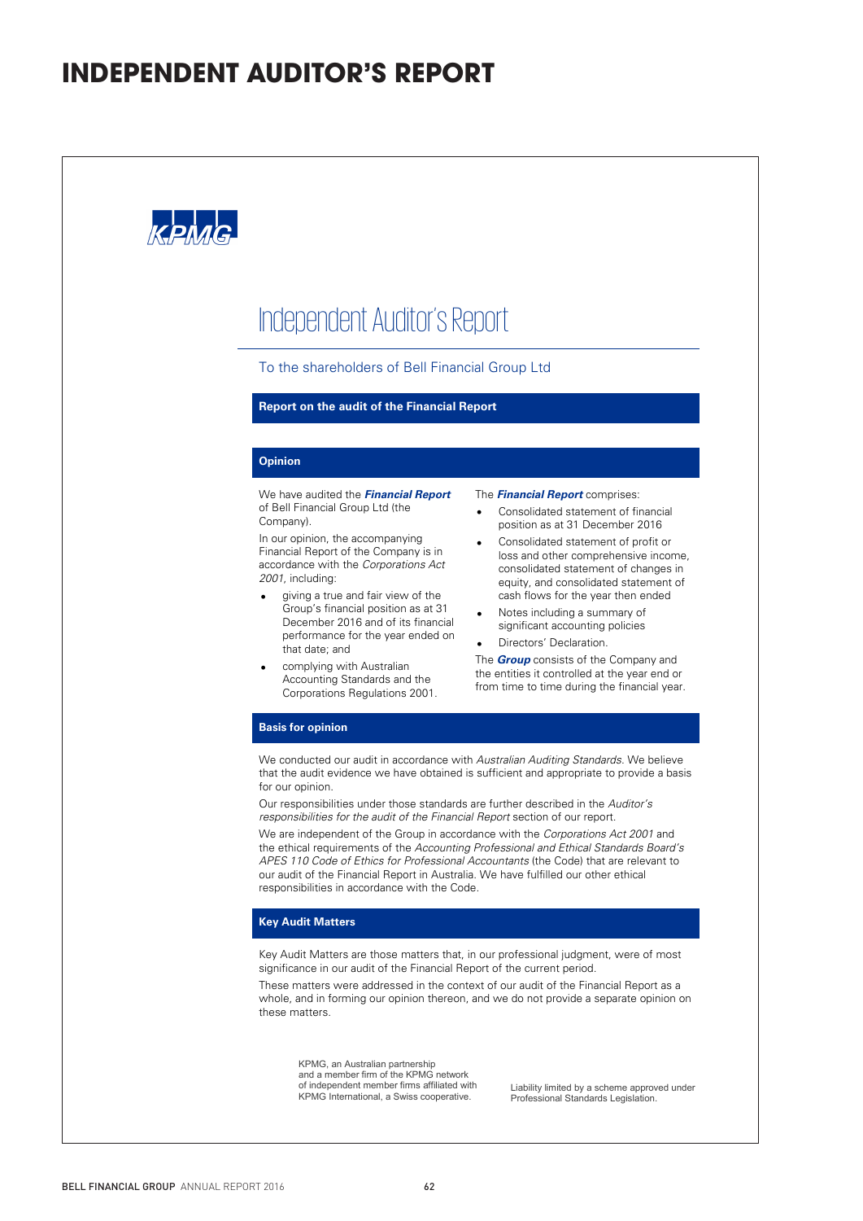# INDEPENDENT AUDITOR'S REPORT

KPMG

# Independent Auditor's Report

To the shareholders of Bell Financial Group Ltd

## Report on the audit of the Financial Report

### Opinion

We have audited the ***Financial Report*** of Bell Financial Group Ltd (the Company).

In our opinion, the accompanying Financial Report of the Company is in accordance with the *Corporations Act 2001*, including:

- giving a true and fair view of the Group's financial position as at 31 December 2016 and of its financial performance for the year ended on that date; and
- complying with Australian Accounting Standards and the Corporations Regulations 2001.

The ***Financial Report*** comprises:

- Consolidated statement of financial position as at 31 December 2016
- Consolidated statement of profit or loss and other comprehensive income, consolidated statement of changes in equity, and consolidated statement of cash flows for the year then ended
- Notes including a summary of significant accounting policies
- Directors' Declaration.

The ***Group*** consists of the Company and the entities it controlled at the year end or from time to time during the financial year.

### Basis for opinion

We conducted our audit in accordance with *Australian Auditing Standards*. We believe that the audit evidence we have obtained is sufficient and appropriate to provide a basis for our opinion.

Our responsibilities under those standards are further described in the *Auditor's responsibilities for the audit of the Financial Report* section of our report.

We are independent of the Group in accordance with the *Corporations Act 2001* and the ethical requirements of the *Accounting Professional and Ethical Standards Board's APES 110 Code of Ethics for Professional Accountants* (the Code) that are relevant to our audit of the Financial Report in Australia. We have fulfilled our other ethical responsibilities in accordance with the Code.

### Key Audit Matters

Key Audit Matters are those matters that, in our professional judgment, were of most significance in our audit of the Financial Report of the current period.

These matters were addressed in the context of our audit of the Financial Report as a whole, and in forming our opinion thereon, and we do not provide a separate opinion on these matters.

KPMG, an Australian partnership and a member firm of the KPMG network of independent member firms affiliated with KPMG International, a Swiss cooperative.

Liability limited by a scheme approved under Professional Standards Legislation.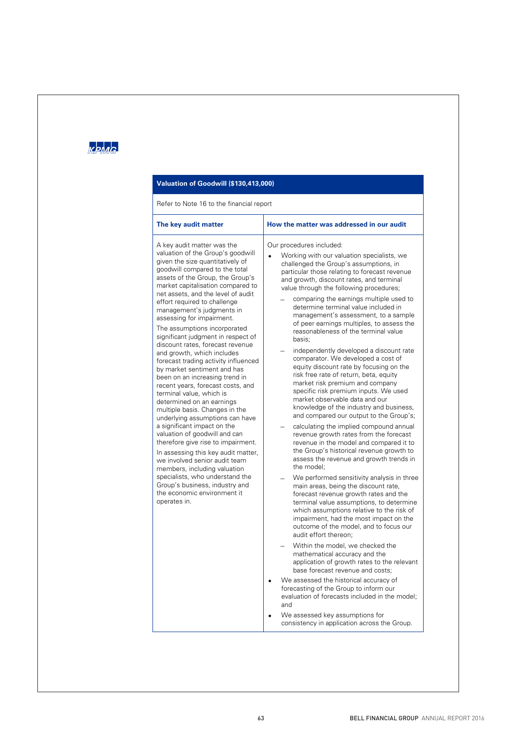KPMG

## Valuation of Goodwill ($130,413,000)

Refer to Note 16 to the financial report

| The key audit matter | How the matter was addressed in our audit |
| --- | --- |
| A key audit matter was the valuation of the Group's goodwill given the size quantitatively of goodwill compared to the total assets of the Group, the Group's market capitalisation compared to net assets, and the level of audit effort required to challenge management's judgments in assessing for impairment.<br><br>The assumptions incorporated significant judgment in respect of discount rates, forecast revenue and growth, which includes forecast trading activity influenced by market sentiment and has been on an increasing trend in recent years, forecast costs, and terminal value, which is determined on an earnings multiple basis. Changes in the underlying assumptions can have a significant impact on the valuation of goodwill and can therefore give rise to impairment.<br><br>In assessing this key audit matter, we involved senior audit team members, including valuation specialists, who understand the Group's business, industry and the economic environment it operates in. | Our procedures included:<br><br>• Working with our valuation specialists, we challenged the Group's assumptions, in particular those relating to forecast revenue and growth, discount rates, and terminal value through the following procedures;<br>&nbsp;&nbsp;– comparing the earnings multiple used to determine terminal value included in management's assessment, to a sample of peer earnings multiples, to assess the reasonableness of the terminal value basis;<br>&nbsp;&nbsp;– independently developed a discount rate comparator. We developed a cost of equity discount rate by focusing on the risk free rate of return, beta, equity market risk premium and company specific risk premium inputs. We used market observable data and our knowledge of the industry and business, and compared our output to the Group's;<br>&nbsp;&nbsp;– calculating the implied compound annual revenue growth rates from the forecast revenue in the model and compared it to the Group's historical revenue growth to assess the revenue and growth trends in the model;<br>&nbsp;&nbsp;– We performed sensitivity analysis in three main areas, being the discount rate, forecast revenue growth rates and the terminal value assumptions, to determine which assumptions relative to the risk of impairment, had the most impact on the outcome of the model, and to focus our audit effort thereon;<br>&nbsp;&nbsp;– Within the model, we checked the mathematical accuracy and the application of growth rates to the relevant base forecast revenue and costs;<br><br>• We assessed the historical accuracy of forecasting of the Group to inform our evaluation of forecasts included in the model; and<br><br>• We assessed key assumptions for consistency in application across the Group. |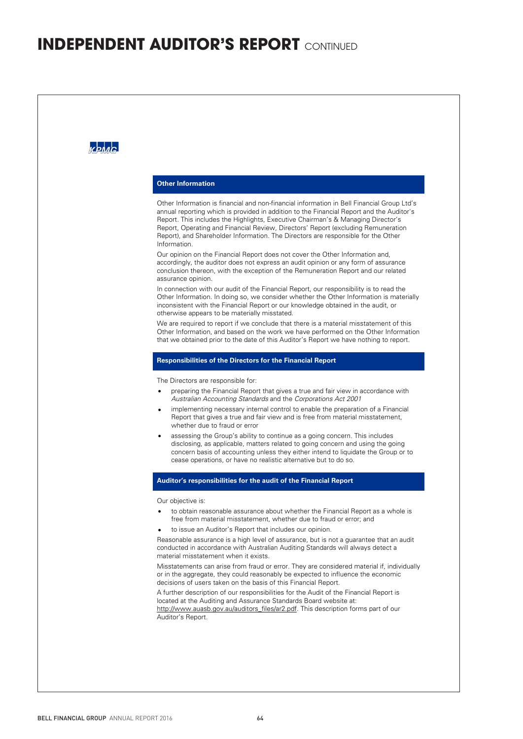# INDEPENDENT AUDITOR'S REPORT CONTINUED

KPMG

## Other Information

Other Information is financial and non-financial information in Bell Financial Group Ltd's annual reporting which is provided in addition to the Financial Report and the Auditor's Report. This includes the Highlights, Executive Chairman's & Managing Director's Report, Operating and Financial Review, Directors' Report (excluding Remuneration Report), and Shareholder Information. The Directors are responsible for the Other Information.

Our opinion on the Financial Report does not cover the Other Information and, accordingly, the auditor does not express an audit opinion or any form of assurance conclusion thereon, with the exception of the Remuneration Report and our related assurance opinion.

In connection with our audit of the Financial Report, our responsibility is to read the Other Information. In doing so, we consider whether the Other Information is materially inconsistent with the Financial Report or our knowledge obtained in the audit, or otherwise appears to be materially misstated.

We are required to report if we conclude that there is a material misstatement of this Other Information, and based on the work we have performed on the Other Information that we obtained prior to the date of this Auditor's Report we have nothing to report.

## Responsibilities of the Directors for the Financial Report

The Directors are responsible for:

- preparing the Financial Report that gives a true and fair view in accordance with *Australian Accounting Standards* and the *Corporations Act 2001*
- implementing necessary internal control to enable the preparation of a Financial Report that gives a true and fair view and is free from material misstatement, whether due to fraud or error
- assessing the Group's ability to continue as a going concern. This includes disclosing, as applicable, matters related to going concern and using the going concern basis of accounting unless they either intend to liquidate the Group or to cease operations, or have no realistic alternative but to do so.

## Auditor's responsibilities for the audit of the Financial Report

Our objective is:

- to obtain reasonable assurance about whether the Financial Report as a whole is free from material misstatement, whether due to fraud or error; and
- to issue an Auditor's Report that includes our opinion.

Reasonable assurance is a high level of assurance, but is not a guarantee that an audit conducted in accordance with Australian Auditing Standards will always detect a material misstatement when it exists.

Misstatements can arise from fraud or error. They are considered material if, individually or in the aggregate, they could reasonably be expected to influence the economic decisions of users taken on the basis of this Financial Report.

A further description of our responsibilities for the Audit of the Financial Report is located at the Auditing and Assurance Standards Board website at: http://www.auasb.gov.au/auditors_files/ar2.pdf. This description forms part of our Auditor's Report.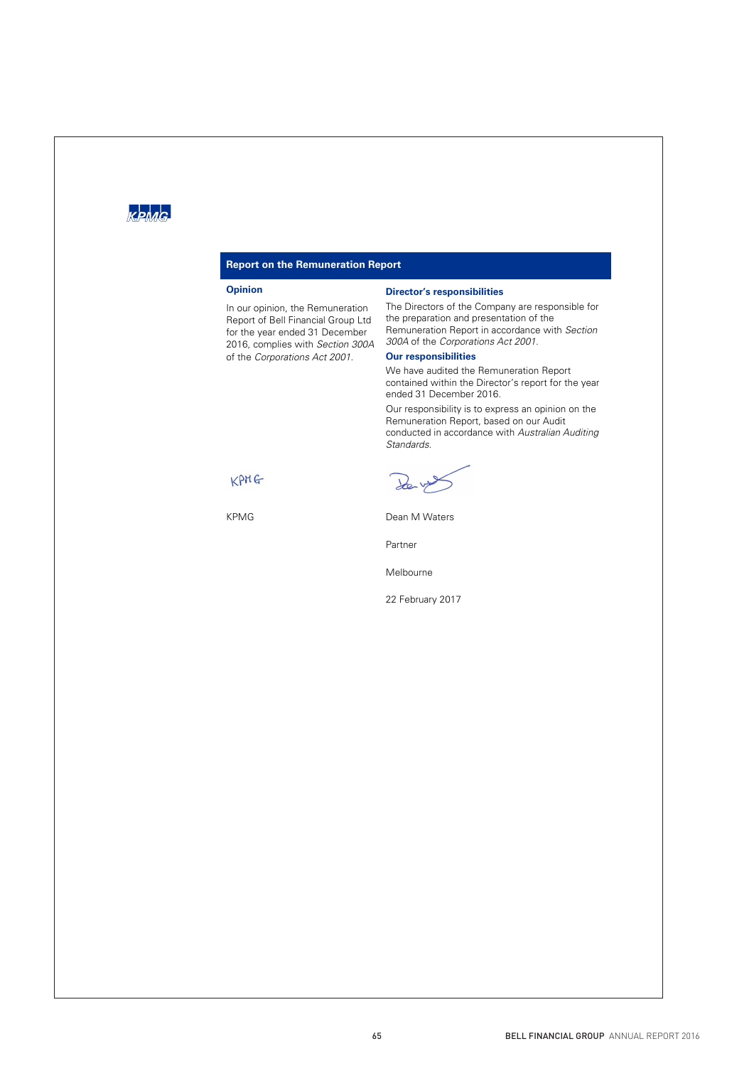KPMG

## Report on the Remuneration Report

### Opinion

In our opinion, the Remuneration Report of Bell Financial Group Ltd for the year ended 31 December 2016, complies with *Section 300A* of the *Corporations Act 2001*.

### Director's responsibilities

The Directors of the Company are responsible for the preparation and presentation of the Remuneration Report in accordance with *Section 300A* of the *Corporations Act 2001*.

### Our responsibilities

We have audited the Remuneration Report contained within the Director's report for the year ended 31 December 2016.

Our responsibility is to express an opinion on the Remuneration Report, based on our Audit conducted in accordance with *Australian Auditing Standards*.

KPMG

KPMG

Dean M Waters

Partner

Melbourne

22 February 2017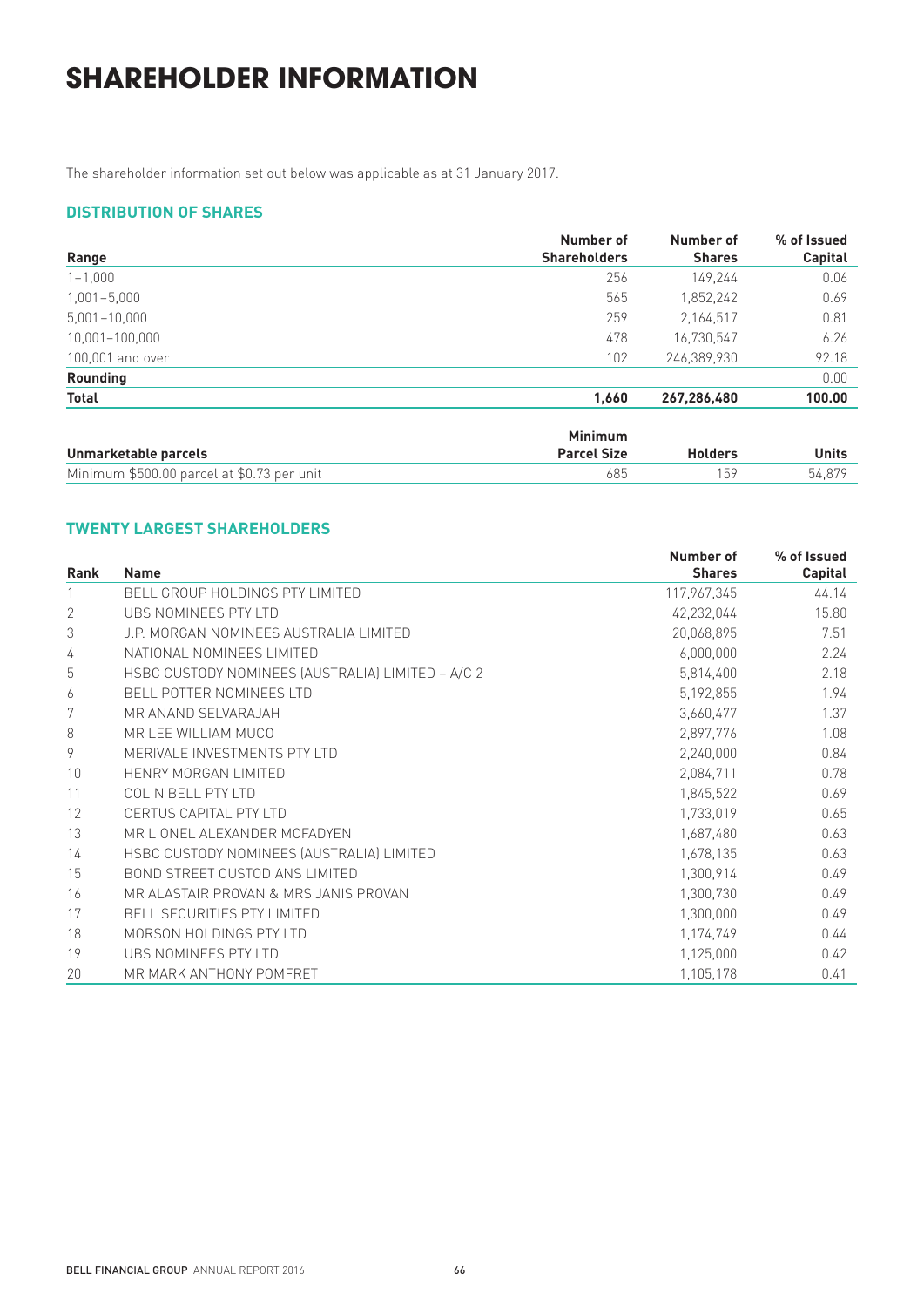# SHAREHOLDER INFORMATION

The shareholder information set out below was applicable as at 31 January 2017.

### DISTRIBUTION OF SHARES

| Range | Number of Shareholders | Number of Shares | % of Issued Capital |
|---|---|---|---|
| 1–1,000 | 256 | 149,244 | 0.06 |
| 1,001–5,000 | 565 | 1,852,242 | 0.69 |
| 5,001–10,000 | 259 | 2,164,517 | 0.81 |
| 10,001–100,000 | 478 | 16,730,547 | 6.26 |
| 100,001 and over | 102 | 246,389,930 | 92.18 |
| **Rounding** | | | 0.00 |
| **Total** | **1,660** | **267,286,480** | **100.00** |

| Unmarketable parcels | Minimum Parcel Size | Holders | Units |
|---|---|---|---|
| Minimum $500.00 parcel at $0.73 per unit | 685 | 159 | 54,879 |

### TWENTY LARGEST SHAREHOLDERS

| Rank | Name | Number of Shares | % of Issued Capital |
|---|---|---|---|
| 1 | BELL GROUP HOLDINGS PTY LIMITED | 117,967,345 | 44.14 |
| 2 | UBS NOMINEES PTY LTD | 42,232,044 | 15.80 |
| 3 | J.P. MORGAN NOMINEES AUSTRALIA LIMITED | 20,068,895 | 7.51 |
| 4 | NATIONAL NOMINEES LIMITED | 6,000,000 | 2.24 |
| 5 | HSBC CUSTODY NOMINEES (AUSTRALIA) LIMITED – A/C 2 | 5,814,400 | 2.18 |
| 6 | BELL POTTER NOMINEES LTD | 5,192,855 | 1.94 |
| 7 | MR ANAND SELVARAJAH | 3,660,477 | 1.37 |
| 8 | MR LEE WILLIAM MUCO | 2,897,776 | 1.08 |
| 9 | MERIVALE INVESTMENTS PTY LTD | 2,240,000 | 0.84 |
| 10 | HENRY MORGAN LIMITED | 2,084,711 | 0.78 |
| 11 | COLIN BELL PTY LTD | 1,845,522 | 0.69 |
| 12 | CERTUS CAPITAL PTY LTD | 1,733,019 | 0.65 |
| 13 | MR LIONEL ALEXANDER MCFADYEN | 1,687,480 | 0.63 |
| 14 | HSBC CUSTODY NOMINEES (AUSTRALIA) LIMITED | 1,678,135 | 0.63 |
| 15 | BOND STREET CUSTODIANS LIMITED | 1,300,914 | 0.49 |
| 16 | MR ALASTAIR PROVAN & MRS JANIS PROVAN | 1,300,730 | 0.49 |
| 17 | BELL SECURITIES PTY LIMITED | 1,300,000 | 0.49 |
| 18 | MORSON HOLDINGS PTY LTD | 1,174,749 | 0.44 |
| 19 | UBS NOMINEES PTY LTD | 1,125,000 | 0.42 |
| 20 | MR MARK ANTHONY POMFRET | 1,105,178 | 0.41 |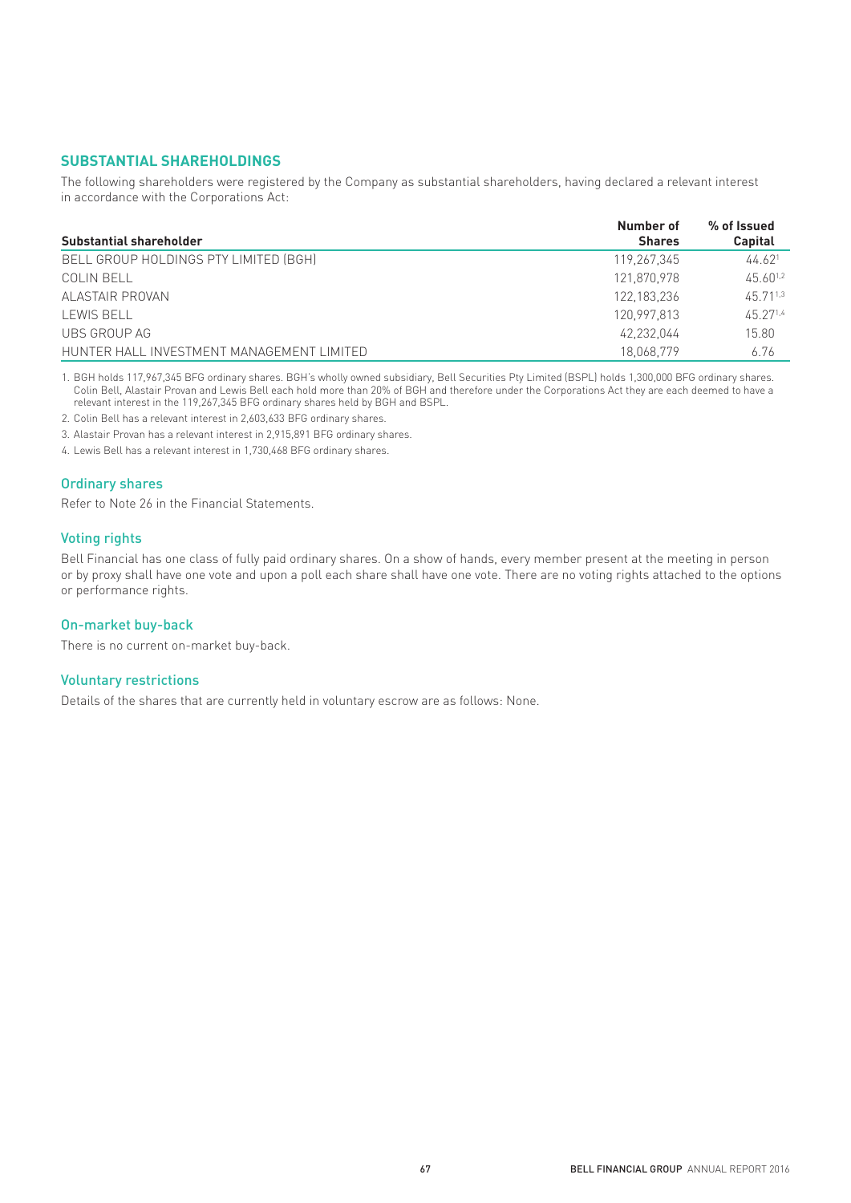## SUBSTANTIAL SHAREHOLDINGS

The following shareholders were registered by the Company as substantial shareholders, having declared a relevant interest in accordance with the Corporations Act:

| Substantial shareholder | Number of Shares | % of Issued Capital |
|---|---|---|
| BELL GROUP HOLDINGS PTY LIMITED (BGH) | 119,267,345 | 44.62[1] |
| COLIN BELL | 121,870,978 | 45.60[1,2] |
| ALASTAIR PROVAN | 122,183,236 | 45.71[1,3] |
| LEWIS BELL | 120,997,813 | 45.27[1,4] |
| UBS GROUP AG | 42,232,044 | 15.80 |
| HUNTER HALL INVESTMENT MANAGEMENT LIMITED | 18,068,779 | 6.76 |

1. BGH holds 117,967,345 BFG ordinary shares. BGH's wholly owned subsidiary, Bell Securities Pty Limited (BSPL) holds 1,300,000 BFG ordinary shares. Colin Bell, Alastair Provan and Lewis Bell each hold more than 20% of BGH and therefore under the Corporations Act they are each deemed to have a relevant interest in the 119,267,345 BFG ordinary shares held by BGH and BSPL.
2. Colin Bell has a relevant interest in 2,603,633 BFG ordinary shares.
3. Alastair Provan has a relevant interest in 2,915,891 BFG ordinary shares.
4. Lewis Bell has a relevant interest in 1,730,468 BFG ordinary shares.

### Ordinary shares

Refer to Note 26 in the Financial Statements.

### Voting rights

Bell Financial has one class of fully paid ordinary shares. On a show of hands, every member present at the meeting in person or by proxy shall have one vote and upon a poll each share shall have one vote. There are no voting rights attached to the options or performance rights.

### On-market buy-back

There is no current on-market buy-back.

### Voluntary restrictions

Details of the shares that are currently held in voluntary escrow are as follows: None.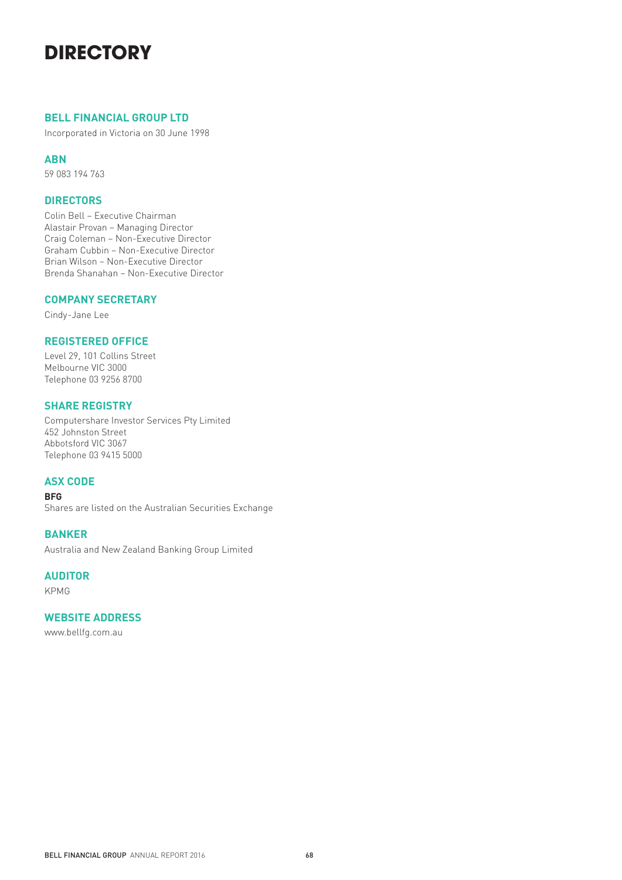# DIRECTORY

## BELL FINANCIAL GROUP LTD

Incorporated in Victoria on 30 June 1998

## ABN

59 083 194 763

## DIRECTORS

Colin Bell – Executive Chairman
Alastair Provan – Managing Director
Craig Coleman – Non-Executive Director
Graham Cubbin – Non-Executive Director
Brian Wilson – Non-Executive Director
Brenda Shanahan – Non-Executive Director

## COMPANY SECRETARY

Cindy-Jane Lee

## REGISTERED OFFICE

Level 29, 101 Collins Street
Melbourne VIC 3000
Telephone 03 9256 8700

## SHARE REGISTRY

Computershare Investor Services Pty Limited
452 Johnston Street
Abbotsford VIC 3067
Telephone 03 9415 5000

## ASX CODE

**BFG**
Shares are listed on the Australian Securities Exchange

## BANKER

Australia and New Zealand Banking Group Limited

## AUDITOR

KPMG

## WEBSITE ADDRESS

www.bellfg.com.au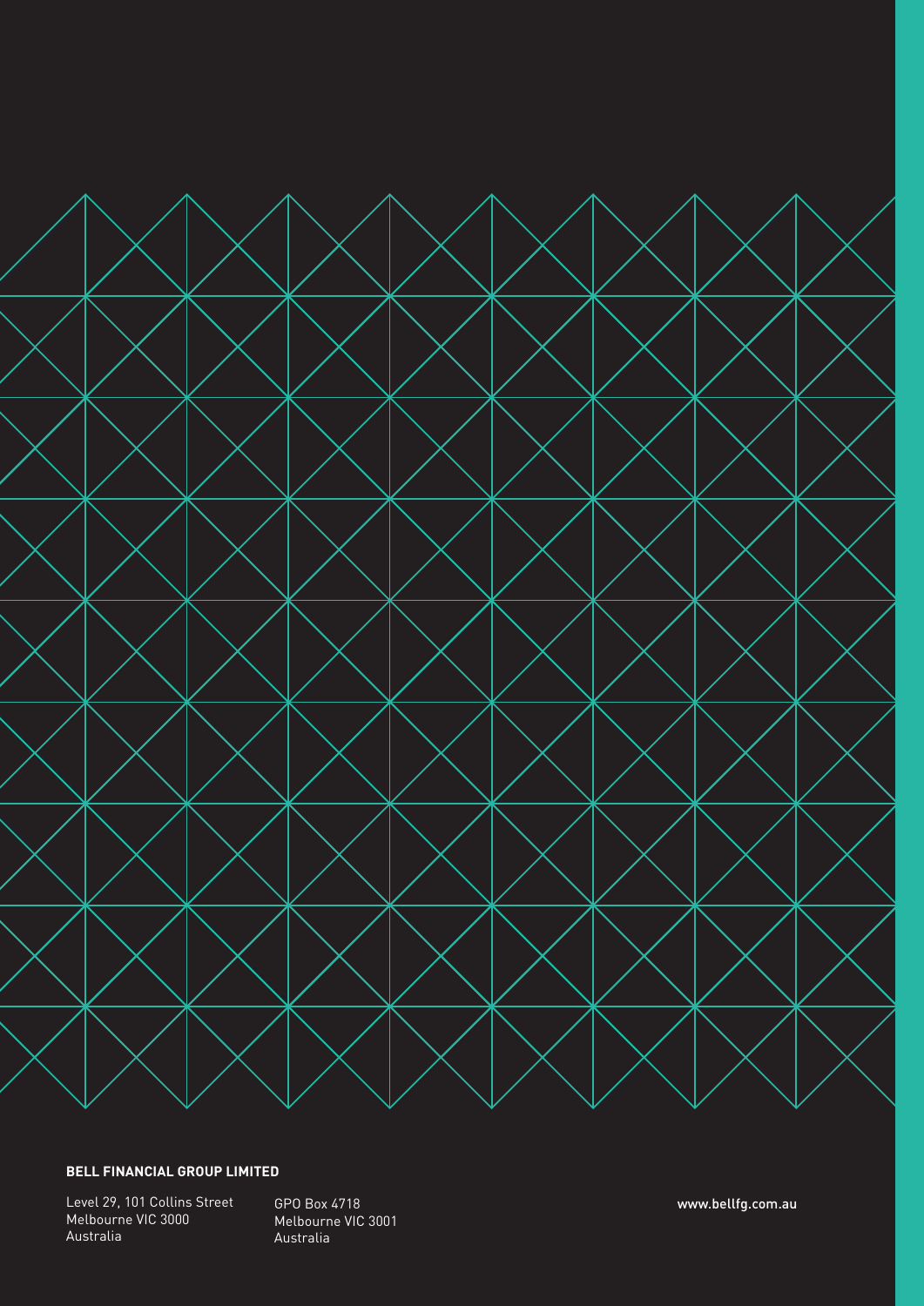**BELL FINANCIAL GROUP LIMITED**

Level 29, 101 Collins Street
Melbourne VIC 3000
Australia

GPO Box 4718
Melbourne VIC 3001
Australia

www.bellfg.com.au